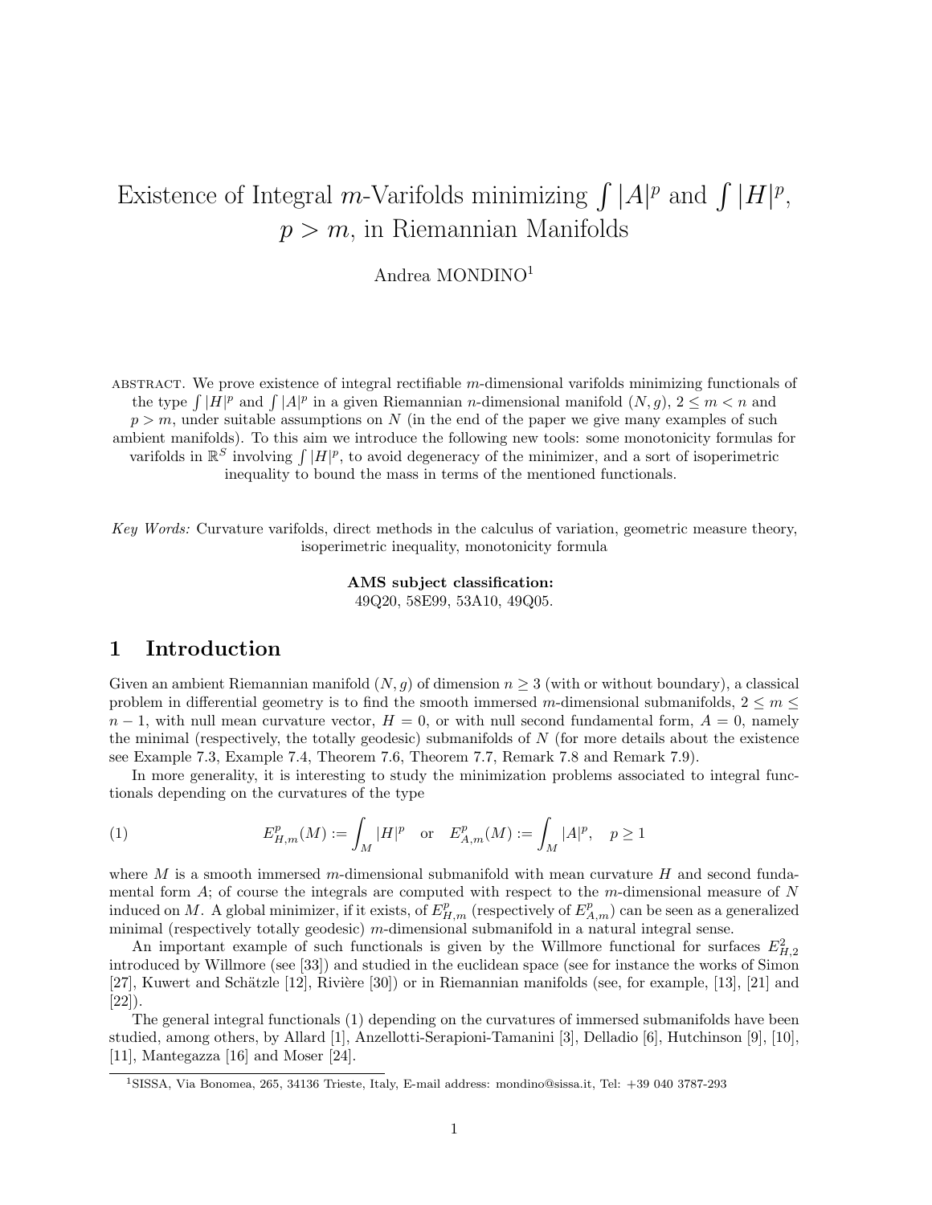# Existence of Integral $m$-Varifolds minimizing $\int |A|^p$ and $\int |H|^p$, $p > m$, in Riemannian Manifolds

Andrea MONDINO[1]

ABSTRACT. We prove existence of integral rectifiable $m$-dimensional varifolds minimizing functionals of the type $\int |H|^p$ and $\int |A|^p$ in a given Riemannian $n$-dimensional manifold $(N, g)$, $2 \leq m < n$ and $p > m$, under suitable assumptions on $N$ (in the end of the paper we give many examples of such ambient manifolds). To this aim we introduce the following new tools: some monotonicity formulas for varifolds in $\mathbb{R}^S$ involving $\int |H|^p$, to avoid degeneracy of the minimizer, and a sort of isoperimetric inequality to bound the mass in terms of the mentioned functionals.

*Key Words:* Curvature varifolds, direct methods in the calculus of variation, geometric measure theory, isoperimetric inequality, monotonicity formula

**AMS subject classification:**
49Q20, 58E99, 53A10, 49Q05.

## 1 Introduction

Given an ambient Riemannian manifold $(N, g)$ of dimension $n \geq 3$ (with or without boundary), a classical problem in differential geometry is to find the smooth immersed $m$-dimensional submanifolds, $2 \leq m \leq n - 1$, with null mean curvature vector, $H = 0$, or with null second fundamental form, $A = 0$, namely the minimal (respectively, the totally geodesic) submanifolds of $N$ (for more details about the existence see Example 7.3, Example 7.4, Theorem 7.6, Theorem 7.7, Remark 7.8 and Remark 7.9).

In more generality, it is interesting to study the minimization problems associated to integral functionals depending on the curvatures of the type

$$
E^p_{H,m}(M) := \int_M |H|^p \quad \text{or} \quad E^p_{A,m}(M) := \int_M |A|^p, \quad p \geq 1 \tag{1}
$$

where $M$ is a smooth immersed $m$-dimensional submanifold with mean curvature $H$ and second fundamental form $A$; of course the integrals are computed with respect to the $m$-dimensional measure of $N$ induced on $M$. A global minimizer, if it exists, of $E^p_{H,m}$ (respectively of $E^p_{A,m}$) can be seen as a generalized minimal (respectively totally geodesic) $m$-dimensional submanifold in a natural integral sense.

An important example of such functionals is given by the Willmore functional for surfaces $E^2_{H,2}$ introduced by Willmore (see [33]) and studied in the euclidean space (see for instance the works of Simon [27], Kuwert and Schätzle [12], Rivière [30]) or in Riemannian manifolds (see, for example, [13], [21] and [22]).

The general integral functionals (1) depending on the curvatures of immersed submanifolds have been studied, among others, by Allard [1], Anzellotti-Serapioni-Tamanini [3], Delladio [6], Hutchinson [9], [10], [11], Mantegazza [16] and Moser [24].

[1] SISSA, Via Bonomea, 265, 34136 Trieste, Italy, E-mail address: mondino@sissa.it, Tel: +39 040 3787-293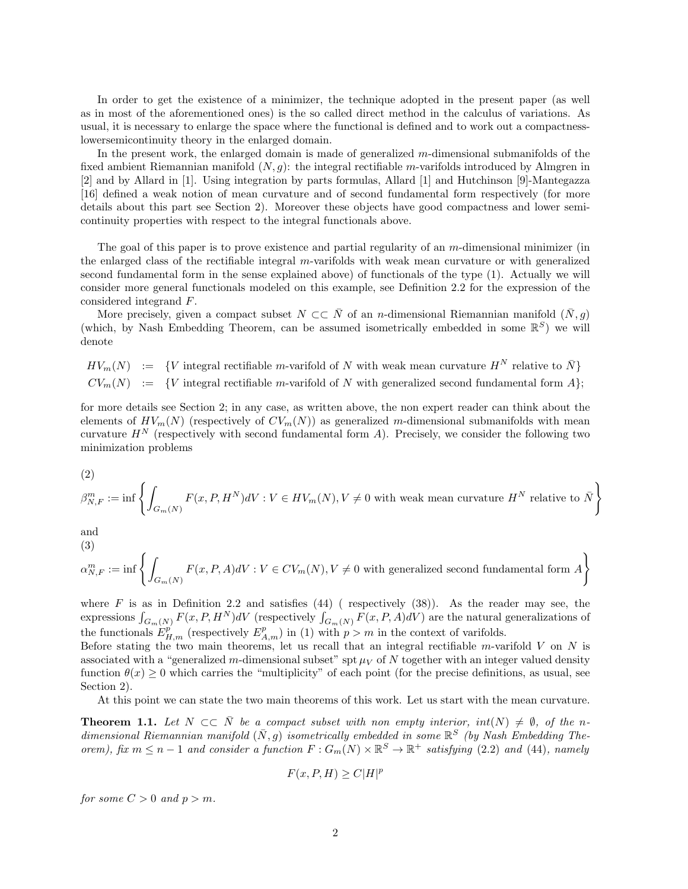In order to get the existence of a minimizer, the technique adopted in the present paper (as well as in most of the aforementioned ones) is the so called direct method in the calculus of variations. As usual, it is necessary to enlarge the space where the functional is defined and to work out a compactness-lowersemicontinuity theory in the enlarged domain.

In the present work, the enlarged domain is made of generalized $m$-dimensional submanifolds of the fixed ambient Riemannian manifold $(N, g)$: the integral rectifiable $m$-varifolds introduced by Almgren in [2] and by Allard in [1]. Using integration by parts formulas, Allard [1] and Hutchinson [9]-Mantegazza [16] defined a weak notion of mean curvature and of second fundamental form respectively (for more details about this part see Section 2). Moreover these objects have good compactness and lower semicontinuity properties with respect to the integral functionals above.

The goal of this paper is to prove existence and partial regularity of an $m$-dimensional minimizer (in the enlarged class of the rectifiable integral $m$-varifolds with weak mean curvature or with generalized second fundamental form in the sense explained above) of functionals of the type (1). Actually we will consider more general functionals modeled on this example, see Definition 2.2 for the expression of the considered integrand $F$.

More precisely, given a compact subset $N \subset\subset \bar{N}$ of an $n$-dimensional Riemannian manifold $(\bar{N}, g)$ (which, by Nash Embedding Theorem, can be assumed isometrically embedded in some $\mathbb{R}^S$) we will denote

$$
\begin{aligned}
HV_m(N) &:= \{V \text{ integral rectifiable } m\text{-varifold of } N \text{ with weak mean curvature } H^N \text{ relative to } \bar{N}\} \\
CV_m(N) &:= \{V \text{ integral rectifiable } m\text{-varifold of } N \text{ with generalized second fundamental form } A\};
\end{aligned}
$$

for more details see Section 2; in any case, as written above, the non expert reader can think about the elements of $HV_m(N)$ (respectively of $CV_m(N)$) as generalized $m$-dimensional submanifolds with mean curvature $H^N$ (respectively with second fundamental form $A$). Precisely, we consider the following two minimization problems

(2)

$$
\beta^m_{N,F} := \inf \left\{ \int_{G_m(N)} F(x, P, H^N) dV : V \in HV_m(N), V \neq 0 \text{ with weak mean curvature } H^N \text{ relative to } \bar{N} \right\}
$$

and

(3)

$$
\alpha^m_{N,F} := \inf \left\{ \int_{G_m(N)} F(x, P, A) dV : V \in CV_m(N), V \neq 0 \text{ with generalized second fundamental form } A \right\}
$$

where $F$ is as in Definition 2.2 and satisfies (44) ( respectively (38)). As the reader may see, the expressions $\int_{G_m(N)} F(x, P, H^N) dV$ (respectively $\int_{G_m(N)} F(x, P, A) dV$) are the natural generalizations of the functionals $E^p_{H,m}$ (respectively $E^p_{A,m}$) in (1) with $p > m$ in the context of varifolds.

Before stating the two main theorems, let us recall that an integral rectifiable $m$-varifold $V$ on $N$ is associated with a "generalized $m$-dimensional subset" spt $\mu_V$ of $N$ together with an integer valued density function $\theta(x) \geq 0$ which carries the "multiplicity" of each point (for the precise definitions, as usual, see Section 2).

At this point we can state the two main theorems of this work. Let us start with the mean curvature.

**Theorem 1.1.** *Let $N \subset\subset \bar{N}$ be a compact subset with non empty interior, $int(N) \neq \emptyset$, of the $n$-dimensional Riemannian manifold $(\bar{N}, g)$ isometrically embedded in some $\mathbb{R}^S$ (by Nash Embedding Theorem), fix $m \leq n - 1$ and consider a function $F : G_m(N) \times \mathbb{R}^S \to \mathbb{R}^+$ satisfying (2.2) and (44), namely*

$$
F(x, P, H) \geq C|H|^p
$$

*for some $C > 0$ and $p > m$.*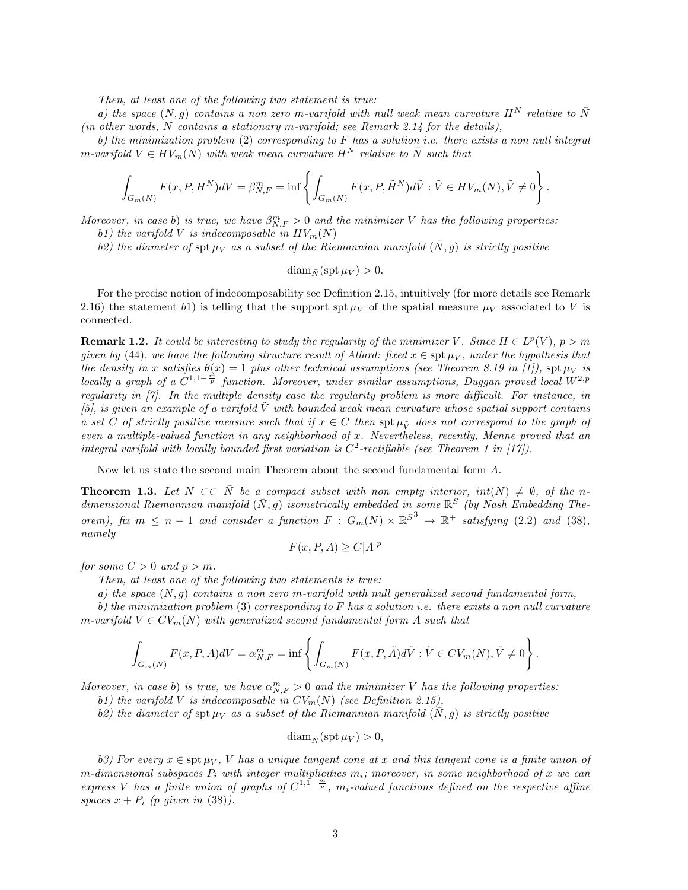*Then, at least one of the following two statement is true:*

*a) the space $(N, g)$ contains a non zero $m$-varifold with null weak mean curvature $H^N$ relative to $\bar{N}$ (in other words, $N$ contains a stationary $m$-varifold; see Remark 2.14 for the details),*

*b) the minimization problem* (2) *corresponding to $F$ has a solution i.e. there exists a non null integral $m$-varifold $V \in HV_m(N)$ with weak mean curvature $H^N$ relative to $\bar{N}$ such that*

$$\int_{G_m(N)} F(x, P, H^N) dV = \beta^m_{N,F} = \inf \left\{ \int_{G_m(N)} F(x, P, \tilde{H}^N) d\tilde{V} : \tilde{V} \in HV_m(N), \tilde{V} \neq 0 \right\}.$$

*Moreover, in case b) is true, we have $\beta^m_{N,F} > 0$ and the minimizer $V$ has the following properties:*

*b1) the varifold $V$ is indecomposable in $HV_m(N)$*

*b2) the diameter of $\operatorname{spt} \mu_V$ as a subset of the Riemannian manifold $(\bar{N}, g)$ is strictly positive*

$$\operatorname{diam}_{\bar{N}}(\operatorname{spt} \mu_V) > 0.$$

For the precise notion of indecomposability see Definition 2.15, intuitively (for more details see Remark 2.16) the statement $b1)$ is telling that the support $\operatorname{spt} \mu_V$ of the spatial measure $\mu_V$ associated to $V$ is connected.

**Remark 1.2.** *It could be interesting to study the regularity of the minimizer $V$. Since $H \in L^p(V)$, $p > m$ given by (44), we have the following structure result of Allard: fixed $x \in \operatorname{spt} \mu_V$, under the hypothesis that the density in $x$ satisfies $\theta(x) = 1$ plus other technical assumptions (see Theorem 8.19 in [1]), $\operatorname{spt} \mu_V$ is locally a graph of a $C^{1,1-\frac{m}{p}}$ function. Moreover, under similar assumptions, Duggan proved local $W^{2,p}$ regularity in [7]. In the multiple density case the regularity problem is more difficult. For instance, in [5], is given an example of a varifold $\tilde{V}$ with bounded weak mean curvature whose spatial support contains a set $C$ of strictly positive measure such that if $x \in C$ then $\operatorname{spt} \mu_{\tilde{V}}$ does not correspond to the graph of even a multiple-valued function in any neighborhood of $x$. Nevertheless, recently, Menne proved that an integral varifold with locally bounded first variation is $C^2$-rectifiable (see Theorem 1 in [17]).*

Now let us state the second main Theorem about the second fundamental form $A$.

**Theorem 1.3.** *Let $N \subset\subset \bar{N}$ be a compact subset with non empty interior, $int(N) \neq \emptyset$, of the $n$-dimensional Riemannian manifold $(\bar{N}, g)$ isometrically embedded in some $\mathbb{R}^S$ (by Nash Embedding Theorem), fix $m \leq n-1$ and consider a function $F : G_m(N) \times \mathbb{R}^{S^3} \to \mathbb{R}^+$ satisfying (2.2) and (38), namely*

$$F(x, P, A) \geq C|A|^p$$

*for some $C > 0$ and $p > m$.*

*Then, at least one of the following two statements is true:*

*a) the space $(N, g)$ contains a non zero $m$-varifold with null generalized second fundamental form,*

*b) the minimization problem* (3) *corresponding to $F$ has a solution i.e. there exists a non null curvature $m$-varifold $V \in CV_m(N)$ with generalized second fundamental form $A$ such that*

$$\int_{G_m(N)} F(x, P, A) dV = \alpha^m_{N,F} = \inf \left\{ \int_{G_m(N)} F(x, P, \tilde{A}) d\tilde{V} : \tilde{V} \in CV_m(N), \tilde{V} \neq 0 \right\}.$$

*Moreover, in case b) is true, we have $\alpha^m_{N,F} > 0$ and the minimizer $V$ has the following properties:*

*b1) the varifold $V$ is indecomposable in $CV_m(N)$ (see Definition 2.15),*

*b2) the diameter of $\operatorname{spt} \mu_V$ as a subset of the Riemannian manifold $(\bar{N}, g)$ is strictly positive*

$$\operatorname{diam}_{\bar{N}}(\operatorname{spt} \mu_V) > 0,$$

*b3) For every $x \in \operatorname{spt} \mu_V$, $V$ has a unique tangent cone at $x$ and this tangent cone is a finite union of $m$-dimensional subspaces $P_i$ with integer multiplicities $m_i$; moreover, in some neighborhood of $x$ we can express $V$ has a finite union of graphs of $C^{1,1-\frac{m}{p}}$, $m_i$-valued functions defined on the respective affine spaces $x + P_i$ ($p$ given in (38)).*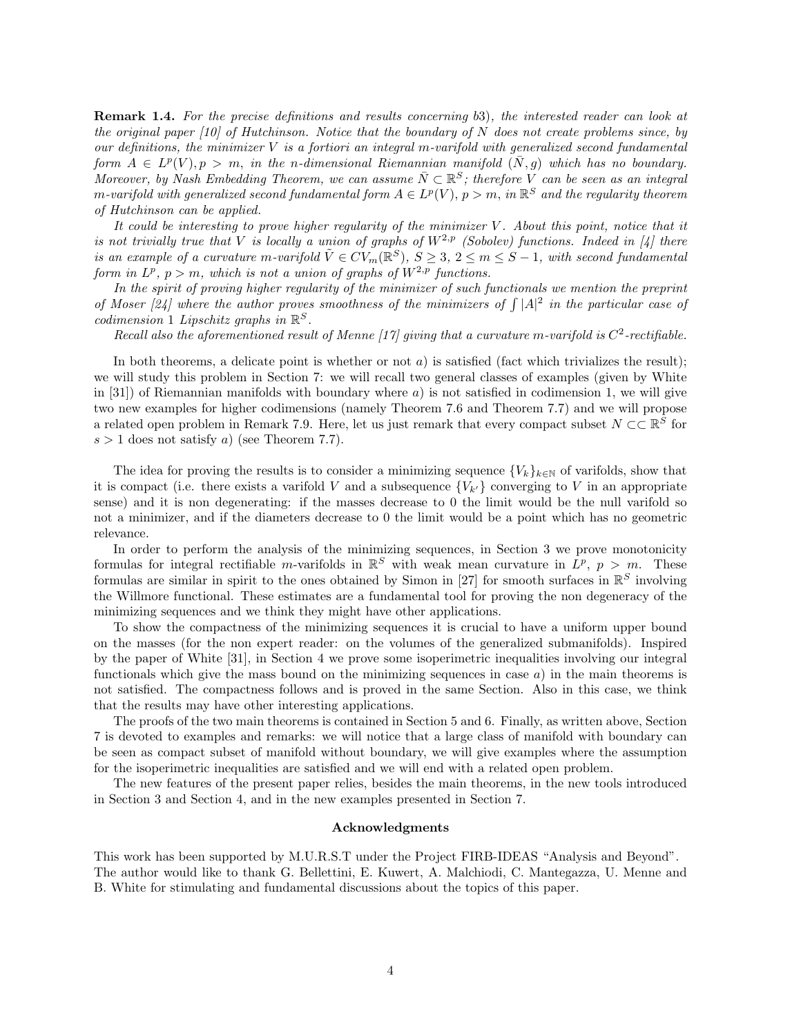**Remark 1.4.** *For the precise definitions and results concerning b3), the interested reader can look at the original paper [10] of Hutchinson. Notice that the boundary of $N$ does not create problems since, by our definitions, the minimizer $V$ is a fortiori an integral $m$-varifold with generalized second fundamental form $A \in L^p(V), p > m$, in the $n$-dimensional Riemannian manifold $(\bar{N}, g)$ which has no boundary. Moreover, by Nash Embedding Theorem, we can assume $\bar{N} \subset \mathbb{R}^S$; therefore $V$ can be seen as an integral $m$-varifold with generalized second fundamental form $A \in L^p(V)$, $p > m$, in $\mathbb{R}^S$ and the regularity theorem of Hutchinson can be applied.*

*It could be interesting to prove higher regularity of the minimizer $V$. About this point, notice that it is not trivially true that $V$ is locally a union of graphs of $W^{2,p}$ (Sobolev) functions. Indeed in [4] there is an example of a curvature $m$-varifold $\tilde{V} \in CV_m(\mathbb{R}^S)$, $S \geq 3$, $2 \leq m \leq S-1$, with second fundamental form in $L^p$, $p > m$, which is not a union of graphs of $W^{2,p}$ functions.*

*In the spirit of proving higher regularity of the minimizer of such functionals we mention the preprint of Moser [24] where the author proves smoothness of the minimizers of $\int |A|^2$ in the particular case of codimension 1 Lipschitz graphs in $\mathbb{R}^S$.*

*Recall also the aforementioned result of Menne [17] giving that a curvature $m$-varifold is $C^2$-rectifiable.*

In both theorems, a delicate point is whether or not $a)$ is satisfied (fact which trivializes the result); we will study this problem in Section 7: we will recall two general classes of examples (given by White in [31]) of Riemannian manifolds with boundary where $a)$ is not satisfied in codimension 1, we will give two new examples for higher codimensions (namely Theorem 7.6 and Theorem 7.7) and we will propose a related open problem in Remark 7.9. Here, let us just remark that every compact subset $N \subset\subset \mathbb{R}^S$ for $s > 1$ does not satisfy $a)$ (see Theorem 7.7).

The idea for proving the results is to consider a minimizing sequence $\{V_k\}_{k \in \mathbb{N}}$ of varifolds, show that it is compact (i.e. there exists a varifold $V$ and a subsequence $\{V_{k'}\}$ converging to $V$ in an appropriate sense) and it is non degenerating: if the masses decrease to 0 the limit would be the null varifold so not a minimizer, and if the diameters decrease to 0 the limit would be a point which has no geometric relevance.

In order to perform the analysis of the minimizing sequences, in Section 3 we prove monotonicity formulas for integral rectifiable $m$-varifolds in $\mathbb{R}^S$ with weak mean curvature in $L^p$, $p > m$. These formulas are similar in spirit to the ones obtained by Simon in [27] for smooth surfaces in $\mathbb{R}^S$ involving the Willmore functional. These estimates are a fundamental tool for proving the non degeneracy of the minimizing sequences and we think they might have other applications.

To show the compactness of the minimizing sequences it is crucial to have a uniform upper bound on the masses (for the non expert reader: on the volumes of the generalized submanifolds). Inspired by the paper of White [31], in Section 4 we prove some isoperimetric inequalities involving our integral functionals which give the mass bound on the minimizing sequences in case $a)$ in the main theorems is not satisfied. The compactness follows and is proved in the same Section. Also in this case, we think that the results may have other interesting applications.

The proofs of the two main theorems is contained in Section 5 and 6. Finally, as written above, Section 7 is devoted to examples and remarks: we will notice that a large class of manifold with boundary can be seen as compact subset of manifold without boundary, we will give examples where the assumption for the isoperimetric inequalities are satisfied and we will end with a related open problem.

The new features of the present paper relies, besides the main theorems, in the new tools introduced in Section 3 and Section 4, and in the new examples presented in Section 7.

### Acknowledgments

This work has been supported by M.U.R.S.T under the Project FIRB-IDEAS "Analysis and Beyond". The author would like to thank G. Bellettini, E. Kuwert, A. Malchiodi, C. Mantegazza, U. Menne and B. White for stimulating and fundamental discussions about the topics of this paper.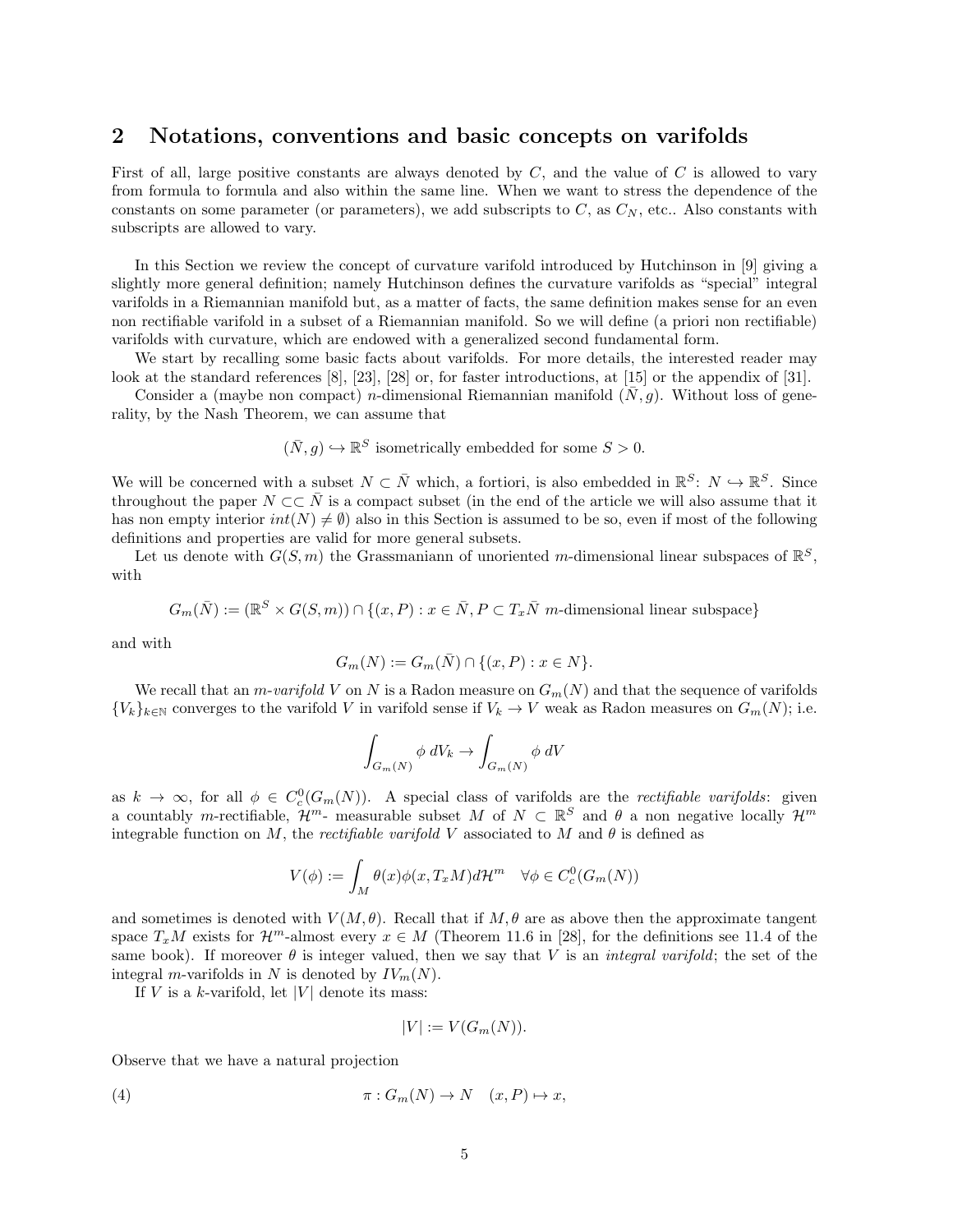## 2 Notations, conventions and basic concepts on varifolds

First of all, large positive constants are always denoted by $C$, and the value of $C$ is allowed to vary from formula to formula and also within the same line. When we want to stress the dependence of the constants on some parameter (or parameters), we add subscripts to $C$, as $C_N$, etc.. Also constants with subscripts are allowed to vary.

In this Section we review the concept of curvature varifold introduced by Hutchinson in [9] giving a slightly more general definition; namely Hutchinson defines the curvature varifolds as "special" integral varifolds in a Riemannian manifold but, as a matter of facts, the same definition makes sense for an even non rectifiable varifold in a subset of a Riemannian manifold. So we will define (a priori non rectifiable) varifolds with curvature, which are endowed with a generalized second fundamental form.

We start by recalling some basic facts about varifolds. For more details, the interested reader may look at the standard references [8], [23], [28] or, for faster introductions, at [15] or the appendix of [31].

Consider a (maybe non compact) $n$-dimensional Riemannian manifold $(\bar{N}, g)$. Without loss of generality, by the Nash Theorem, we can assume that

$$(\bar{N}, g) \hookrightarrow \mathbb{R}^S \text{ isometrically embedded for some } S > 0.$$

We will be concerned with a subset $N \subset \bar{N}$ which, a fortiori, is also embedded in $\mathbb{R}^S$: $N \hookrightarrow \mathbb{R}^S$. Since throughout the paper $N \subset\subset \bar{N}$ is a compact subset (in the end of the article we will also assume that it has non empty interior $int(N) \neq \emptyset$) also in this Section is assumed to be so, even if most of the following definitions and properties are valid for more general subsets.

Let us denote with $G(S, m)$ the Grassmaniann of unoriented $m$-dimensional linear subspaces of $\mathbb{R}^S$, with

$$G_m(\bar{N}) := (\mathbb{R}^S \times G(S,m)) \cap \{(x, P) : x \in \bar{N}, P \subset T_x\bar{N} \ m\text{-dimensional linear subspace}\}$$

and with

$$G_m(N) := G_m(\bar{N}) \cap \{(x, P) : x \in N\}.$$

We recall that an *m-varifold* $V$ on $N$ is a Radon measure on $G_m(N)$ and that the sequence of varifolds $\{V_k\}_{k\in\mathbb{N}}$ converges to the varifold $V$ in varifold sense if $V_k \to V$ weak as Radon measures on $G_m(N)$; i.e.

$$\int_{G_m(N)} \phi \, dV_k \to \int_{G_m(N)} \phi \, dV$$

as $k \to \infty$, for all $\phi \in C^0_c(G_m(N))$. A special class of varifolds are the *rectifiable varifolds*: given a countably $m$-rectifiable, $\mathcal{H}^m$- measurable subset $M$ of $N \subset \mathbb{R}^S$ and $\theta$ a non negative locally $\mathcal{H}^m$ integrable function on $M$, the *rectifiable varifold* $V$ associated to $M$ and $\theta$ is defined as

$$V(\phi) := \int_M \theta(x)\phi(x, T_xM) d\mathcal{H}^m \quad \forall \phi \in C^0_c(G_m(N))$$

and sometimes is denoted with $V(M, \theta)$. Recall that if $M, \theta$ are as above then the approximate tangent space $T_xM$ exists for $\mathcal{H}^m$-almost every $x \in M$ (Theorem 11.6 in [28], for the definitions see 11.4 of the same book). If moreover $\theta$ is integer valued, then we say that $V$ is an *integral varifold*; the set of the integral $m$-varifolds in $N$ is denoted by $IV_m(N)$.

If $V$ is a $k$-varifold, let $|V|$ denote its mass:

$$|V| := V(G_m(N)).$$

Observe that we have a natural projection

$$\pi : G_m(N) \to N \quad (x, P) \mapsto x, \tag{4}$$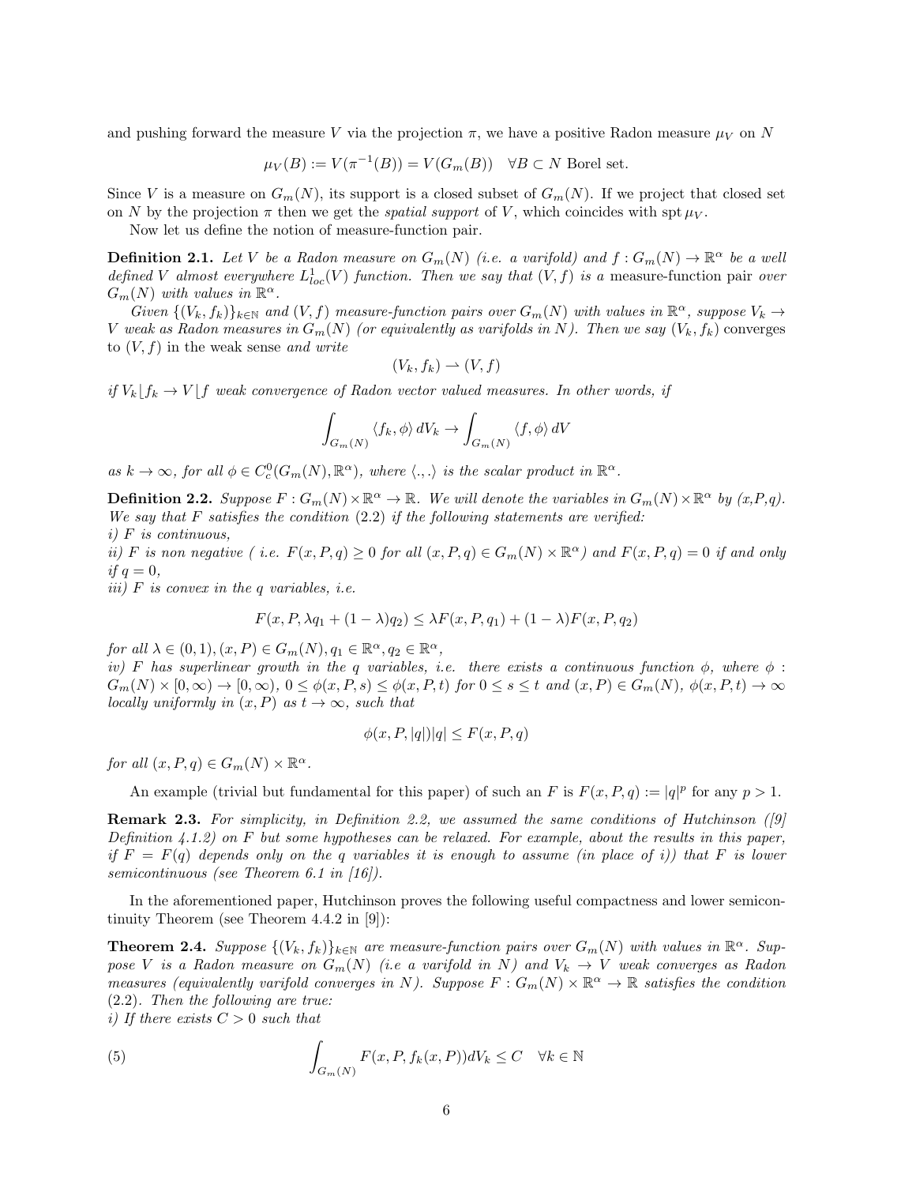and pushing forward the measure $V$ via the projection $\pi$, we have a positive Radon measure $\mu_V$ on $N$

$$\mu_V(B) := V(\pi^{-1}(B)) = V(G_m(B)) \quad \forall B \subset N \text{ Borel set.}$$

Since $V$ is a measure on $G_m(N)$, its support is a closed subset of $G_m(N)$. If we project that closed set on $N$ by the projection $\pi$ then we get the *spatial support* of $V$, which coincides with $\operatorname{spt} \mu_V$.

Now let us define the notion of measure-function pair.

**Definition 2.1.** *Let $V$ be a Radon measure on $G_m(N)$ (i.e. a varifold) and $f : G_m(N) \to \mathbb{R}^\alpha$ be a well defined $V$ almost everywhere $L^1_{loc}(V)$ function. Then we say that $(V, f)$ is a* measure-function pair *over $G_m(N)$ with values in $\mathbb{R}^\alpha$.*

*Given $\{(V_k, f_k)\}_{k \in \mathbb{N}}$ and $(V, f)$ measure-function pairs over $G_m(N)$ with values in $\mathbb{R}^\alpha$, suppose $V_k \to V$ weak as Radon measures in $G_m(N)$ (or equivalently as varifolds in $N$). Then we say $(V_k, f_k)$* converges *to $(V, f)$* in the weak sense *and write*

$$(V_k, f_k) \rightharpoonup (V, f)$$

*if $V_k \lfloor f_k \to V \lfloor f$ weak convergence of Radon vector valued measures. In other words, if*

$$\int_{G_m(N)} \langle f_k, \phi \rangle \, dV_k \to \int_{G_m(N)} \langle f, \phi \rangle \, dV$$

*as $k \to \infty$, for all $\phi \in C^0_c(G_m(N), \mathbb{R}^\alpha)$, where $\langle ., . \rangle$ is the scalar product in $\mathbb{R}^\alpha$.*

**Definition 2.2.** *Suppose $F : G_m(N) \times \mathbb{R}^\alpha \to \mathbb{R}$. We will denote the variables in $G_m(N) \times \mathbb{R}^\alpha$ by (x,P,q). We say that $F$ satisfies the condition (2.2) if the following statements are verified:*
*i) $F$ is continuous,*
*ii) $F$ is non negative ( i.e. $F(x, P, q) \geq 0$ for all $(x, P, q) \in G_m(N) \times \mathbb{R}^\alpha$) and $F(x, P, q) = 0$ if and only if $q = 0$,*
*iii) $F$ is convex in the $q$ variables, i.e.*

$$F(x, P, \lambda q_1 + (1 - \lambda) q_2) \leq \lambda F(x, P, q_1) + (1 - \lambda) F(x, P, q_2)$$

*for all $\lambda \in (0, 1), (x, P) \in G_m(N), q_1 \in \mathbb{R}^\alpha, q_2 \in \mathbb{R}^\alpha$,*
*iv) $F$ has superlinear growth in the $q$ variables, i.e. there exists a continuous function $\phi$, where $\phi : G_m(N) \times [0, \infty) \to [0, \infty)$, $0 \leq \phi(x, P, s) \leq \phi(x, P, t)$ for $0 \leq s \leq t$ and $(x, P) \in G_m(N)$, $\phi(x, P, t) \to \infty$ locally uniformly in $(x, P)$ as $t \to \infty$, such that*

$$\phi(x, P, |q|)|q| \leq F(x, P, q)$$

*for all $(x, P, q) \in G_m(N) \times \mathbb{R}^\alpha$.*

An example (trivial but fundamental for this paper) of such an $F$ is $F(x, P, q) := |q|^p$ for any $p > 1$.

**Remark 2.3.** *For simplicity, in Definition 2.2, we assumed the same conditions of Hutchinson ([9] Definition 4.1.2) on $F$ but some hypotheses can be relaxed. For example, about the results in this paper, if $F = F(q)$ depends only on the $q$ variables it is enough to assume (in place of i)) that $F$ is lower semicontinuous (see Theorem 6.1 in [16]).*

In the aforementioned paper, Hutchinson proves the following useful compactness and lower semicontinuity Theorem (see Theorem 4.4.2 in [9]):

**Theorem 2.4.** *Suppose $\{(V_k, f_k)\}_{k \in \mathbb{N}}$ are measure-function pairs over $G_m(N)$ with values in $\mathbb{R}^\alpha$. Suppose $V$ is a Radon measure on $G_m(N)$ (i.e a varifold in $N$) and $V_k \to V$ weak converges as Radon measures (equivalently varifold converges in $N$). Suppose $F : G_m(N) \times \mathbb{R}^\alpha \to \mathbb{R}$ satisfies the condition (2.2). Then the following are true:*
*i) If there exists $C > 0$ such that*

$$\int_{G_m(N)} F(x, P, f_k(x, P)) dV_k \leq C \quad \forall k \in \mathbb{N} \tag{5}$$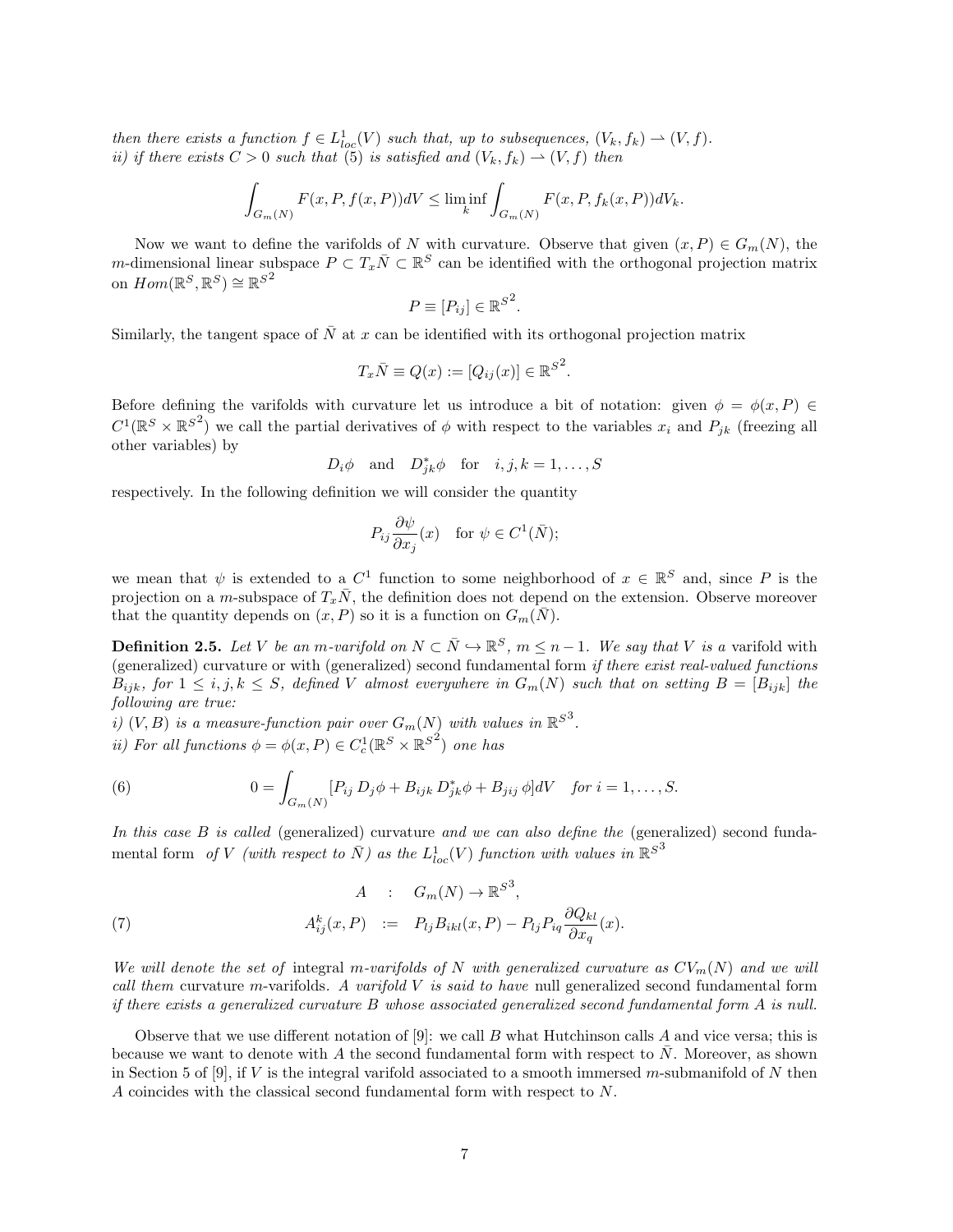*then there exists a function $f \in L^1_{loc}(V)$ such that, up to subsequences, $(V_k, f_k) \rightharpoonup (V, f)$.*
*ii) if there exists $C > 0$ such that (5) is satisfied and $(V_k, f_k) \rightharpoonup (V, f)$ then*

$$\int_{G_m(N)} F(x, P, f(x, P)) dV \leq \liminf_k \int_{G_m(N)} F(x, P, f_k(x, P)) dV_k.$$

Now we want to define the varifolds of $N$ with curvature. Observe that given $(x, P) \in G_m(N)$, the $m$-dimensional linear subspace $P \subset T_x\bar{N} \subset \mathbb{R}^S$ can be identified with the orthogonal projection matrix on $Hom(\mathbb{R}^S, \mathbb{R}^S) \cong \mathbb{R}^{S^2}$

$$P \equiv [P_{ij}] \in \mathbb{R}^{S^2}.$$

Similarly, the tangent space of $\bar{N}$ at $x$ can be identified with its orthogonal projection matrix

$$T_x\bar{N} \equiv Q(x) := [Q_{ij}(x)] \in \mathbb{R}^{S^2}.$$

Before defining the varifolds with curvature let us introduce a bit of notation: given $\phi = \phi(x, P) \in C^1(\mathbb{R}^S \times \mathbb{R}^{S^2})$ we call the partial derivatives of $\phi$ with respect to the variables $x_i$ and $P_{jk}$ (freezing all other variables) by

$$D_i\phi \quad \text{and} \quad D^*_{jk}\phi \quad \text{for} \quad i, j, k = 1, \dots, S$$

respectively. In the following definition we will consider the quantity

$$P_{ij}\frac{\partial \psi}{\partial x_j}(x) \quad \text{for } \psi \in C^1(\bar{N});$$

we mean that $\psi$ is extended to a $C^1$ function to some neighborhood of $x \in \mathbb{R}^S$ and, since $P$ is the projection on a $m$-subspace of $T_x\bar{N}$, the definition does not depend on the extension. Observe moreover that the quantity depends on $(x, P)$ so it is a function on $G_m(\bar{N})$.

**Definition 2.5.** *Let $V$ be an $m$-varifold on $N \subset \bar{N} \hookrightarrow \mathbb{R}^S$, $m \leq n-1$. We say that $V$ is a* varifold with (generalized) curvature *or* with (generalized) second fundamental form *if there exist real-valued functions $B_{ijk}$, for $1 \leq i, j, k \leq S$, defined $V$ almost everywhere in $G_m(N)$ such that on setting $B = [B_{ijk}]$ the following are true:*
*i) $(V, B)$ is a measure-function pair over $G_m(N)$ with values in $\mathbb{R}^{S^3}$.*
*ii) For all functions $\phi = \phi(x, P) \in C^1_c(\mathbb{R}^S \times \mathbb{R}^{S^2})$ one has*

$$0 = \int_{G_m(N)} [P_{ij}\, D_j\phi + B_{ijk}\, D^*_{jk}\phi + B_{jij}\, \phi] dV \quad \textit{for } i = 1, \dots, S. \tag{6}$$

*In this case $B$ is called* (generalized) curvature *and we can also define the* (generalized) second fundamental form *of $V$ (with respect to $\bar{N}$) as the $L^1_{loc}(V)$ function with values in $\mathbb{R}^{S^3}$*

$$\begin{aligned} A \quad &: \quad G_m(N) \to \mathbb{R}^{S^3}, \\ A^k_{ij}(x, P) \quad &:= \quad P_{lj}B_{ikl}(x, P) - P_{lj}P_{iq}\frac{\partial Q_{kl}}{\partial x_q}(x). \end{aligned} \tag{7}$$

*We will denote the set of* integral $m$-varifolds of $N$ with generalized curvature *as $CV_m(N)$ and we will call them* curvature $m$-varifolds. *A varifold $V$ is said to have* null generalized second fundamental form *if there exists a generalized curvature $B$ whose associated generalized second fundamental form $A$ is null.*

Observe that we use different notation of [9]: we call $B$ what Hutchinson calls $A$ and vice versa; this is because we want to denote with $A$ the second fundamental form with respect to $\bar{N}$. Moreover, as shown in Section 5 of [9], if $V$ is the integral varifold associated to a smooth immersed $m$-submanifold of $N$ then $A$ coincides with the classical second fundamental form with respect to $N$.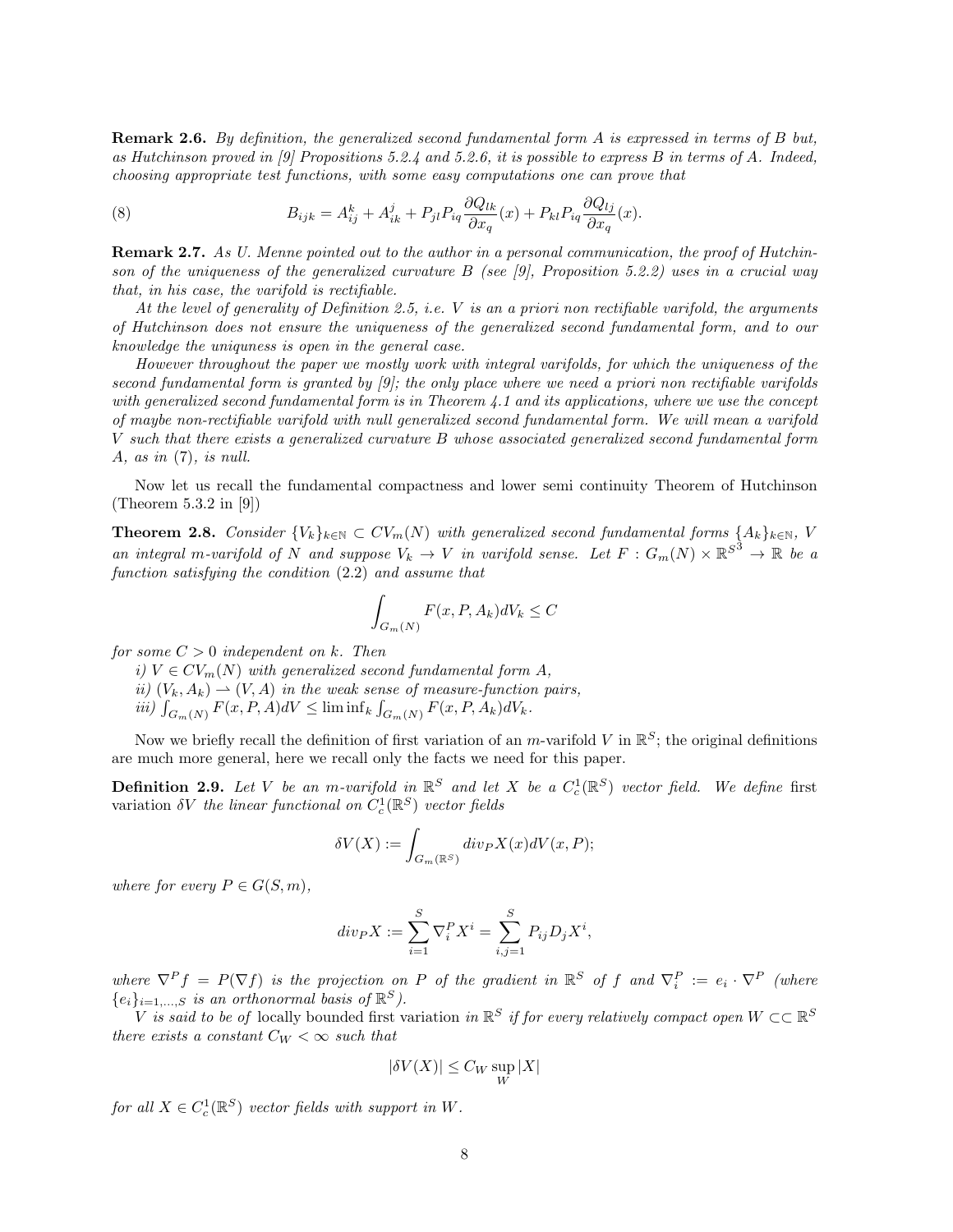**Remark 2.6.** *By definition, the generalized second fundamental form A is expressed in terms of B but, as Hutchinson proved in [9] Propositions 5.2.4 and 5.2.6, it is possible to express B in terms of A. Indeed, choosing appropriate test functions, with some easy computations one can prove that*

$$B_{ijk} = A_{ij}^k + A_{ik}^j + P_{jl} P_{iq} \frac{\partial Q_{lk}}{\partial x_q}(x) + P_{kl} P_{iq} \frac{\partial Q_{lj}}{\partial x_q}(x). \tag{8}$$

**Remark 2.7.** *As U. Menne pointed out to the author in a personal communication, the proof of Hutchinson of the uniqueness of the generalized curvature B (see [9], Proposition 5.2.2) uses in a crucial way that, in his case, the varifold is rectifiable.*

*At the level of generality of Definition 2.5, i.e. V is an a priori non rectifiable varifold, the arguments of Hutchinson does not ensure the uniqueness of the generalized second fundamental form, and to our knowledge the uniquness is open in the general case.*

*However throughout the paper we mostly work with integral varifolds, for which the uniqueness of the second fundamental form is granted by [9]; the only place where we need a priori non rectifiable varifolds with generalized second fundamental form is in Theorem 4.1 and its applications, where we use the concept of maybe non-rectifiable varifold with null generalized second fundamental form. We will mean a varifold V such that there exists a generalized curvature B whose associated generalized second fundamental form A, as in* (7)*, is null.*

Now let us recall the fundamental compactness and lower semi continuity Theorem of Hutchinson (Theorem 5.3.2 in [9])

**Theorem 2.8.** *Consider $\{V_k\}_{k\in\mathbb{N}} \subset CV_m(N)$ with generalized second fundamental forms $\{A_k\}_{k\in\mathbb{N}}$, $V$ an integral $m$-varifold of $N$ and suppose $V_k \to V$ in varifold sense. Let $F : G_m(N) \times \mathbb{R}^{S^3} \to \mathbb{R}$ be a function satisfying the condition* (2.2) *and assume that*

$$\int_{G_m(N)} F(x, P, A_k) dV_k \leq C$$

*for some $C > 0$ independent on $k$. Then*

*i) $V \in CV_m(N)$ with generalized second fundamental form $A$,*

*ii) $(V_k, A_k) \rightharpoonup (V, A)$ in the weak sense of measure-function pairs,*

*iii) $\int_{G_m(N)} F(x, P, A) dV \leq \liminf_k \int_{G_m(N)} F(x, P, A_k) dV_k$.*

Now we briefly recall the definition of first variation of an $m$-varifold $V$ in $\mathbb{R}^S$; the original definitions are much more general, here we recall only the facts we need for this paper.

**Definition 2.9.** *Let $V$ be an $m$-varifold in $\mathbb{R}^S$ and let $X$ be a $C_c^1(\mathbb{R}^S)$ vector field. We define* first variation *$\delta V$ the linear functional on $C_c^1(\mathbb{R}^S)$ vector fields*

$$\delta V(X) := \int_{G_m(\mathbb{R}^S)} div_P X(x) dV(x, P);$$

*where for every $P \in G(S, m)$,*

$$div_P X := \sum_{i=1}^{S} \nabla_i^P X^i = \sum_{i,j=1}^{S} P_{ij} D_j X^i,$$

*where $\nabla^P f = P(\nabla f)$ is the projection on $P$ of the gradient in $\mathbb{R}^S$ of $f$ and $\nabla_i^P := e_i \cdot \nabla^P$ (where $\{e_i\}_{i=1,\ldots,S}$ is an orthonormal basis of $\mathbb{R}^S$).*

*$V$ is said to be of* locally bounded first variation *in $\mathbb{R}^S$ if for every relatively compact open $W \subset\subset \mathbb{R}^S$ there exists a constant $C_W < \infty$ such that*

$$|\delta V(X)| \leq C_W \sup_W |X|$$

*for all $X \in C_c^1(\mathbb{R}^S)$ vector fields with support in $W$.*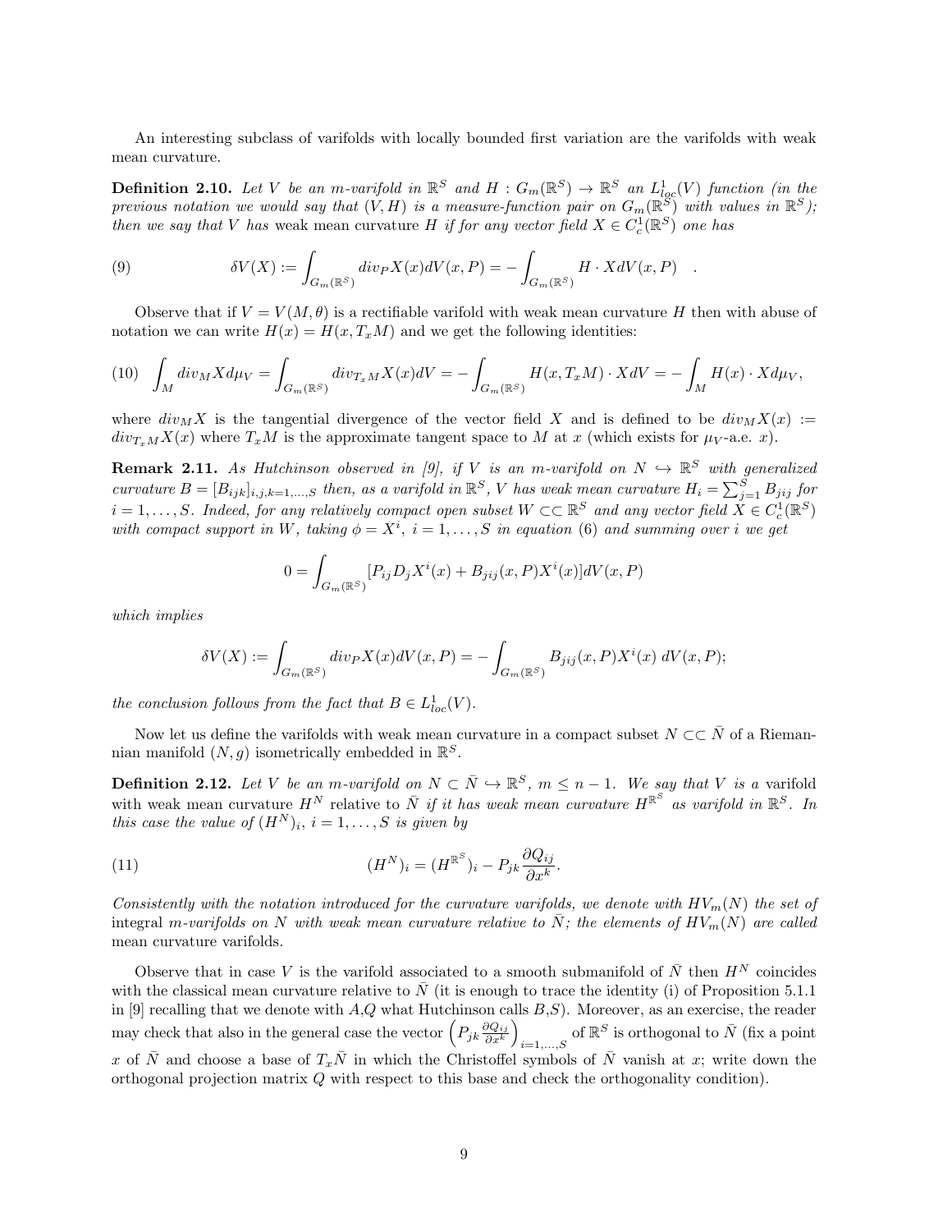An interesting subclass of varifolds with locally bounded first variation are the varifolds with weak mean curvature.

**Definition 2.10.** *Let $V$ be an $m$-varifold in $\mathbb{R}^S$ and $H : G_m(\mathbb{R}^S) \to \mathbb{R}^S$ an $L^1_{loc}(V)$ function (in the previous notation we would say that $(V, H)$ is a measure-function pair on $G_m(\mathbb{R}^S)$ with values in $\mathbb{R}^S$); then we say that $V$ has* weak mean curvature *$H$ if for any vector field $X \in C^1_c(\mathbb{R}^S)$ one has*

$$\delta V(X) := \int_{G_m(\mathbb{R}^S)} div_P X(x) dV(x,P) = -\int_{G_m(\mathbb{R}^S)} H \cdot X dV(x,P) \quad . \tag{9}$$

Observe that if $V = V(M, \theta)$ is a rectifiable varifold with weak mean curvature $H$ then with abuse of notation we can write $H(x) = H(x, T_x M)$ and we get the following identities:

$$\int_M div_M X d\mu_V = \int_{G_m(\mathbb{R}^S)} div_{T_x M} X(x) dV = -\int_{G_m(\mathbb{R}^S)} H(x, T_x M) \cdot X dV = -\int_M H(x) \cdot X d\mu_V, \tag{10}$$

where $div_M X$ is the tangential divergence of the vector field $X$ and is defined to be $div_M X(x) := div_{T_x M} X(x)$ where $T_x M$ is the approximate tangent space to $M$ at $x$ (which exists for $\mu_V$-a.e. $x$).

**Remark 2.11.** *As Hutchinson observed in [9], if $V$ is an $m$-varifold on $N \hookrightarrow \mathbb{R}^S$ with generalized curvature $B = [B_{ijk}]_{i,j,k=1,\dots,S}$ then, as a varifold in $\mathbb{R}^S$, $V$ has weak mean curvature $H_i = \sum_{j=1}^S B_{jij}$ for $i = 1, \dots, S$. Indeed, for any relatively compact open subset $W \subset\subset \mathbb{R}^S$ and any vector field $X \in C^1_c(\mathbb{R}^S)$ with compact support in $W$, taking $\phi = X^i$, $i = 1, \dots, S$ in equation (6) and summing over $i$ we get*

$$0 = \int_{G_m(\mathbb{R}^S)} [P_{ij} D_j X^i(x) + B_{jij}(x,P) X^i(x)] dV(x,P)$$

*which implies*

$$\delta V(X) := \int_{G_m(\mathbb{R}^S)} div_P X(x) dV(x,P) = -\int_{G_m(\mathbb{R}^S)} B_{jij}(x,P) X^i(x) \, dV(x,P);$$

*the conclusion follows from the fact that $B \in L^1_{loc}(V)$.*

Now let us define the varifolds with weak mean curvature in a compact subset $N \subset\subset \bar{N}$ of a Riemannian manifold $(N, g)$ isometrically embedded in $\mathbb{R}^S$.

**Definition 2.12.** *Let $V$ be an $m$-varifold on $N \subset \bar{N} \hookrightarrow \mathbb{R}^S$, $m \leq n-1$. We say that $V$ is a* varifold with weak mean curvature *$H^N$* relative to *$\bar{N}$ if it has weak mean curvature $H^{\mathbb{R}^S}$ as varifold in $\mathbb{R}^S$. In this case the value of $(H^N)_i$, $i = 1, \dots, S$ is given by*

$$(H^N)_i = (H^{\mathbb{R}^S})_i - P_{jk} \frac{\partial Q_{ij}}{\partial x^k}. \tag{11}$$

*Consistently with the notation introduced for the curvature varifolds, we denote with $HV_m(N)$ the set of* integral *$m$-varifolds on $N$ with weak mean curvature relative to $\bar{N}$; the elements of $HV_m(N)$ are called* mean curvature varifolds.

Observe that in case $V$ is the varifold associated to a smooth submanifold of $\bar{N}$ then $H^N$ coincides with the classical mean curvature relative to $\bar{N}$ (it is enough to trace the identity (i) of Proposition 5.1.1 in [9] recalling that we denote with $A$,$Q$ what Hutchinson calls $B$,$S$). Moreover, as an exercise, the reader may check that also in the general case the vector $\left(P_{jk} \frac{\partial Q_{ij}}{\partial x^k}\right)_{i=1,\dots,S}$ of $\mathbb{R}^S$ is orthogonal to $\bar{N}$ (fix a point $x$ of $\bar{N}$ and choose a base of $T_x \bar{N}$ in which the Christoffel symbols of $\bar{N}$ vanish at $x$; write down the orthogonal projection matrix $Q$ with respect to this base and check the orthogonality condition).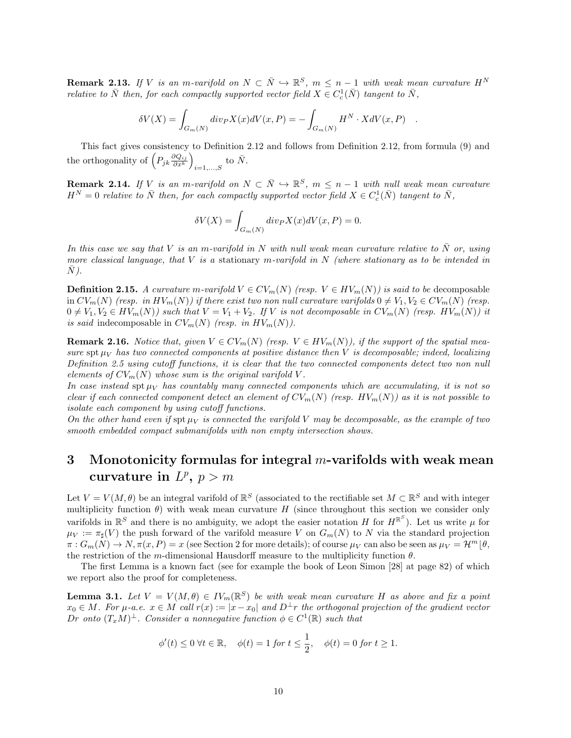**Remark 2.13.** *If $V$ is an $m$-varifold on $N \subset \bar{N} \hookrightarrow \mathbb{R}^S$, $m \leq n-1$ with weak mean curvature $H^N$ relative to $\bar{N}$ then, for each compactly supported vector field $X \in C^1_c(\bar{N})$ tangent to $\bar{N}$,*

$$\delta V(X) = \int_{G_m(N)} div_P X(x) dV(x,P) = -\int_{G_m(N)} H^N \cdot X dV(x,P) \quad .$$

This fact gives consistency to Definition 2.12 and follows from Definition 2.12, from formula (9) and the orthogonality of $\left(P_{jk}\frac{\partial Q_{ij}}{\partial x^k}\right)_{i=1,\dots,S}$ to $\bar{N}$.

**Remark 2.14.** *If $V$ is an $m$-varifold on $N \subset \bar{N} \hookrightarrow \mathbb{R}^S$, $m \leq n-1$ with null weak mean curvature $H^N = 0$ relative to $\bar{N}$ then, for each compactly supported vector field $X \in C^1_c(\bar{N})$ tangent to $\bar{N}$,*

$$\delta V(X) = \int_{G_m(N)} div_P X(x) dV(x,P) = 0.$$

*In this case we say that $V$ is an $m$-varifold in $N$ with null weak mean curvature relative to $\bar{N}$ or, using more classical language, that $V$ is a* stationary *$m$-varifold in $N$ (where stationary as to be intended in $\bar{N}$).*

**Definition 2.15.** *A curvature $m$-varifold $V \in CV_m(N)$ (resp. $V \in HV_m(N)$) is said to be* decomposable *in $CV_m(N)$ (resp. in $HV_m(N)$) if there exist two non null curvature varifolds $0 \neq V_1, V_2 \in CV_m(N)$ (resp. $0 \neq V_1, V_2 \in HV_m(N)$) such that $V = V_1 + V_2$. If $V$ is not decomposable in $CV_m(N)$ (resp. $HV_m(N)$) it is said* indecomposable *in $CV_m(N)$ (resp. in $HV_m(N)$).*

**Remark 2.16.** *Notice that, given $V \in CV_m(N)$ (resp. $V \in HV_m(N)$), if the support of the spatial measure $\operatorname{spt}\mu_V$ has two connected components at positive distance then $V$ is decomposable; indeed, localizing Definition 2.5 using cutoff functions, it is clear that the two connected components detect two non null elements of $CV_m(N)$ whose sum is the original varifold $V$.*
*In case instead $\operatorname{spt}\mu_V$ has countably many connected components which are accumulating, it is not so clear if each connected component detect an element of $CV_m(N)$ (resp. $HV_m(N)$) as it is not possible to isolate each component by using cutoff functions.*
*On the other hand even if $\operatorname{spt}\mu_V$ is connected the varifold $V$ may be decomposable, as the example of two smooth embedded compact submanifolds with non empty intersection shows.*

# 3 Monotonicity formulas for integral $m$-varifolds with weak mean curvature in $L^p$, $p > m$

Let $V = V(M,\theta)$ be an integral varifold of $\mathbb{R}^S$ (associated to the rectifiable set $M \subset \mathbb{R}^S$ and with integer multiplicity function $\theta$) with weak mean curvature $H$ (since throughout this section we consider only varifolds in $\mathbb{R}^S$ and there is no ambiguity, we adopt the easier notation $H$ for $H^{\mathbb{R}^S}$). Let us write $\mu$ for $\mu_V := \pi_\sharp(V)$ the push forward of the varifold measure $V$ on $G_m(N)$ to $N$ via the standard projection $\pi : G_m(N) \to N, \pi(x,P) = x$ (see Section 2 for more details); of course $\mu_V$ can also be seen as $\mu_V = \mathcal{H}^m \lfloor \theta$, the restriction of the $m$-dimensional Hausdorff measure to the multiplicity function $\theta$.

The first Lemma is a known fact (see for example the book of Leon Simon [28] at page 82) of which we report also the proof for completeness.

**Lemma 3.1.** *Let $V = V(M,\theta) \in IV_m(\mathbb{R}^S)$ be with weak mean curvature $H$ as above and fix a point $x_0 \in M$. For $\mu$-a.e. $x \in M$ call $r(x) := |x - x_0|$ and $D^\perp r$ the orthogonal projection of the gradient vector $Dr$ onto $(T_xM)^\perp$. Consider a nonnegative function $\phi \in C^1(\mathbb{R})$ such that*

$$\phi'(t) \leq 0 \; \forall t \in \mathbb{R}, \quad \phi(t) = 1 \text{ for } t \leq \frac{1}{2}, \quad \phi(t) = 0 \text{ for } t \geq 1.$$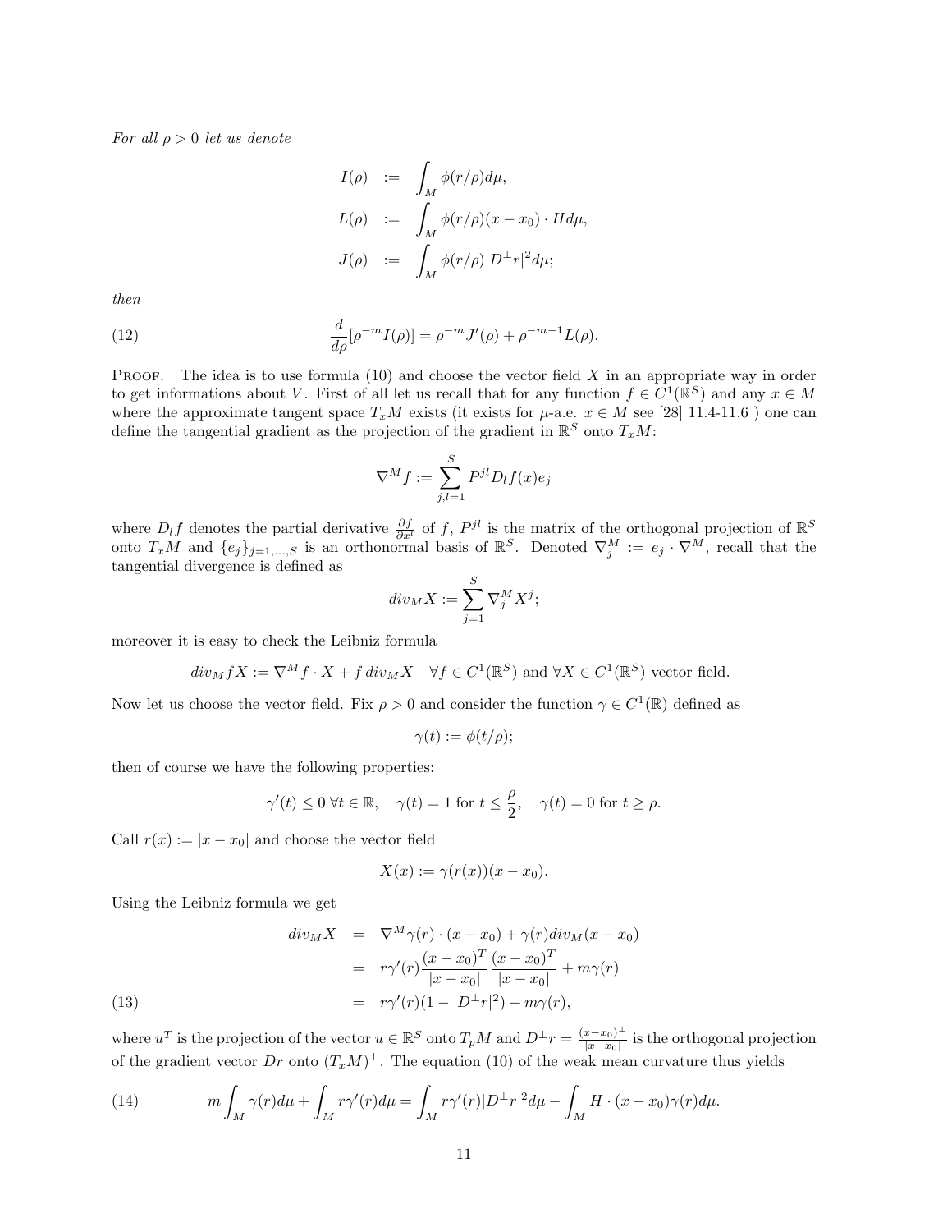*For all $\rho > 0$ let us denote*

$$
\begin{aligned}
I(\rho) &:= \int_M \phi(r/\rho) d\mu, \\
L(\rho) &:= \int_M \phi(r/\rho)(x - x_0) \cdot H d\mu, \\
J(\rho) &:= \int_M \phi(r/\rho)|D^\perp r|^2 d\mu;
\end{aligned}
$$

*then*

$$
\frac{d}{d\rho}[\rho^{-m} I(\rho)] = \rho^{-m} J'(\rho) + \rho^{-m-1} L(\rho). \tag{12}
$$

Proof. The idea is to use formula (10) and choose the vector field $X$ in an appropriate way in order to get informations about $V$. First of all let us recall that for any function $f \in C^1(\mathbb{R}^S)$ and any $x \in M$ where the approximate tangent space $T_x M$ exists (it exists for $\mu$-a.e. $x \in M$ see [28] 11.4-11.6 ) one can define the tangential gradient as the projection of the gradient in $\mathbb{R}^S$ onto $T_x M$:

$$
\nabla^M f := \sum_{j,l=1}^{S} P^{jl} D_l f(x) e_j
$$

where $D_l f$ denotes the partial derivative $\frac{\partial f}{\partial x^l}$ of $f$, $P^{jl}$ is the matrix of the orthogonal projection of $\mathbb{R}^S$ onto $T_x M$ and $\{e_j\}_{j=1,\dots,S}$ is an orthonormal basis of $\mathbb{R}^S$. Denoted $\nabla_j^M := e_j \cdot \nabla^M$, recall that the tangential divergence is defined as

$$
div_M X := \sum_{j=1}^{S} \nabla_j^M X^j;
$$

moreover it is easy to check the Leibniz formula

$$
div_M f X := \nabla^M f \cdot X + f \, div_M X \quad \forall f \in C^1(\mathbb{R}^S) \text{ and } \forall X \in C^1(\mathbb{R}^S) \text{ vector field.}
$$

Now let us choose the vector field. Fix $\rho > 0$ and consider the function $\gamma \in C^1(\mathbb{R})$ defined as

$$
\gamma(t) := \phi(t/\rho);
$$

then of course we have the following properties:

$$
\gamma'(t) \leq 0 \ \forall t \in \mathbb{R}, \quad \gamma(t) = 1 \text{ for } t \leq \frac{\rho}{2}, \quad \gamma(t) = 0 \text{ for } t \geq \rho.
$$

Call $r(x) := |x - x_0|$ and choose the vector field

$$
X(x) := \gamma(r(x))(x - x_0).
$$

Using the Leibniz formula we get

$$
\begin{aligned}
div_M X &= \nabla^M \gamma(r) \cdot (x - x_0) + \gamma(r) div_M (x - x_0) \\
&= r\gamma'(r) \frac{(x - x_0)^T}{|x - x_0|} \frac{(x - x_0)^T}{|x - x_0|} + m\gamma(r) \\
&= r\gamma'(r)(1 - |D^\perp r|^2) + m\gamma(r),
\end{aligned} \tag{13}
$$

where $u^T$ is the projection of the vector $u \in \mathbb{R}^S$ onto $T_p M$ and $D^\perp r = \frac{(x - x_0)^\perp}{|x - x_0|}$ is the orthogonal projection of the gradient vector $Dr$ onto $(T_x M)^\perp$. The equation (10) of the weak mean curvature thus yields

$$
m \int_M \gamma(r) d\mu + \int_M r\gamma'(r) d\mu = \int_M r\gamma'(r)|D^\perp r|^2 d\mu - \int_M H \cdot (x - x_0)\gamma(r) d\mu. \tag{14}
$$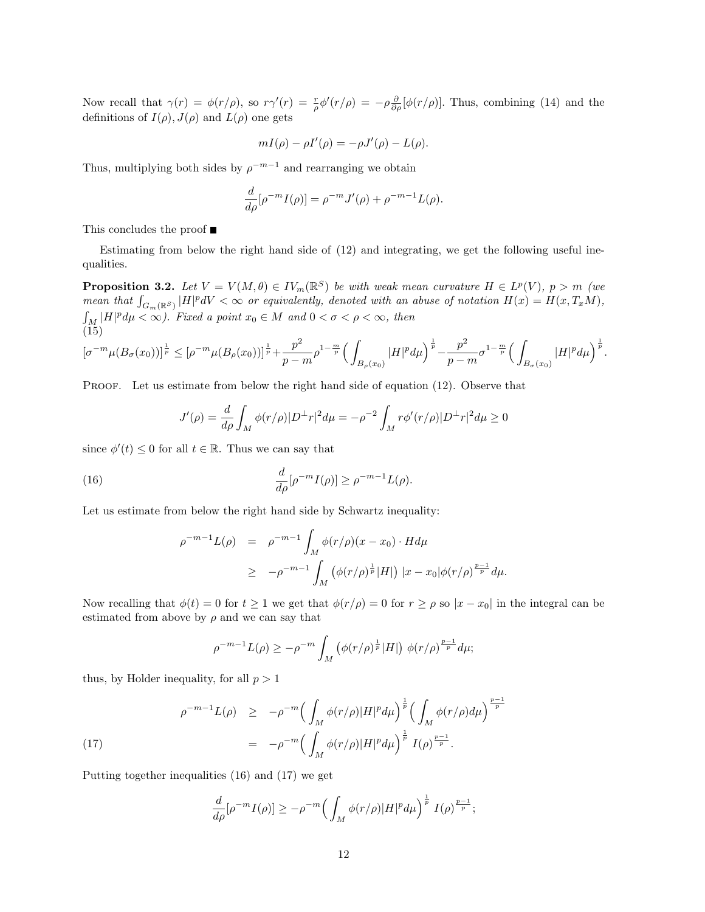Now recall that $\gamma(r) = \phi(r/\rho)$, so $r\gamma'(r) = \frac{r}{\rho}\phi'(r/\rho) = -\rho\frac{\partial}{\partial\rho}[\phi(r/\rho)]$. Thus, combining (14) and the definitions of $I(\rho), J(\rho)$ and $L(\rho)$ one gets

$$mI(\rho) - \rho I'(\rho) = -\rho J'(\rho) - L(\rho).$$

Thus, multiplying both sides by $\rho^{-m-1}$ and rearranging we obtain

$$\frac{d}{d\rho}[\rho^{-m}I(\rho)] = \rho^{-m}J'(\rho) + \rho^{-m-1}L(\rho).$$

This concludes the proof ■

Estimating from below the right hand side of (12) and integrating, we get the following useful inequalities.

**Proposition 3.2.** *Let $V = V(M,\theta) \in IV_m(\mathbb{R}^S)$ be with weak mean curvature $H \in L^p(V)$, $p > m$ (we mean that $\int_{G_m(\mathbb{R}^S)} |H|^p dV < \infty$ or equivalently, denoted with an abuse of notation $H(x) = H(x, T_x M)$, $\int_M |H|^p d\mu < \infty$). Fixed a point $x_0 \in M$ and $0 < \sigma < \rho < \infty$, then*

(15)
$$[\sigma^{-m}\mu(B_\sigma(x_0))]^{\frac{1}{p}} \leq [\rho^{-m}\mu(B_\rho(x_0))]^{\frac{1}{p}} + \frac{p^2}{p-m}\rho^{1-\frac{m}{p}}\Big(\int_{B_\rho(x_0)} |H|^p d\mu\Big)^{\frac{1}{p}} - \frac{p^2}{p-m}\sigma^{1-\frac{m}{p}}\Big(\int_{B_\sigma(x_0)} |H|^p d\mu\Big)^{\frac{1}{p}}.$$

Proof. Let us estimate from below the right hand side of equation (12). Observe that

$$J'(\rho) = \frac{d}{d\rho}\int_M \phi(r/\rho)|D^\perp r|^2 d\mu = -\rho^{-2}\int_M r\phi'(r/\rho)|D^\perp r|^2 d\mu \geq 0$$

since $\phi'(t) \leq 0$ for all $t \in \mathbb{R}$. Thus we can say that

$$\frac{d}{d\rho}[\rho^{-m}I(\rho)] \geq \rho^{-m-1}L(\rho). \tag{16}$$

Let us estimate from below the right hand side by Schwartz inequality:

$$\begin{aligned}
\rho^{-m-1}L(\rho) &= \rho^{-m-1}\int_M \phi(r/\rho)(x-x_0)\cdot H d\mu \\
&\geq -\rho^{-m-1}\int_M \big(\phi(r/\rho)^{\frac{1}{p}}|H|\big)\,|x-x_0|\phi(r/\rho)^{\frac{p-1}{p}} d\mu.
\end{aligned}$$

Now recalling that $\phi(t) = 0$ for $t \geq 1$ we get that $\phi(r/\rho) = 0$ for $r \geq \rho$ so $|x - x_0|$ in the integral can be estimated from above by $\rho$ and we can say that

$$\rho^{-m-1}L(\rho) \geq -\rho^{-m}\int_M \big(\phi(r/\rho)^{\frac{1}{p}}|H|\big)\ \phi(r/\rho)^{\frac{p-1}{p}} d\mu;$$

thus, by Holder inequality, for all $p > 1$

$$\begin{aligned}
\rho^{-m-1}L(\rho) &\geq -\rho^{-m}\Big(\int_M \phi(r/\rho)|H|^p d\mu\Big)^{\frac{1}{p}}\Big(\int_M \phi(r/\rho) d\mu\Big)^{\frac{p-1}{p}} \\
&= -\rho^{-m}\Big(\int_M \phi(r/\rho)|H|^p d\mu\Big)^{\frac{1}{p}}\ I(\rho)^{\frac{p-1}{p}}.
\end{aligned} \tag{17}$$

Putting together inequalities (16) and (17) we get

$$\frac{d}{d\rho}[\rho^{-m}I(\rho)] \geq -\rho^{-m}\Big(\int_M \phi(r/\rho)|H|^p d\mu\Big)^{\frac{1}{p}}\ I(\rho)^{\frac{p-1}{p}};$$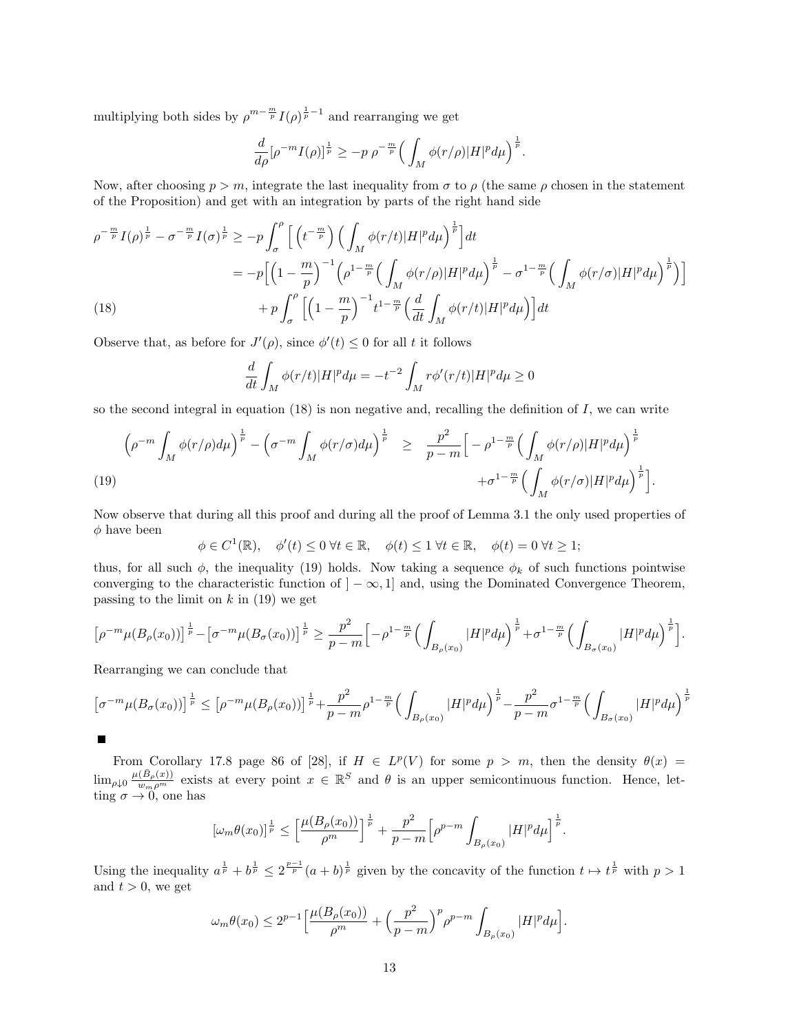multiplying both sides by $\rho^{m-\frac{m}{p}} I(\rho)^{\frac{1}{p}-1}$ and rearranging we get

$$\frac{d}{d\rho}[\rho^{-m}I(\rho)]^{\frac{1}{p}} \geq -p\,\rho^{-\frac{m}{p}}\Big(\int_M \phi(r/\rho)|H|^p d\mu\Big)^{\frac{1}{p}}.$$

Now, after choosing $p > m$, integrate the last inequality from $\sigma$ to $\rho$ (the same $\rho$ chosen in the statement of the Proposition) and get with an integration by parts of the right hand side

$$\begin{aligned}
\rho^{-\frac{m}{p}} I(\rho)^{\frac{1}{p}} - \sigma^{-\frac{m}{p}} I(\sigma)^{\frac{1}{p}} &\geq -p\int_\sigma^\rho \Big[\Big(t^{-\frac{m}{p}}\Big)\Big(\int_M \phi(r/t)|H|^p d\mu\Big)^{\frac{1}{p}}\Big]dt \\
&= -p\Big[\Big(1-\frac{m}{p}\Big)^{-1}\Big(\rho^{1-\frac{m}{p}}\Big(\int_M \phi(r/\rho)|H|^p d\mu\Big)^{\frac{1}{p}} - \sigma^{1-\frac{m}{p}}\Big(\int_M \phi(r/\sigma)|H|^p d\mu\Big)^{\frac{1}{p}}\Big)\Big] \\
&\quad + p\int_\sigma^\rho \Big[\Big(1-\frac{m}{p}\Big)^{-1} t^{1-\frac{m}{p}}\Big(\frac{d}{dt}\int_M \phi(r/t)|H|^p d\mu\Big)\Big]dt
\end{aligned} \tag{18}$$

Observe that, as before for $J'(\rho)$, since $\phi'(t) \leq 0$ for all $t$ it follows

$$\frac{d}{dt}\int_M \phi(r/t)|H|^p d\mu = -t^{-2}\int_M r\phi'(r/t)|H|^p d\mu \geq 0$$

so the second integral in equation (18) is non negative and, recalling the definition of $I$, we can write

$$\begin{aligned}
\Big(\rho^{-m}\int_M \phi(r/\rho)d\mu\Big)^{\frac{1}{p}} - \Big(\sigma^{-m}\int_M \phi(r/\sigma)d\mu\Big)^{\frac{1}{p}} \quad &\geq \quad \frac{p^2}{p-m}\Big[-\rho^{1-\frac{m}{p}}\Big(\int_M \phi(r/\rho)|H|^p d\mu\Big)^{\frac{1}{p}} \\
&\quad + \sigma^{1-\frac{m}{p}}\Big(\int_M \phi(r/\sigma)|H|^p d\mu\Big)^{\frac{1}{p}}\Big].
\end{aligned} \tag{19}$$

Now observe that during all this proof and during all the proof of Lemma 3.1 the only used properties of $\phi$ have been

$$\phi \in C^1(\mathbb{R}), \quad \phi'(t) \leq 0\ \forall t \in \mathbb{R}, \quad \phi(t) \leq 1\ \forall t \in \mathbb{R}, \quad \phi(t) = 0\ \forall t \geq 1;$$

thus, for all such $\phi$, the inequality (19) holds. Now taking a sequence $\phi_k$ of such functions pointwise converging to the characteristic function of $]-\infty, 1]$ and, using the Dominated Convergence Theorem, passing to the limit on $k$ in (19) we get

$$\big[\rho^{-m}\mu(B_\rho(x_0))\big]^{\frac{1}{p}} - \big[\sigma^{-m}\mu(B_\sigma(x_0))\big]^{\frac{1}{p}} \geq \frac{p^2}{p-m}\Big[-\rho^{1-\frac{m}{p}}\Big(\int_{B_\rho(x_0)} |H|^p d\mu\Big)^{\frac{1}{p}} + \sigma^{1-\frac{m}{p}}\Big(\int_{B_\sigma(x_0)} |H|^p d\mu\Big)^{\frac{1}{p}}\Big].$$

Rearranging we can conclude that

$$\big[\sigma^{-m}\mu(B_\sigma(x_0))\big]^{\frac{1}{p}} \leq \big[\rho^{-m}\mu(B_\rho(x_0))\big]^{\frac{1}{p}} + \frac{p^2}{p-m}\rho^{1-\frac{m}{p}}\Big(\int_{B_\rho(x_0)} |H|^p d\mu\Big)^{\frac{1}{p}} - \frac{p^2}{p-m}\sigma^{1-\frac{m}{p}}\Big(\int_{B_\sigma(x_0)} |H|^p d\mu\Big)^{\frac{1}{p}}$$

■

From Corollary 17.8 page 86 of [28], if $H \in L^p(V)$ for some $p > m$, then the density $\theta(x) = \lim_{\rho \downarrow 0} \frac{\mu(\bar{B}_\rho(x))}{w_m \rho^m}$ exists at every point $x \in \mathbb{R}^S$ and $\theta$ is an upper semicontinuous function. Hence, letting $\sigma \to 0$, one has

$$[\omega_m \theta(x_0)]^{\frac{1}{p}} \leq \Big[\frac{\mu(B_\rho(x_0))}{\rho^m}\Big]^{\frac{1}{p}} + \frac{p^2}{p-m}\Big[\rho^{p-m}\int_{B_\rho(x_0)} |H|^p d\mu\Big]^{\frac{1}{p}}.$$

Using the inequality $a^{\frac{1}{p}} + b^{\frac{1}{p}} \leq 2^{\frac{p-1}{p}}(a+b)^{\frac{1}{p}}$ given by the concavity of the function $t \mapsto t^{\frac{1}{p}}$ with $p > 1$ and $t > 0$, we get

$$\omega_m \theta(x_0) \leq 2^{p-1}\Big[\frac{\mu(B_\rho(x_0))}{\rho^m} + \Big(\frac{p^2}{p-m}\Big)^p \rho^{p-m}\int_{B_\rho(x_0)} |H|^p d\mu\Big].$$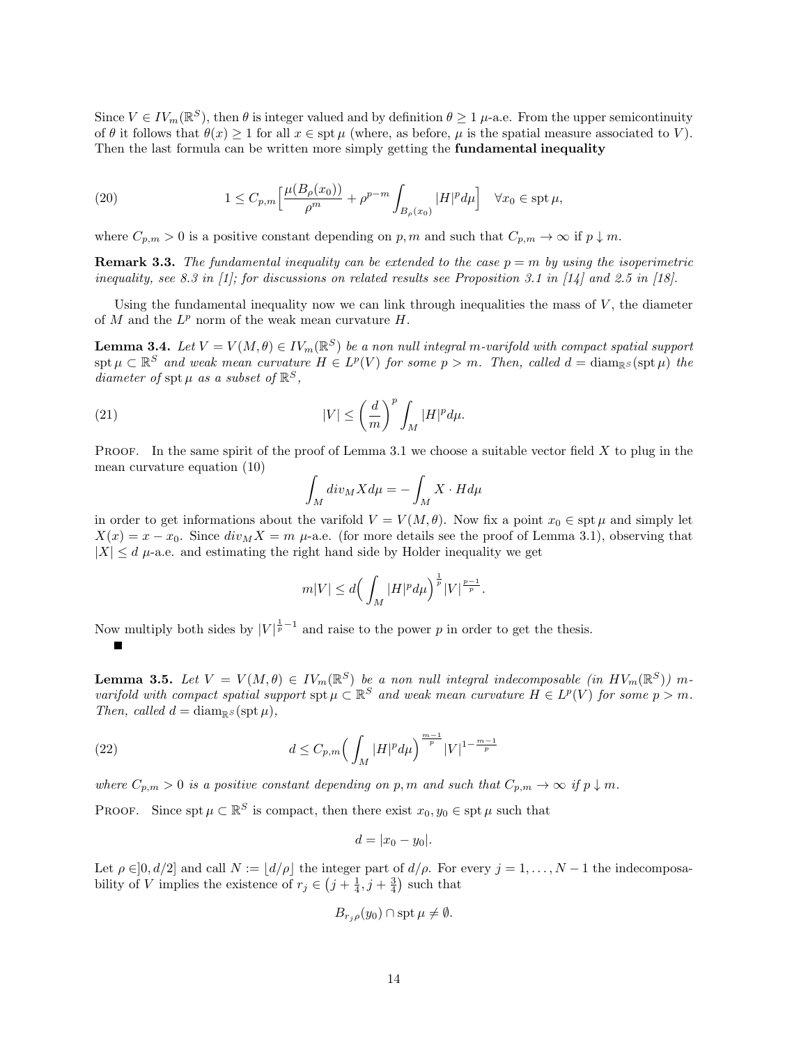Since $V \in IV_m(\mathbb{R}^S)$, then $\theta$ is integer valued and by definition $\theta \geq 1$ $\mu$-a.e. From the upper semicontinuity of $\theta$ it follows that $\theta(x) \geq 1$ for all $x \in \operatorname{spt} \mu$ (where, as before, $\mu$ is the spatial measure associated to $V$). Then the last formula can be written more simply getting the **fundamental inequality**

$$1 \leq C_{p,m}\Big[\frac{\mu(B_\rho(x_0))}{\rho^m} + \rho^{p-m}\int_{B_\rho(x_0)} |H|^p d\mu\Big] \quad \forall x_0 \in \operatorname{spt}\mu, \tag{20}$$

where $C_{p,m} > 0$ is a positive constant depending on $p, m$ and such that $C_{p,m} \to \infty$ if $p \downarrow m$.

**Remark 3.3.** *The fundamental inequality can be extended to the case $p = m$ by using the isoperimetric inequality, see 8.3 in [1]; for discussions on related results see Proposition 3.1 in [14] and 2.5 in [18].*

Using the fundamental inequality now we can link through inequalities the mass of $V$, the diameter of $M$ and the $L^p$ norm of the weak mean curvature $H$.

**Lemma 3.4.** *Let $V = V(M, \theta) \in IV_m(\mathbb{R}^S)$ be a non null integral $m$-varifold with compact spatial support $\operatorname{spt}\mu \subset \mathbb{R}^S$ and weak mean curvature $H \in L^p(V)$ for some $p > m$. Then, called $d = \operatorname{diam}_{\mathbb{R}^S}(\operatorname{spt}\mu)$ the diameter of $\operatorname{spt}\mu$ as a subset of $\mathbb{R}^S$,*

$$|V| \leq \left(\frac{d}{m}\right)^p \int_M |H|^p d\mu. \tag{21}$$

Proof. In the same spirit of the proof of Lemma 3.1 we choose a suitable vector field $X$ to plug in the mean curvature equation (10)

$$\int_M div_M X d\mu = -\int_M X \cdot H d\mu$$

in order to get informations about the varifold $V = V(M, \theta)$. Now fix a point $x_0 \in \operatorname{spt}\mu$ and simply let $X(x) = x - x_0$. Since $div_M X = m$ $\mu$-a.e. (for more details see the proof of Lemma 3.1), observing that $|X| \leq d$ $\mu$-a.e. and estimating the right hand side by Holder inequality we get

$$m|V| \leq d\Big(\int_M |H|^p d\mu\Big)^{\frac{1}{p}} |V|^{\frac{p-1}{p}}.$$

Now multiply both sides by $|V|^{\frac{1}{p}-1}$ and raise to the power $p$ in order to get the thesis. ■

**Lemma 3.5.** *Let $V = V(M, \theta) \in IV_m(\mathbb{R}^S)$ be a non null integral indecomposable (in $HV_m(\mathbb{R}^S)$) $m$-varifold with compact spatial support $\operatorname{spt}\mu \subset \mathbb{R}^S$ and weak mean curvature $H \in L^p(V)$ for some $p > m$. Then, called $d = \operatorname{diam}_{\mathbb{R}^S}(\operatorname{spt}\mu)$,*

$$d \leq C_{p,m}\Big(\int_M |H|^p d\mu\Big)^{\frac{m-1}{p}} |V|^{1-\frac{m-1}{p}} \tag{22}$$

*where $C_{p,m} > 0$ is a positive constant depending on $p, m$ and such that $C_{p,m} \to \infty$ if $p \downarrow m$.*

Proof. Since $\operatorname{spt}\mu \subset \mathbb{R}^S$ is compact, then there exist $x_0, y_0 \in \operatorname{spt}\mu$ such that

$$d = |x_0 - y_0|.$$

Let $\rho \in ]0, d/2]$ and call $N := \lfloor d/\rho \rfloor$ the integer part of $d/\rho$. For every $j = 1, \ldots, N-1$ the indecomposability of $V$ implies the existence of $r_j \in \left(j + \frac{1}{4}, j + \frac{3}{4}\right)$ such that

$$B_{r_j\rho}(y_0) \cap \operatorname{spt}\mu \neq \emptyset.$$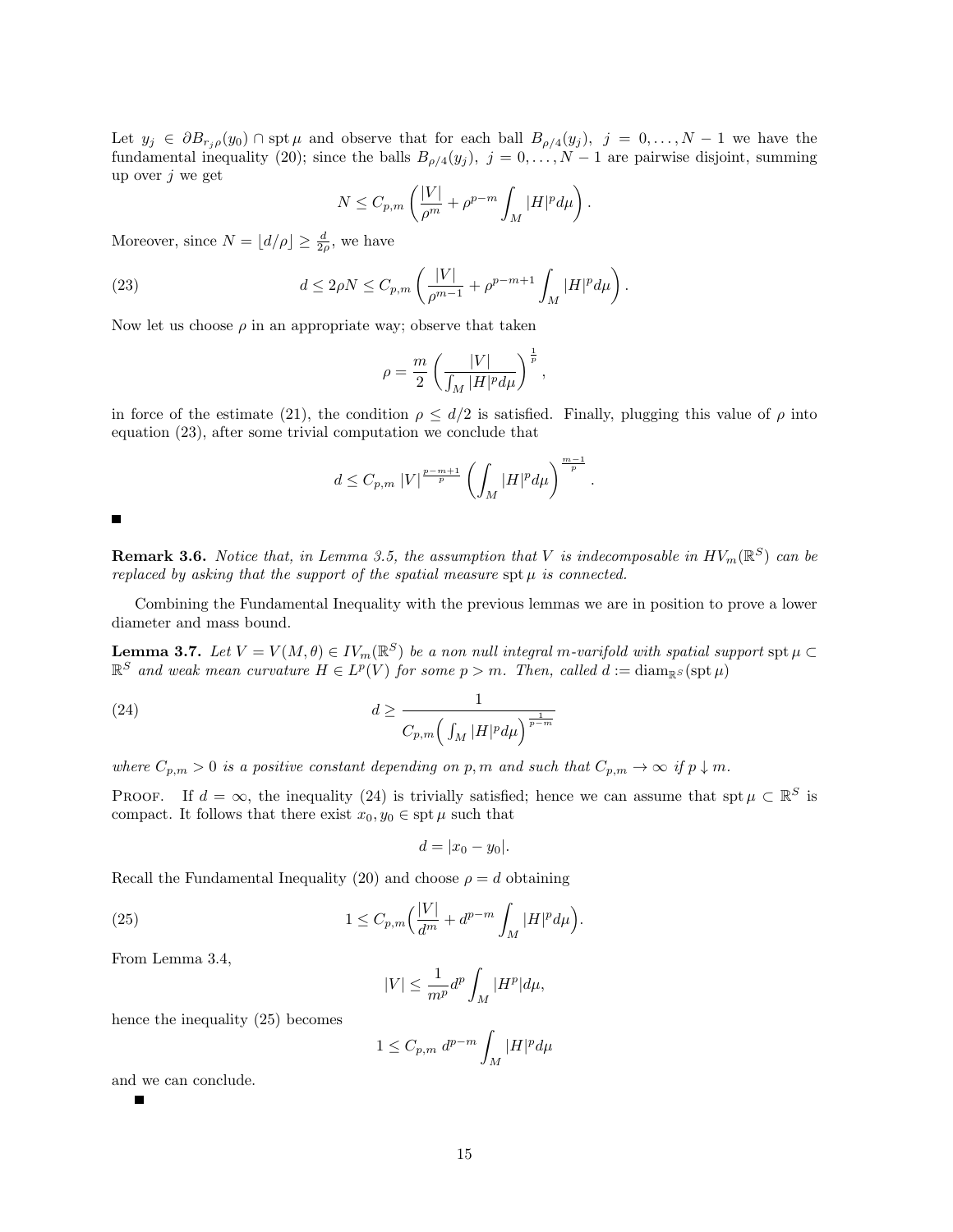Let $y_j \in \partial B_{r_j\rho}(y_0) \cap \operatorname{spt}\mu$ and observe that for each ball $B_{\rho/4}(y_j)$, $j = 0, \dots, N-1$ we have the fundamental inequality (20); since the balls $B_{\rho/4}(y_j)$, $j = 0, \dots, N-1$ are pairwise disjoint, summing up over $j$ we get

$$N \leq C_{p,m} \left( \frac{|V|}{\rho^m} + \rho^{p-m} \int_M |H|^p d\mu \right).$$

Moreover, since $N = \lfloor d/\rho \rfloor \geq \frac{d}{2\rho}$, we have

$$d \leq 2\rho N \leq C_{p,m} \left( \frac{|V|}{\rho^{m-1}} + \rho^{p-m+1} \int_M |H|^p d\mu \right). \tag{23}$$

Now let us choose $\rho$ in an appropriate way; observe that taken

$$\rho = \frac{m}{2} \left( \frac{|V|}{\int_M |H|^p d\mu} \right)^{\frac{1}{p}},$$

in force of the estimate (21), the condition $\rho \leq d/2$ is satisfied. Finally, plugging this value of $\rho$ into equation (23), after some trivial computation we conclude that

$$d \leq C_{p,m} \, |V|^{\frac{p-m+1}{p}} \left( \int_M |H|^p d\mu \right)^{\frac{m-1}{p}}.$$

■

**Remark 3.6.** *Notice that, in Lemma 3.5, the assumption that $V$ is indecomposable in $HV_m(\mathbb{R}^S)$ can be replaced by asking that the support of the spatial measure $\operatorname{spt}\mu$ is connected.*

Combining the Fundamental Inequality with the previous lemmas we are in position to prove a lower diameter and mass bound.

**Lemma 3.7.** *Let $V = V(M, \theta) \in IV_m(\mathbb{R}^S)$ be a non null integral $m$-varifold with spatial support $\operatorname{spt}\mu \subset \mathbb{R}^S$ and weak mean curvature $H \in L^p(V)$ for some $p > m$. Then, called $d := \operatorname{diam}_{\mathbb{R}^S}(\operatorname{spt}\mu)$*

$$d \geq \frac{1}{C_{p,m} \Big( \int_M |H|^p d\mu \Big)^{\frac{1}{p-m}}} \tag{24}$$

*where $C_{p,m} > 0$ is a positive constant depending on $p, m$ and such that $C_{p,m} \to \infty$ if $p \downarrow m$.*

Proof. If $d = \infty$, the inequality (24) is trivially satisfied; hence we can assume that $\operatorname{spt}\mu \subset \mathbb{R}^S$ is compact. It follows that there exist $x_0, y_0 \in \operatorname{spt}\mu$ such that

$$d = |x_0 - y_0|.$$

Recall the Fundamental Inequality (20) and choose $\rho = d$ obtaining

$$1 \leq C_{p,m} \Big( \frac{|V|}{d^m} + d^{p-m} \int_M |H|^p d\mu \Big). \tag{25}$$

From Lemma 3.4,

$$|V| \leq \frac{1}{m^p} d^p \int_M |H^p| d\mu,$$

hence the inequality (25) becomes

$$1 \leq C_{p,m} \, d^{p-m} \int_M |H|^p d\mu$$

and we can conclude.

■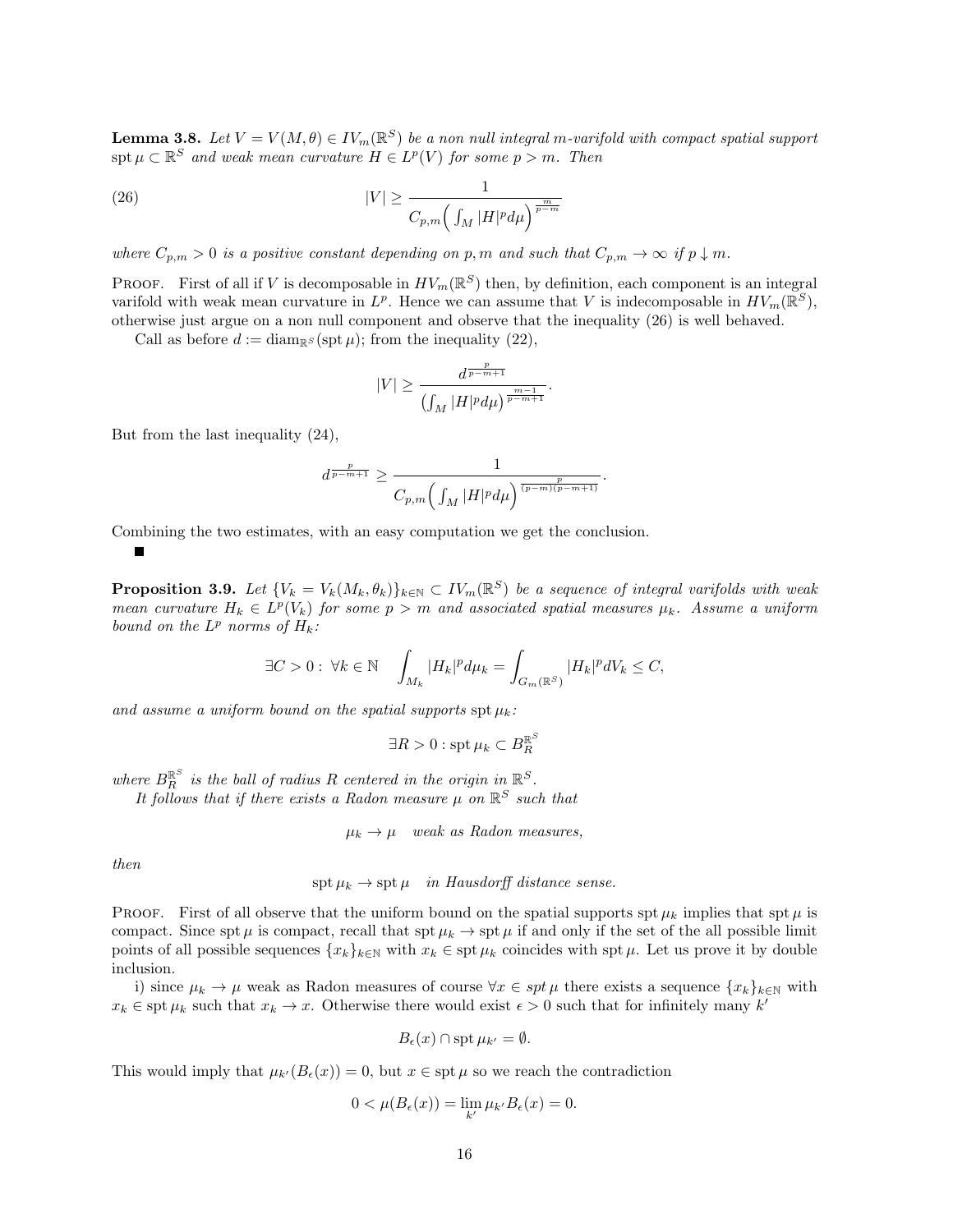**Lemma 3.8.** *Let $V = V(M,\theta) \in IV_m(\mathbb{R}^S)$ be a non null integral $m$-varifold with compact spatial support $\operatorname{spt}\mu \subset \mathbb{R}^S$ and weak mean curvature $H \in L^p(V)$ for some $p > m$. Then*

$$|V| \geq \frac{1}{C_{p,m}\Big(\int_M |H|^p d\mu\Big)^{\frac{m}{p-m}}} \tag{26}$$

*where $C_{p,m} > 0$ is a positive constant depending on $p, m$ and such that $C_{p,m} \to \infty$ if $p \downarrow m$.*

Proof. First of all if $V$ is decomposable in $HV_m(\mathbb{R}^S)$ then, by definition, each component is an integral varifold with weak mean curvature in $L^p$. Hence we can assume that $V$ is indecomposable in $HV_m(\mathbb{R}^S)$, otherwise just argue on a non null component and observe that the inequality (26) is well behaved.

Call as before $d := \operatorname{diam}_{\mathbb{R}^S}(\operatorname{spt}\mu)$; from the inequality (22),

$$|V| \geq \frac{d^{\frac{p}{p-m+1}}}{\big(\int_M |H|^p d\mu\big)^{\frac{m-1}{p-m+1}}}.$$

But from the last inequality (24),

$$d^{\frac{p}{p-m+1}} \geq \frac{1}{C_{p,m}\Big(\int_M |H|^p d\mu\Big)^{\frac{p}{(p-m)(p-m+1)}}}.$$

Combining the two estimates, with an easy computation we get the conclusion.

■

**Proposition 3.9.** *Let $\{V_k = V_k(M_k, \theta_k)\}_{k\in\mathbb{N}} \subset IV_m(\mathbb{R}^S)$ be a sequence of integral varifolds with weak mean curvature $H_k \in L^p(V_k)$ for some $p > m$ and associated spatial measures $\mu_k$. Assume a uniform bound on the $L^p$ norms of $H_k$:*

$$\exists C > 0 : \; \forall k \in \mathbb{N} \quad \int_{M_k} |H_k|^p d\mu_k = \int_{G_m(\mathbb{R}^S)} |H_k|^p dV_k \leq C,$$

*and assume a uniform bound on the spatial supports $\operatorname{spt}\mu_k$:*

$$\exists R > 0 : \operatorname{spt}\mu_k \subset B_R^{\mathbb{R}^S}$$

*where $B_R^{\mathbb{R}^S}$ is the ball of radius $R$ centered in the origin in $\mathbb{R}^S$.*

*It follows that if there exists a Radon measure $\mu$ on $\mathbb{R}^S$ such that*

$$\mu_k \to \mu \quad \textit{weak as Radon measures,}$$

*then*

$$\operatorname{spt}\mu_k \to \operatorname{spt}\mu \quad \textit{in Hausdorff distance sense.}$$

Proof. First of all observe that the uniform bound on the spatial supports $\operatorname{spt}\mu_k$ implies that $\operatorname{spt}\mu$ is compact. Since $\operatorname{spt}\mu$ is compact, recall that $\operatorname{spt}\mu_k \to \operatorname{spt}\mu$ if and only if the set of the all possible limit points of all possible sequences $\{x_k\}_{k\in\mathbb{N}}$ with $x_k \in \operatorname{spt}\mu_k$ coincides with $\operatorname{spt}\mu$. Let us prove it by double inclusion.

i) since $\mu_k \to \mu$ weak as Radon measures of course $\forall x \in spt\,\mu$ there exists a sequence $\{x_k\}_{k\in\mathbb{N}}$ with $x_k \in \operatorname{spt}\mu_k$ such that $x_k \to x$. Otherwise there would exist $\epsilon > 0$ such that for infinitely many $k'$

$$B_\epsilon(x) \cap \operatorname{spt}\mu_{k'} = \emptyset.$$

This would imply that $\mu_{k'}(B_\epsilon(x)) = 0$, but $x \in \operatorname{spt}\mu$ so we reach the contradiction

$$0 < \mu(B_\epsilon(x)) = \lim_{k'} \mu_{k'} B_\epsilon(x) = 0.$$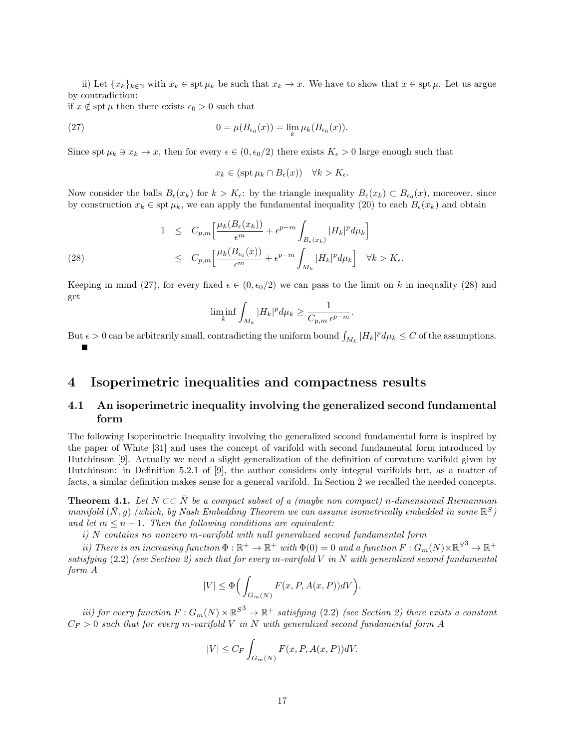ii) Let $\{x_k\}_{k\in\mathbb{N}}$ with $x_k \in \operatorname{spt}\mu_k$ be such that $x_k \to x$. We have to show that $x \in \operatorname{spt}\mu$. Let us argue by contradiction:
if $x \notin \operatorname{spt}\mu$ then there exists $\epsilon_0 > 0$ such that

$$0 = \mu(B_{\epsilon_0}(x)) = \lim_k \mu_k(B_{\epsilon_0}(x)). \tag{27}$$

Since $\operatorname{spt}\mu_k \ni x_k \to x$, then for every $\epsilon \in (0, \epsilon_0/2)$ there exists $K_\epsilon > 0$ large enough such that

$$x_k \in (\operatorname{spt}\mu_k \cap B_\epsilon(x)) \quad \forall k > K_\epsilon.$$

Now consider the balls $B_\epsilon(x_k)$ for $k > K_\epsilon$: by the triangle inequality $B_\epsilon(x_k) \subset B_{\epsilon_0}(x)$, moreover, since by construction $x_k \in \operatorname{spt}\mu_k$, we can apply the fundamental inequality (20) to each $B_\epsilon(x_k)$ and obtain

$$\begin{aligned} 1 &\leq C_{p,m}\Big[\frac{\mu_k(B_\epsilon(x_k))}{\epsilon^m} + \epsilon^{p-m}\int_{B_\epsilon(x_k)} |H_k|^p d\mu_k\Big] \\ &\leq C_{p,m}\Big[\frac{\mu_k(B_{\epsilon_0}(x))}{\epsilon^m} + \epsilon^{p-m}\int_{M_k} |H_k|^p d\mu_k\Big] \quad \forall k > K_\epsilon. \end{aligned} \tag{28}$$

Keeping in mind (27), for every fixed $\epsilon \in (0, \epsilon_0/2)$ we can pass to the limit on $k$ in inequality (28) and get

$$\liminf_k \int_{M_k} |H_k|^p d\mu_k \geq \frac{1}{C_{p,m}\,\epsilon^{p-m}}.$$

But $\epsilon > 0$ can be arbitrarily small, contradicting the uniform bound $\int_{M_k} |H_k|^p d\mu_k \leq C$ of the assumptions. ■

# 4 Isoperimetric inequalities and compactness results

## 4.1 An isoperimetric inequality involving the generalized second fundamental form

The following Isoperimetric Inequality involving the generalized second fundamental form is inspired by the paper of White [31] and uses the concept of varifold with second fundamental form introduced by Hutchinson [9]. Actually we need a slight generalization of the definition of curvature varifold given by Hutchinson: in Definition 5.2.1 of [9], the author considers only integral varifolds but, as a matter of facts, a similar definition makes sense for a general varifold. In Section 2 we recalled the needed concepts.

**Theorem 4.1.** *Let $N \subset\subset \bar{N}$ be a compact subset of a (maybe non compact) $n$-dimensional Riemannian manifold $(\bar{N}, g)$ (which, by Nash Embedding Theorem we can assume isometrically embedded in some $\mathbb{R}^S$) and let $m \leq n-1$. Then the following conditions are equivalent:*

*i) $N$ contains no nonzero $m$-varifold with null generalized second fundamental form*

*ii) There is an increasing function $\Phi : \mathbb{R}^+ \to \mathbb{R}^+$ with $\Phi(0) = 0$ and a function $F : G_m(N) \times \mathbb{R}^{S^3} \to \mathbb{R}^+$ satisfying (2.2) (see Section 2) such that for every $m$-varifold $V$ in $N$ with generalized second fundamental form $A$*

$$|V| \leq \Phi\Big(\int_{G_m(N)} F(x, P, A(x,P))dV\Big).$$

*iii) for every function $F : G_m(N) \times \mathbb{R}^{S^3} \to \mathbb{R}^+$ satisfying (2.2) (see Section 2) there exists a constant $C_F > 0$ such that for every $m$-varifold $V$ in $N$ with generalized second fundamental form $A$*

$$|V| \leq C_F \int_{G_m(N)} F(x, P, A(x,P))dV.$$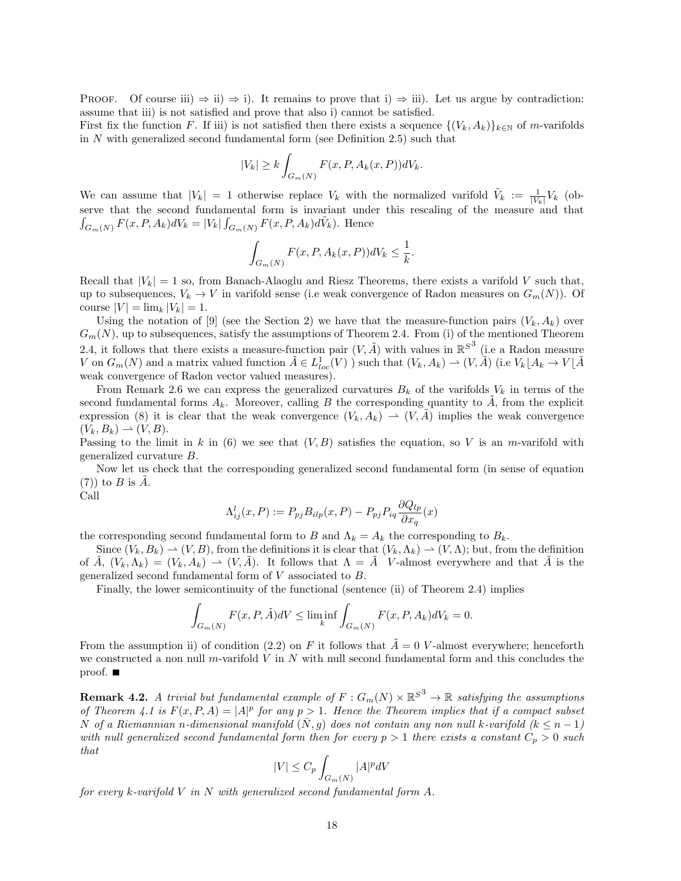Proof. Of course iii) $\Rightarrow$ ii) $\Rightarrow$ i). It remains to prove that i) $\Rightarrow$ iii). Let us argue by contradiction: assume that iii) is not satisfied and prove that also i) cannot be satisfied.
First fix the function $F$. If iii) is not satisfied then there exists a sequence $\{(V_k, A_k)\}_{k\in\mathbb{N}}$ of $m$-varifolds in $N$ with generalized second fundamental form (see Definition 2.5) such that

$$|V_k| \geq k \int_{G_m(N)} F(x, P, A_k(x, P))dV_k.$$

We can assume that $|V_k| = 1$ otherwise replace $V_k$ with the normalized varifold $\tilde{V}_k := \frac{1}{|V_k|}V_k$ (observe that the second fundamental form is invariant under this rescaling of the measure and that $\int_{G_m(N)} F(x, P, A_k)dV_k = |V_k| \int_{G_m(N)} F(x, P, A_k)d\tilde{V}_k$). Hence

$$\int_{G_m(N)} F(x, P, A_k(x, P))dV_k \leq \frac{1}{k}.$$

Recall that $|V_k| = 1$ so, from Banach-Alaoglu and Riesz Theorems, there exists a varifold $V$ such that, up to subsequences, $V_k \to V$ in varifold sense (i.e weak convergence of Radon measures on $G_m(N)$). Of course $|V| = \lim_k |V_k| = 1$.

Using the notation of [9] (see the Section 2) we have that the measure-function pairs $(V_k, A_k)$ over $G_m(N)$, up to subsequences, satisfy the assumptions of Theorem 2.4. From (i) of the mentioned Theorem 2.4, it follows that there exists a measure-function pair $(V, \tilde{A})$ with values in $\mathbb{R}^{S^3}$ (i.e a Radon measure $V$ on $G_m(N)$ and a matrix valued function $\tilde{A} \in L^1_{loc}(V)$ ) such that $(V_k, A_k) \rightharpoonup (V, \tilde{A})$ (i.e $V_k \lfloor A_k \to V \lfloor \tilde{A}$ weak convergence of Radon vector valued measures).

From Remark 2.6 we can express the generalized curvatures $B_k$ of the varifolds $V_k$ in terms of the second fundamental forms $A_k$. Moreover, calling $B$ the corresponding quantity to $\tilde{A}$, from the explicit expression (8) it is clear that the weak convergence $(V_k, A_k) \rightharpoonup (V, \tilde{A})$ implies the weak convergence $(V_k, B_k) \rightharpoonup (V, B)$.
Passing to the limit in $k$ in (6) we see that $(V, B)$ satisfies the equation, so $V$ is an $m$-varifold with generalized curvature $B$.

Now let us check that the corresponding generalized second fundamental form (in sense of equation (7)) to $B$ is $\tilde{A}$.
Call

$$\Lambda^l_{ij}(x, P) := P_{pj}B_{ilp}(x, P) - P_{pj}P_{iq}\frac{\partial Q_{lp}}{\partial x_q}(x)$$

the corresponding second fundamental form to $B$ and $\Lambda_k = A_k$ the corresponding to $B_k$.

Since $(V_k, B_k) \rightharpoonup (V, B)$, from the definitions it is clear that $(V_k, \Lambda_k) \rightharpoonup (V, \Lambda)$; but, from the definition of $\tilde{A}$, $(V_k, \Lambda_k) = (V_k, A_k) \rightharpoonup (V, \tilde{A})$. It follows that $\Lambda = \tilde{A}$ $V$-almost everywhere and that $\tilde{A}$ is the generalized second fundamental form of $V$ associated to $B$.

Finally, the lower semicontinuity of the functional (sentence (ii) of Theorem 2.4) implies

$$\int_{G_m(N)} F(x, P, \tilde{A})dV \leq \liminf_k \int_{G_m(N)} F(x, P, A_k)dV_k = 0.$$

From the assumption ii) of condition (2.2) on $F$ it follows that $\tilde{A} = 0$ $V$-almost everywhere; henceforth we constructed a non null $m$-varifold $V$ in $N$ with null second fundamental form and this concludes the proof. ■

**Remark 4.2.** *A trivial but fundamental example of $F : G_m(N) \times \mathbb{R}^{S^3} \to \mathbb{R}$ satisfying the assumptions of Theorem 4.1 is $F(x, P, A) = |A|^p$ for any $p > 1$. Hence the Theorem implies that if a compact subset $N$ of a Riemannian $n$-dimensional manifold $(\bar{N}, g)$ does not contain any non null $k$-varifold ($k \leq n-1$) with null generalized second fundamental form then for every $p > 1$ there exists a constant $C_p > 0$ such that*

$$|V| \leq C_p \int_{G_m(N)} |A|^p dV$$

*for every $k$-varifold $V$ in $N$ with generalized second fundamental form $A$.*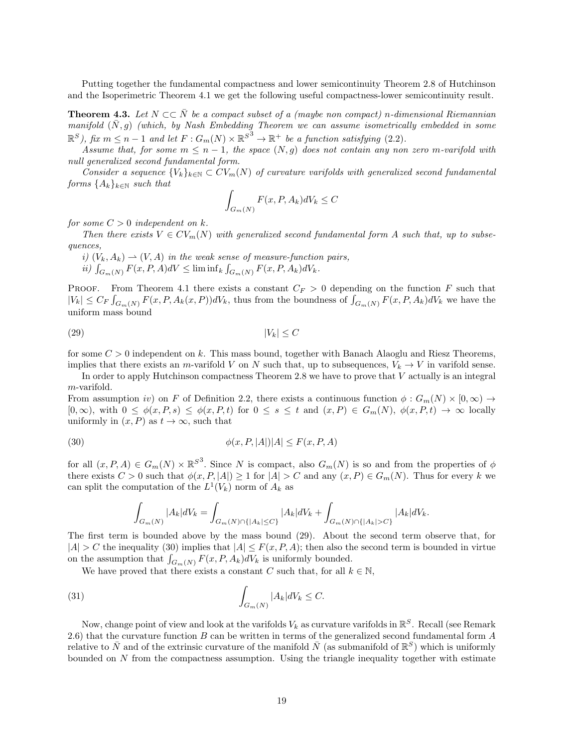Putting together the fundamental compactness and lower semicontinuity Theorem 2.8 of Hutchinson and the Isoperimetric Theorem 4.1 we get the following useful compactness-lower semicontinuity result.

**Theorem 4.3.** *Let $N \subset\subset \bar{N}$ be a compact subset of a (maybe non compact) $n$-dimensional Riemannian manifold $(\bar{N}, g)$ (which, by Nash Embedding Theorem we can assume isometrically embedded in some $\mathbb{R}^S$), fix $m \leq n-1$ and let $F : G_m(N) \times \mathbb{R}^{S^3} \to \mathbb{R}^+$ be a function satisfying (2.2).*

*Assume that, for some $m \leq n-1$, the space $(N, g)$ does not contain any non zero $m$-varifold with null generalized second fundamental form.*

*Consider a sequence $\{V_k\}_{k\in\mathbb{N}} \subset CV_m(N)$ of curvature varifolds with generalized second fundamental forms $\{A_k\}_{k\in\mathbb{N}}$ such that*

$$\int_{G_m(N)} F(x, P, A_k) dV_k \leq C$$

*for some $C > 0$ independent on $k$.*

*Then there exists $V \in CV_m(N)$ with generalized second fundamental form $A$ such that, up to subsequences,*

*i) $(V_k, A_k) \rightharpoonup (V, A)$ in the weak sense of measure-function pairs,*

*ii) $\int_{G_m(N)} F(x, P, A) dV \leq \liminf_k \int_{G_m(N)} F(x, P, A_k) dV_k$.*

Proof. From Theorem 4.1 there exists a constant $C_F > 0$ depending on the function $F$ such that $|V_k| \leq C_F \int_{G_m(N)} F(x, P, A_k(x, P)) dV_k$, thus from the boundness of $\int_{G_m(N)} F(x, P, A_k) dV_k$ we have the uniform mass bound

$$|V_k| \leq C \tag{29}$$

for some $C > 0$ independent on $k$. This mass bound, together with Banach Alaoglu and Riesz Theorems, implies that there exists an $m$-varifold $V$ on $N$ such that, up to subsequences, $V_k \to V$ in varifold sense.

In order to apply Hutchinson compactness Theorem 2.8 we have to prove that $V$ actually is an integral $m$-varifold.

From assumption *iv)* on $F$ of Definition 2.2, there exists a continuous function $\phi : G_m(N) \times [0, \infty) \to [0, \infty)$, with $0 \leq \phi(x, P, s) \leq \phi(x, P, t)$ for $0 \leq s \leq t$ and $(x, P) \in G_m(N)$, $\phi(x, P, t) \to \infty$ locally uniformly in $(x, P)$ as $t \to \infty$, such that

$$\phi(x, P, |A|)|A| \leq F(x, P, A) \tag{30}$$

for all $(x, P, A) \in G_m(N) \times \mathbb{R}^{S^3}$. Since $N$ is compact, also $G_m(N)$ is so and from the properties of $\phi$ there exists $C > 0$ such that $\phi(x, P, |A|) \geq 1$ for $|A| > C$ and any $(x, P) \in G_m(N)$. Thus for every $k$ we can split the computation of the $L^1(V_k)$ norm of $A_k$ as

$$\int_{G_m(N)} |A_k| dV_k = \int_{G_m(N)\cap\{|A_k|\leq C\}} |A_k| dV_k + \int_{G_m(N)\cap\{|A_k|>C\}} |A_k| dV_k.$$

The first term is bounded above by the mass bound (29). About the second term observe that, for $|A| > C$ the inequality (30) implies that $|A| \leq F(x, P, A)$; then also the second term is bounded in virtue on the assumption that $\int_{G_m(N)} F(x, P, A_k) dV_k$ is uniformly bounded.

We have proved that there exists a constant $C$ such that, for all $k \in \mathbb{N}$,

$$\int_{G_m(N)} |A_k| dV_k \leq C. \tag{31}$$

Now, change point of view and look at the varifolds $V_k$ as curvature varifolds in $\mathbb{R}^S$. Recall (see Remark 2.6) that the curvature function $B$ can be written in terms of the generalized second fundamental form $A$ relative to $\bar{N}$ and of the extrinsic curvature of the manifold $\bar{N}$ (as submanifold of $\mathbb{R}^S$) which is uniformly bounded on $N$ from the compactness assumption. Using the triangle inequality together with estimate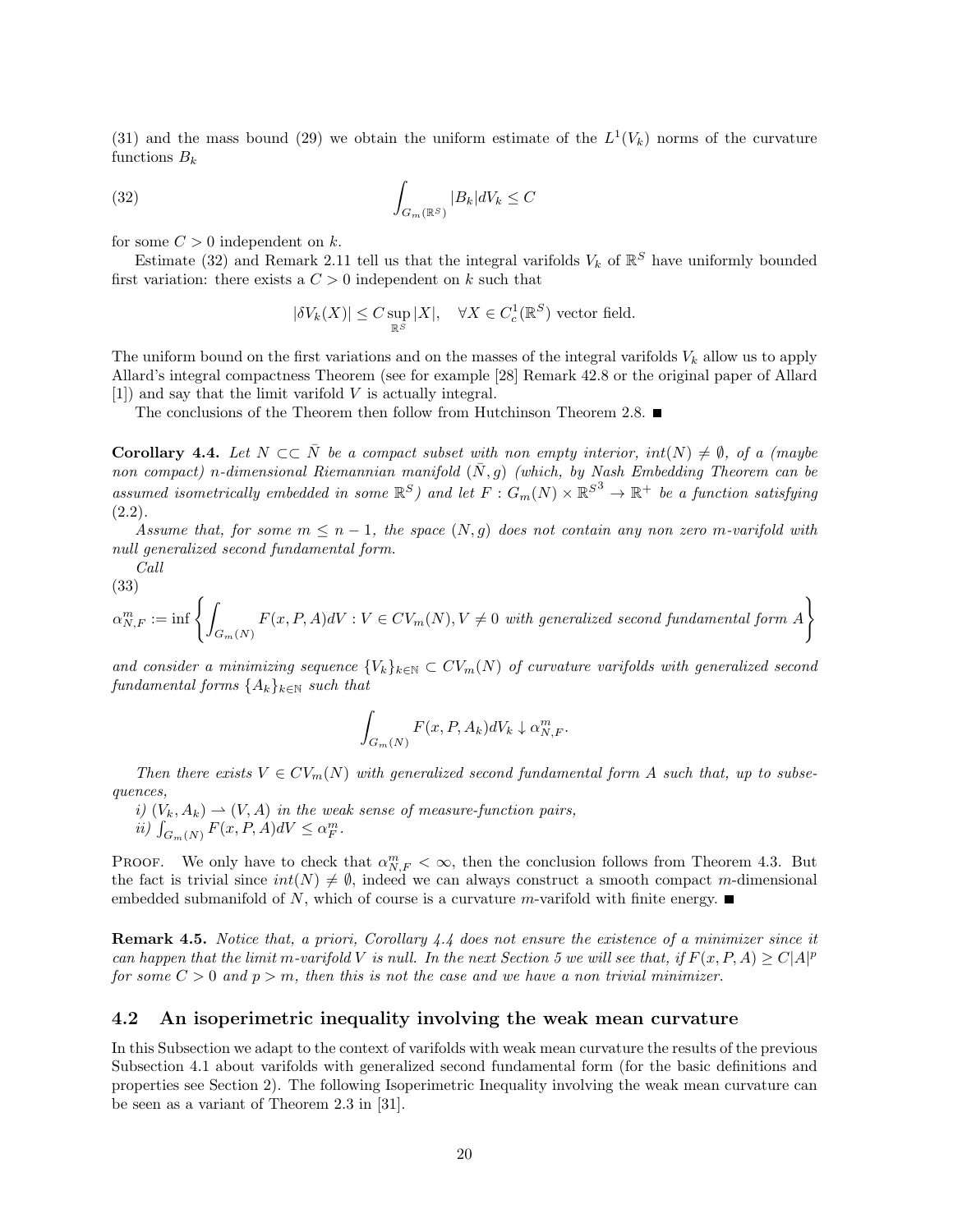(31) and the mass bound (29) we obtain the uniform estimate of the $L^1(V_k)$ norms of the curvature functions $B_k$

$$\int_{G_m(\mathbb{R}^S)} |B_k| dV_k \leq C \tag{32}$$

for some $C > 0$ independent on $k$.

Estimate (32) and Remark 2.11 tell us that the integral varifolds $V_k$ of $\mathbb{R}^S$ have uniformly bounded first variation: there exists a $C > 0$ independent on $k$ such that

$$|\delta V_k(X)| \leq C \sup_{\mathbb{R}^S} |X|, \quad \forall X \in C^1_c(\mathbb{R}^S) \text{ vector field.}$$

The uniform bound on the first variations and on the masses of the integral varifolds $V_k$ allow us to apply Allard's integral compactness Theorem (see for example [28] Remark 42.8 or the original paper of Allard [1]) and say that the limit varifold $V$ is actually integral.

The conclusions of the Theorem then follow from Hutchinson Theorem 2.8. ■

**Corollary 4.4.** *Let $N \subset\subset \bar{N}$ be a compact subset with non empty interior, $int(N) \neq \emptyset$, of a (maybe non compact) $n$-dimensional Riemannian manifold $(\bar{N}, g)$ (which, by Nash Embedding Theorem can be assumed isometrically embedded in some $\mathbb{R}^S$) and let $F : G_m(N) \times \mathbb{R}^{S^3} \to \mathbb{R}^+$ be a function satisfying* (2.2).

*Assume that, for some $m \leq n-1$, the space $(N, g)$ does not contain any non zero $m$-varifold with null generalized second fundamental form.*

*Call*

$$\alpha^m_{N,F} := \inf \left\{ \int_{G_m(N)} F(x, P, A) dV : V \in CV_m(N), V \neq 0 \text{ with generalized second fundamental form } A \right\} \tag{33}$$

*and consider a minimizing sequence $\{V_k\}_{k \in \mathbb{N}} \subset CV_m(N)$ of curvature varifolds with generalized second fundamental forms $\{A_k\}_{k\in\mathbb{N}}$ such that*

$$\int_{G_m(N)} F(x, P, A_k) dV_k \downarrow \alpha^m_{N,F}.$$

*Then there exists $V \in CV_m(N)$ with generalized second fundamental form $A$ such that, up to subsequences,*

*i) $(V_k, A_k) \rightharpoonup (V, A)$ in the weak sense of measure-function pairs,*

*ii) $\int_{G_m(N)} F(x, P, A) dV \leq \alpha^m_F$.*

Proof. We only have to check that $\alpha^m_{N,F} < \infty$, then the conclusion follows from Theorem 4.3. But the fact is trivial since $int(N) \neq \emptyset$, indeed we can always construct a smooth compact $m$-dimensional embedded submanifold of $N$, which of course is a curvature $m$-varifold with finite energy. ■

**Remark 4.5.** *Notice that, a priori, Corollary 4.4 does not ensure the existence of a minimizer since it can happen that the limit $m$-varifold $V$ is null. In the next Section 5 we will see that, if $F(x, P, A) \geq C|A|^p$ for some $C > 0$ and $p > m$, then this is not the case and we have a non trivial minimizer.*

### 4.2 An isoperimetric inequality involving the weak mean curvature

In this Subsection we adapt to the context of varifolds with weak mean curvature the results of the previous Subsection 4.1 about varifolds with generalized second fundamental form (for the basic definitions and properties see Section 2). The following Isoperimetric Inequality involving the weak mean curvature can be seen as a variant of Theorem 2.3 in [31].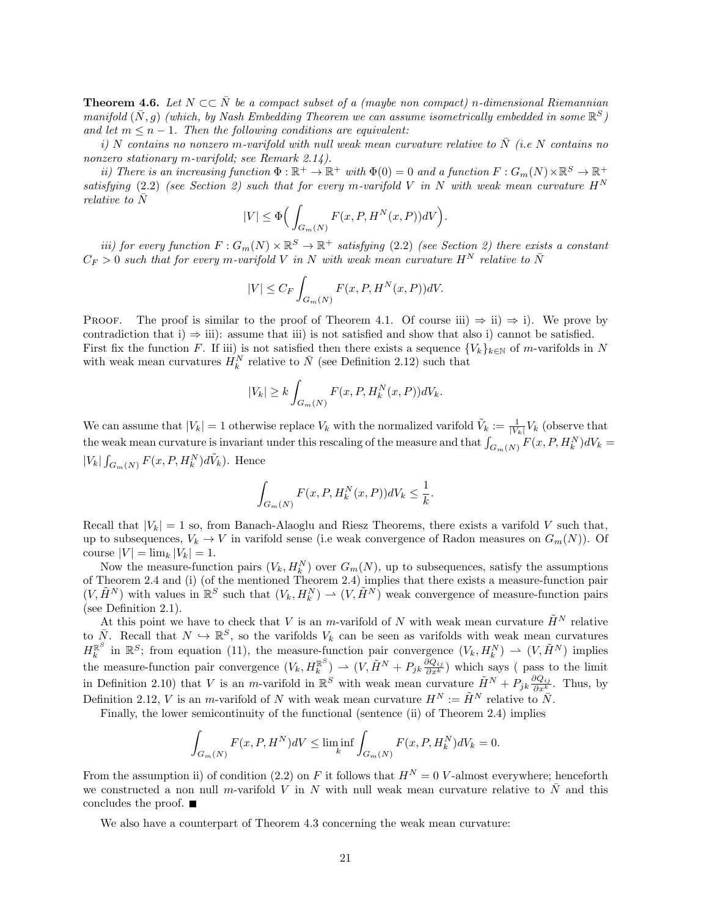**Theorem 4.6.** *Let $N \subset\subset \bar{N}$ be a compact subset of a (maybe non compact) $n$-dimensional Riemannian manifold $(\bar{N}, g)$ (which, by Nash Embedding Theorem we can assume isometrically embedded in some $\mathbb{R}^S$) and let $m \leq n-1$. Then the following conditions are equivalent:*

*i) $N$ contains no nonzero $m$-varifold with null weak mean curvature relative to $\bar{N}$ (i.e $N$ contains no nonzero stationary $m$-varifold; see Remark 2.14).*

*ii) There is an increasing function $\Phi : \mathbb{R}^+ \to \mathbb{R}^+$ with $\Phi(0) = 0$ and a function $F : G_m(N) \times \mathbb{R}^S \to \mathbb{R}^+$ satisfying (2.2) (see Section 2) such that for every $m$-varifold $V$ in $N$ with weak mean curvature $H^N$ relative to $\bar{N}$*

$$|V| \leq \Phi\Big( \int_{G_m(N)} F(x, P, H^N(x,P)) dV \Big).$$

*iii) for every function $F : G_m(N) \times \mathbb{R}^S \to \mathbb{R}^+$ satisfying (2.2) (see Section 2) there exists a constant $C_F > 0$ such that for every $m$-varifold $V$ in $N$ with weak mean curvature $H^N$ relative to $\bar{N}$*

$$|V| \leq C_F \int_{G_m(N)} F(x, P, H^N(x,P)) dV.$$

Proof. The proof is similar to the proof of Theorem 4.1. Of course iii) $\Rightarrow$ ii) $\Rightarrow$ i). We prove by contradiction that i) $\Rightarrow$ iii): assume that iii) is not satisfied and show that also i) cannot be satisfied. First fix the function $F$. If iii) is not satisfied then there exists a sequence $\{V_k\}_{k\in\mathbb{N}}$ of $m$-varifolds in $N$ with weak mean curvatures $H^N_k$ relative to $\bar{N}$ (see Definition 2.12) such that

$$|V_k| \geq k \int_{G_m(N)} F(x, P, H^N_k(x,P)) dV_k.$$

We can assume that $|V_k| = 1$ otherwise replace $V_k$ with the normalized varifold $\tilde{V}_k := \frac{1}{|V_k|} V_k$ (observe that the weak mean curvature is invariant under this rescaling of the measure and that $\int_{G_m(N)} F(x, P, H^N_k) dV_k = |V_k| \int_{G_m(N)} F(x, P, H^N_k) d\tilde{V}_k$). Hence

$$\int_{G_m(N)} F(x, P, H^N_k(x,P)) dV_k \leq \frac{1}{k}.$$

Recall that $|V_k| = 1$ so, from Banach-Alaoglu and Riesz Theorems, there exists a varifold $V$ such that, up to subsequences, $V_k \to V$ in varifold sense (i.e weak convergence of Radon measures on $G_m(N)$). Of course $|V| = \lim_k |V_k| = 1$.

Now the measure-function pairs $(V_k, H^N_k)$ over $G_m(N)$, up to subsequences, satisfy the assumptions of Theorem 2.4 and (i) (of the mentioned Theorem 2.4) implies that there exists a measure-function pair $(V, \tilde{H}^N)$ with values in $\mathbb{R}^S$ such that $(V_k, H^N_k) \rightharpoonup (V, \tilde{H}^N)$ weak convergence of measure-function pairs (see Definition 2.1).

At this point we have to check that $V$ is an $m$-varifold of $N$ with weak mean curvature $\tilde{H}^N$ relative to $\bar{N}$. Recall that $N \hookrightarrow \mathbb{R}^S$, so the varifolds $V_k$ can be seen as varifolds with weak mean curvatures $H^{\mathbb{R}^S}_k$ in $\mathbb{R}^S$; from equation (11), the measure-function pair convergence $(V_k, H^N_k) \rightharpoonup (V, \tilde{H}^N)$ implies the measure-function pair convergence $(V_k, H^{\mathbb{R}^S}_k) \rightharpoonup (V, \tilde{H}^N + P_{jk} \frac{\partial Q_{ij}}{\partial x^k})$ which says ( pass to the limit in Definition 2.10) that $V$ is an $m$-varifold in $\mathbb{R}^S$ with weak mean curvature $\tilde{H}^N + P_{jk} \frac{\partial Q_{ij}}{\partial x^k}$. Thus, by Definition 2.12, $V$ is an $m$-varifold of $N$ with weak mean curvature $H^N := \tilde{H}^N$ relative to $\bar{N}$.

Finally, the lower semicontinuity of the functional (sentence (ii) of Theorem 2.4) implies

$$\int_{G_m(N)} F(x, P, H^N) dV \leq \liminf_k \int_{G_m(N)} F(x, P, H^N_k) dV_k = 0.$$

From the assumption ii) of condition (2.2) on $F$ it follows that $H^N = 0$ $V$-almost everywhere; henceforth we constructed a non null $m$-varifold $V$ in $N$ with null weak mean curvature relative to $\bar{N}$ and this concludes the proof. ■

We also have a counterpart of Theorem 4.3 concerning the weak mean curvature: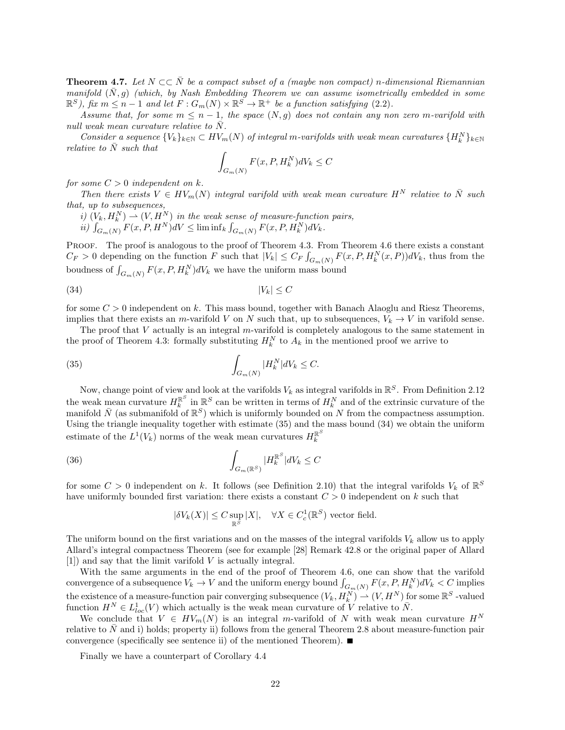**Theorem 4.7.** *Let $N \subset\subset \bar{N}$ be a compact subset of a (maybe non compact) $n$-dimensional Riemannian manifold $(\bar{N}, g)$ (which, by Nash Embedding Theorem we can assume isometrically embedded in some $\mathbb{R}^S$), fix $m \leq n-1$ and let $F : G_m(N) \times \mathbb{R}^S \to \mathbb{R}^+$ be a function satisfying (2.2).*

*Assume that, for some $m \leq n-1$, the space $(N, g)$ does not contain any non zero $m$-varifold with null weak mean curvature relative to $\bar{N}$.*

*Consider a sequence $\{V_k\}_{k\in\mathbb{N}} \subset HV_m(N)$ of integral $m$-varifolds with weak mean curvatures $\{H_k^N\}_{k\in\mathbb{N}}$ relative to $\bar{N}$ such that*

$$\int_{G_m(N)} F(x, P, H_k^N) dV_k \leq C$$

*for some $C > 0$ independent on $k$.*

*Then there exists $V \in HV_m(N)$ integral varifold with weak mean curvature $H^N$ relative to $\bar{N}$ such that, up to subsequences,*

*i) $(V_k, H_k^N) \rightharpoonup (V, H^N)$ in the weak sense of measure-function pairs,*

*ii) $\int_{G_m(N)} F(x, P, H^N) dV \leq \liminf_k \int_{G_m(N)} F(x, P, H_k^N) dV_k$.*

Proof. The proof is analogous to the proof of Theorem 4.3. From Theorem 4.6 there exists a constant $C_F > 0$ depending on the function $F$ such that $|V_k| \leq C_F \int_{G_m(N)} F(x, P, H_k^N(x, P)) dV_k$, thus from the boudness of $\int_{G_m(N)} F(x, P, H_k^N) dV_k$ we have the uniform mass bound

$$|V_k| \leq C \tag{34}$$

for some $C > 0$ independent on $k$. This mass bound, together with Banach Alaoglu and Riesz Theorems, implies that there exists an $m$-varifold $V$ on $N$ such that, up to subsequences, $V_k \to V$ in varifold sense.

The proof that $V$ actually is an integral $m$-varifold is completely analogous to the same statement in the proof of Theorem 4.3: formally substituting $H_k^N$ to $A_k$ in the mentioned proof we arrive to

$$\int_{G_m(N)} |H_k^N| dV_k \leq C. \tag{35}$$

Now, change point of view and look at the varifolds $V_k$ as integral varifolds in $\mathbb{R}^S$. From Definition 2.12 the weak mean curvature $H_k^{\mathbb{R}^S}$ in $\mathbb{R}^S$ can be written in terms of $H_k^N$ and of the extrinsic curvature of the manifold $\bar{N}$ (as submanifold of $\mathbb{R}^S$) which is uniformly bounded on $N$ from the compactness assumption. Using the triangle inequality together with estimate (35) and the mass bound (34) we obtain the uniform estimate of the $L^1(V_k)$ norms of the weak mean curvatures $H_k^{\mathbb{R}^S}$

$$\int_{G_m(\mathbb{R}^S)} |H_k^{\mathbb{R}^S}| dV_k \leq C \tag{36}$$

for some $C > 0$ independent on $k$. It follows (see Definition 2.10) that the integral varifolds $V_k$ of $\mathbb{R}^S$ have uniformly bounded first variation: there exists a constant $C > 0$ independent on $k$ such that

$$|\delta V_k(X)| \leq C \sup_{\mathbb{R}^S} |X|, \quad \forall X \in C_c^1(\mathbb{R}^S) \text{ vector field.}$$

The uniform bound on the first variations and on the masses of the integral varifolds $V_k$ allow us to apply Allard's integral compactness Theorem (see for example [28] Remark 42.8 or the original paper of Allard [1]) and say that the limit varifold $V$ is actually integral.

With the same arguments in the end of the proof of Theorem 4.6, one can show that the varifold convergence of a subsequence $V_k \to V$ and the uniform energy bound $\int_{G_m(N)} F(x, P, H_k^N) dV_k < C$ implies the existence of a measure-function pair converging subsequence $(V_k, H_k^N) \rightharpoonup (V, H^N)$ for some $\mathbb{R}^S$-valued function $H^N \in L^1_{loc}(V)$ which actually is the weak mean curvature of $V$ relative to $\bar{N}$.

We conclude that $V \in HV_m(N)$ is an integral $m$-varifold of $N$ with weak mean curvature $H^N$ relative to $\bar{N}$ and i) holds; property ii) follows from the general Theorem 2.8 about measure-function pair convergence (specifically see sentence ii) of the mentioned Theorem). ∎

Finally we have a counterpart of Corollary 4.4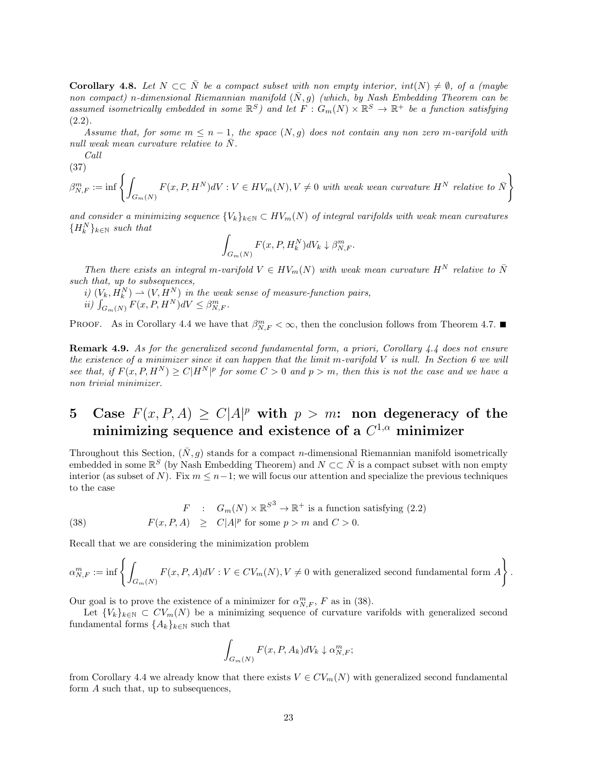**Corollary 4.8.** *Let $N \subset\subset \bar{N}$ be a compact subset with non empty interior, $int(N) \neq \emptyset$, of a (maybe non compact) $n$-dimensional Riemannian manifold $(\bar{N}, g)$ (which, by Nash Embedding Theorem can be assumed isometrically embedded in some $\mathbb{R}^S$) and let $F : G_m(N) \times \mathbb{R}^S \to \mathbb{R}^+$ be a function satisfying (2.2).*

*Assume that, for some $m \leq n-1$, the space $(N, g)$ does not contain any non zero $m$-varifold with null weak mean curvature relative to $\bar{N}$.*

*Call*

(37)

$$\beta^m_{N,F} := \inf \left\{ \int_{G_m(N)} F(x, P, H^N) dV : V \in HV_m(N), V \neq 0 \text{ with weak wean curvature } H^N \text{ relative to } \bar{N} \right\}$$

*and consider a minimizing sequence $\{V_k\}_{k\in\mathbb{N}} \subset HV_m(N)$ of integral varifolds with weak mean curvatures $\{H^N_k\}_{k\in\mathbb{N}}$ such that*

$$\int_{G_m(N)} F(x, P, H^N_k) dV_k \downarrow \beta^m_{N,F}.$$

*Then there exists an integral $m$-varifold $V \in HV_m(N)$ with weak mean curvature $H^N$ relative to $\bar{N}$ such that, up to subsequences,*

*i) $(V_k, H^N_k) \rightharpoonup (V, H^N)$ in the weak sense of measure-function pairs,*

*ii) $\int_{G_m(N)} F(x, P, H^N) dV \leq \beta^m_{N,F}$.*

Proof. As in Corollary 4.4 we have that $\beta^m_{N,F} < \infty$, then the conclusion follows from Theorem 4.7. ■

**Remark 4.9.** *As for the generalized second fundamental form, a priori, Corollary 4.4 does not ensure the existence of a minimizer since it can happen that the limit $m$-varifold $V$ is null. In Section 6 we will see that, if $F(x, P, H^N) \geq C|H^N|^p$ for some $C > 0$ and $p > m$, then this is not the case and we have a non trivial minimizer.*

# 5 Case $F(x, P, A) \geq C|A|^p$ with $p > m$: non degeneracy of the minimizing sequence and existence of a $C^{1,\alpha}$ minimizer

Throughout this Section, $(\bar{N}, g)$ stands for a compact $n$-dimensional Riemannian manifold isometrically embedded in some $\mathbb{R}^S$ (by Nash Embedding Theorem) and $N \subset\subset \bar{N}$ is a compact subset with non empty interior (as subset of $N$). Fix $m \leq n-1$; we will focus our attention and specialize the previous techniques to the case

$$\begin{aligned} F &: G_m(N) \times \mathbb{R}^{S^3} \to \mathbb{R}^+ \text{ is a function satisfying (2.2)} \\ F(x, P, A) &\geq C|A|^p \text{ for some } p > m \text{ and } C > 0. \end{aligned} \tag{38}$$

Recall that we are considering the minimization problem

$$\alpha^m_{N,F} := \inf \left\{ \int_{G_m(N)} F(x, P, A) dV : V \in CV_m(N), V \neq 0 \text{ with generalized second fundamental form } A \right\}.$$

Our goal is to prove the existence of a minimizer for $\alpha^m_{N,F}$, $F$ as in (38).

Let $\{V_k\}_{k\in\mathbb{N}} \subset CV_m(N)$ be a minimizing sequence of curvature varifolds with generalized second fundamental forms $\{A_k\}_{k\in\mathbb{N}}$ such that

$$\int_{G_m(N)} F(x, P, A_k) dV_k \downarrow \alpha^m_{N,F};$$

from Corollary 4.4 we already know that there exists $V \in CV_m(N)$ with generalized second fundamental form $A$ such that, up to subsequences,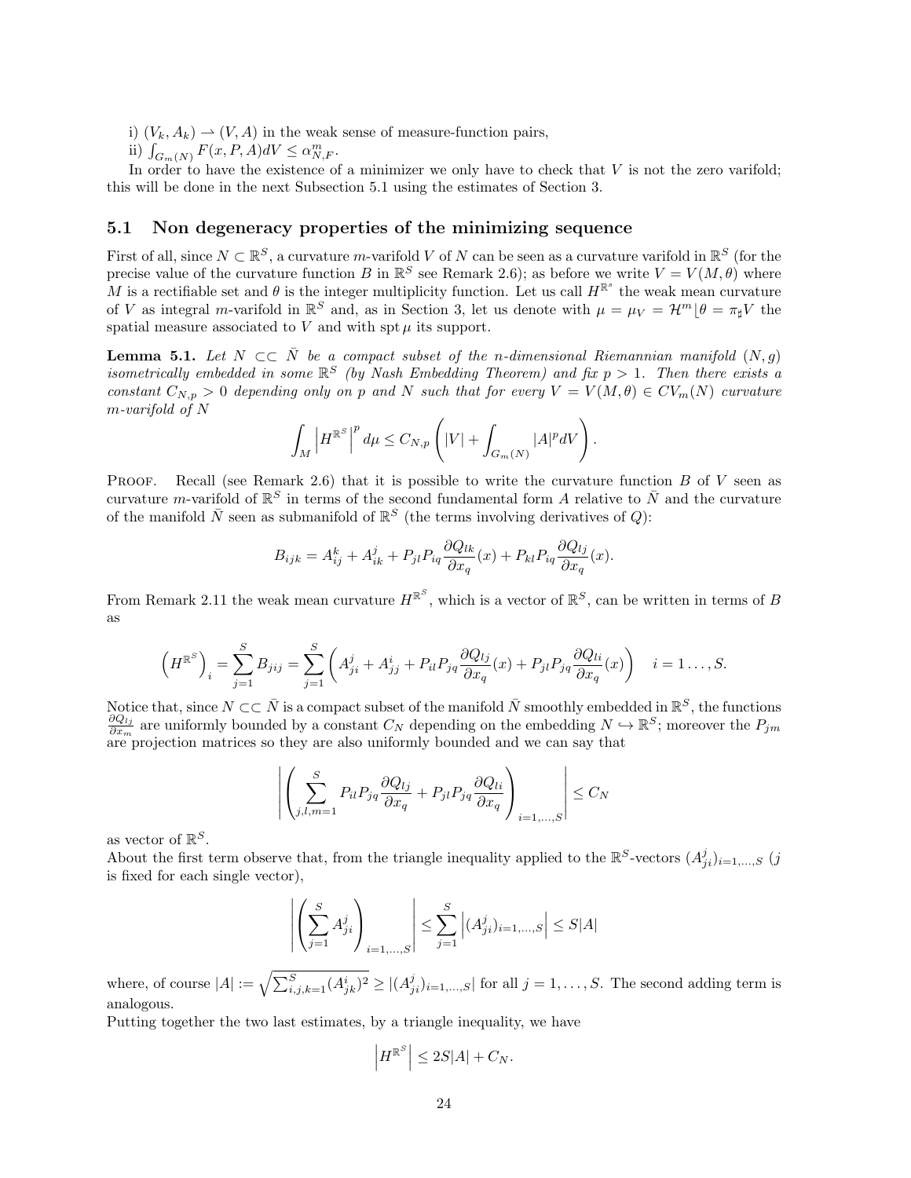i) $(V_k, A_k) \rightharpoonup (V, A)$ in the weak sense of measure-function pairs,

ii) $\int_{G_m(N)} F(x, P, A) dV \leq \alpha^m_{N,F}$.

In order to have the existence of a minimizer we only have to check that $V$ is not the zero varifold; this will be done in the next Subsection 5.1 using the estimates of Section 3.

## 5.1 Non degeneracy properties of the minimizing sequence

First of all, since $N \subset \mathbb{R}^S$, a curvature $m$-varifold $V$ of $N$ can be seen as a curvature varifold in $\mathbb{R}^S$ (for the precise value of the curvature function $B$ in $\mathbb{R}^S$ see Remark 2.6); as before we write $V = V(M, \theta)$ where $M$ is a rectifiable set and $\theta$ is the integer multiplicity function. Let us call $H^{\mathbb{R}^s}$ the weak mean curvature of $V$ as integral $m$-varifold in $\mathbb{R}^S$ and, as in Section 3, let us denote with $\mu = \mu_V = \mathcal{H}^m \lfloor \theta = \pi_\sharp V$ the spatial measure associated to $V$ and with $\operatorname{spt} \mu$ its support.

**Lemma 5.1.** *Let $N \subset\subset \bar{N}$ be a compact subset of the $n$-dimensional Riemannian manifold $(N, g)$ isometrically embedded in some $\mathbb{R}^S$ (by Nash Embedding Theorem) and fix $p > 1$. Then there exists a constant $C_{N,p} > 0$ depending only on $p$ and $N$ such that for every $V = V(M, \theta) \in CV_m(N)$ curvature $m$-varifold of $N$*

$$\int_M \left| H^{\mathbb{R}^S} \right|^p d\mu \leq C_{N,p} \left( |V| + \int_{G_m(N)} |A|^p dV \right).$$

Proof. Recall (see Remark 2.6) that it is possible to write the curvature function $B$ of $V$ seen as curvature $m$-varifold of $\mathbb{R}^S$ in terms of the second fundamental form $A$ relative to $\bar{N}$ and the curvature of the manifold $\bar{N}$ seen as submanifold of $\mathbb{R}^S$ (the terms involving derivatives of $Q$):

$$B_{ijk} = A^k_{ij} + A^j_{ik} + P_{jl} P_{iq} \frac{\partial Q_{lk}}{\partial x_q}(x) + P_{kl} P_{iq} \frac{\partial Q_{lj}}{\partial x_q}(x).$$

From Remark 2.11 the weak mean curvature $H^{\mathbb{R}^S}$, which is a vector of $\mathbb{R}^S$, can be written in terms of $B$ as

$$\left( H^{\mathbb{R}^S} \right)_i = \sum_{j=1}^S B_{jij} = \sum_{j=1}^S \left( A^j_{ji} + A^i_{jj} + P_{il} P_{jq} \frac{\partial Q_{lj}}{\partial x_q}(x) + P_{jl} P_{jq} \frac{\partial Q_{li}}{\partial x_q}(x) \right) \quad i = 1 \ldots, S.$$

Notice that, since $N \subset\subset \bar{N}$ is a compact subset of the manifold $\bar{N}$ smoothly embedded in $\mathbb{R}^S$, the functions $\frac{\partial Q_{lj}}{\partial x_m}$ are uniformly bounded by a constant $C_N$ depending on the embedding $N \hookrightarrow \mathbb{R}^S$; moreover the $P_{jm}$ are projection matrices so they are also uniformly bounded and we can say that

$$\left| \left( \sum_{j,l,m=1}^S P_{il} P_{jq} \frac{\partial Q_{lj}}{\partial x_q} + P_{jl} P_{jq} \frac{\partial Q_{li}}{\partial x_q} \right)_{i=1,\ldots,S} \right| \leq C_N$$

as vector of $\mathbb{R}^S$.

About the first term observe that, from the triangle inequality applied to the $\mathbb{R}^S$-vectors $(A^j_{ji})_{i=1,\ldots,S}$ ($j$ is fixed for each single vector),

$$\left| \left( \sum_{j=1}^S A^j_{ji} \right)_{i=1,\ldots,S} \right| \leq \sum_{j=1}^S \left| (A^j_{ji})_{i=1,\ldots,S} \right| \leq S|A|$$

where, of course $|A| := \sqrt{\sum_{i,j,k=1}^S (A^i_{jk})^2} \geq |(A^j_{ji})_{i=1,\ldots,S}|$ for all $j = 1, \ldots, S$. The second adding term is analogous.

Putting together the two last estimates, by a triangle inequality, we have

$$\left| H^{\mathbb{R}^S} \right| \leq 2S|A| + C_N.$$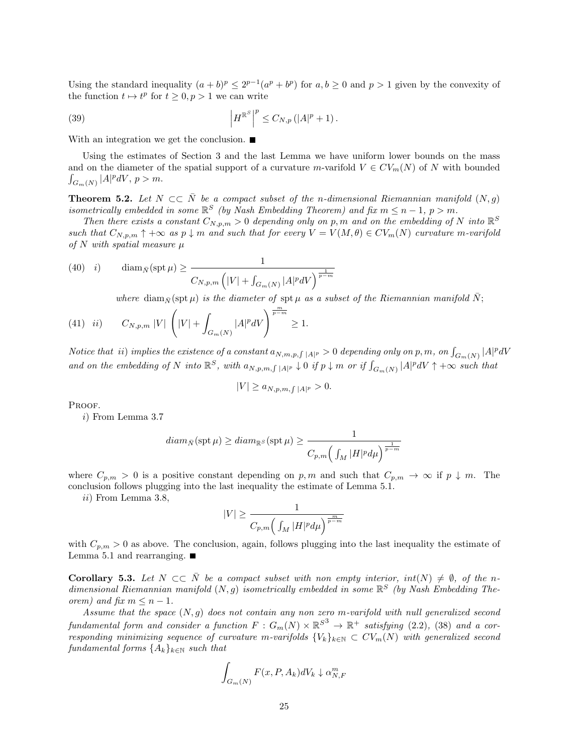Using the standard inequality $(a+b)^p \leq 2^{p-1}(a^p + b^p)$ for $a, b \geq 0$ and $p > 1$ given by the convexity of the function $t \mapsto t^p$ for $t \geq 0, p > 1$ we can write

$$\left| H^{\mathbb{R}^S} \right|^p \leq C_{N,p} \left( |A|^p + 1 \right). \tag{39}$$

With an integration we get the conclusion. ■

Using the estimates of Section 3 and the last Lemma we have uniform lower bounds on the mass and on the diameter of the spatial support of a curvature $m$-varifold $V \in CV_m(N)$ of $N$ with bounded $\int_{G_m(N)} |A|^p dV$, $p > m$.

**Theorem 5.2.** *Let $N \subset\subset \bar{N}$ be a compact subset of the $n$-dimensional Riemannian manifold $(N, g)$ isometrically embedded in some $\mathbb{R}^S$ (by Nash Embedding Theorem) and fix $m \leq n-1$, $p > m$.*

*Then there exists a constant $C_{N,p,m} > 0$ depending only on $p, m$ and on the embedding of $N$ into $\mathbb{R}^S$ such that $C_{N,p,m} \uparrow +\infty$ as $p \downarrow m$ and such that for every $V = V(M, \theta) \in CV_m(N)$ curvature $m$-varifold of $N$ with spatial measure $\mu$*

$$\text{(40)} \quad i) \qquad \operatorname{diam}_{\bar{N}}(\operatorname{spt} \mu) \geq \frac{1}{C_{N,p,m} \left( |V| + \int_{G_m(N)} |A|^p dV \right)^{\frac{1}{p-m}}}$$

*where $\operatorname{diam}_{\bar{N}}(\operatorname{spt} \mu)$ is the diameter of $\operatorname{spt} \mu$ as a subset of the Riemannian manifold $\bar{N}$;*

$$\text{(41)} \quad ii) \qquad C_{N,p,m} \, |V| \left( |V| + \int_{G_m(N)} |A|^p dV \right)^{\frac{m}{p-m}} \geq 1.$$

*Notice that $ii)$ implies the existence of a constant $a_{N,m,p,\int |A|^p} > 0$ depending only on $p, m$, on $\int_{G_m(N)} |A|^p dV$ and on the embedding of $N$ into $\mathbb{R}^S$, with $a_{N,p,m,\int |A|^p} \downarrow 0$ if $p \downarrow m$ or if $\int_{G_m(N)} |A|^p dV \uparrow +\infty$ such that*

$$|V| \geq a_{N,p,m,\int |A|^p} > 0.$$

Proof.

$i)$ From Lemma 3.7

$$diam_{\bar{N}}(\operatorname{spt} \mu) \geq diam_{\mathbb{R}^S}(\operatorname{spt} \mu) \geq \frac{1}{C_{p,m} \Big( \int_M |H|^p d\mu \Big)^{\frac{1}{p-m}}}$$

where $C_{p,m} > 0$ is a positive constant depending on $p, m$ and such that $C_{p,m} \to \infty$ if $p \downarrow m$. The conclusion follows plugging into the last inequality the estimate of Lemma 5.1.

$ii)$ From Lemma 3.8,

$$|V| \geq \frac{1}{C_{p,m} \Big( \int_M |H|^p d\mu \Big)^{\frac{m}{p-m}}}$$

with $C_{p,m} > 0$ as above. The conclusion, again, follows plugging into the last inequality the estimate of Lemma 5.1 and rearranging. ■

**Corollary 5.3.** *Let $N \subset\subset \bar{N}$ be a compact subset with non empty interior, $int(N) \neq \emptyset$, of the $n$-dimensional Riemannian manifold $(N, g)$ isometrically embedded in some $\mathbb{R}^S$ (by Nash Embedding Theorem) and fix $m \leq n-1$.*

*Assume that the space $(N, g)$ does not contain any non zero $m$-varifold with null generalized second fundamental form and consider a function $F : G_m(N) \times \mathbb{R}^{S^3} \to \mathbb{R}^+$ satisfying (2.2), (38) and a corresponding minimizing sequence of curvature $m$-varifolds $\{V_k\}_{k \in \mathbb{N}} \subset CV_m(N)$ with generalized second fundamental forms $\{A_k\}_{k \in \mathbb{N}}$ such that*

$$\int_{G_m(N)} F(x, P, A_k) dV_k \downarrow \alpha^m_{N,F}$$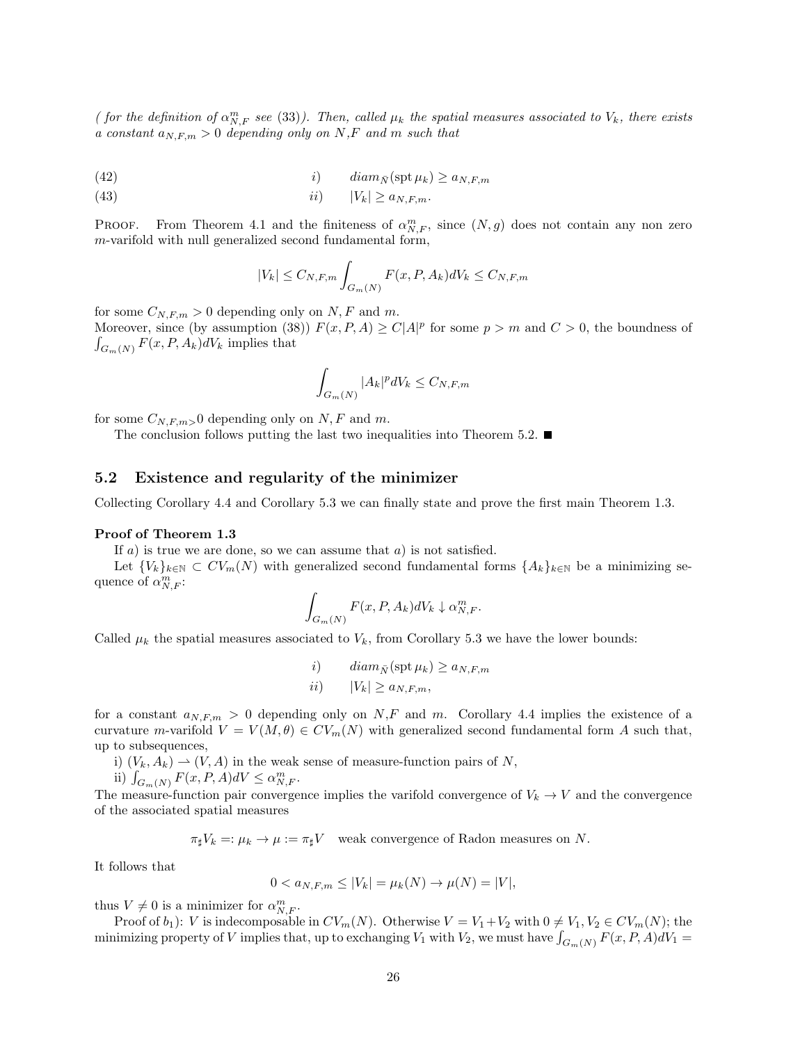*( for the definition of $\alpha^m_{N,F}$ see (33)). Then, called $\mu_k$ the spatial measures associated to $V_k$, there exists a constant $a_{N,F,m} > 0$ depending only on $N$,$F$ and $m$ such that*

$$
i) \qquad diam_{\bar{N}}(\operatorname{spt}\mu_k) \geq a_{N,F,m} \tag{42}
$$

$$
ii) \qquad |V_k| \geq a_{N,F,m}. \tag{43}
$$

Proof. From Theorem 4.1 and the finiteness of $\alpha^m_{N,F}$, since $(N,g)$ does not contain any non zero $m$-varifold with null generalized second fundamental form,

$$
|V_k| \leq C_{N,F,m} \int_{G_m(N)} F(x,P,A_k) dV_k \leq C_{N,F,m}
$$

for some $C_{N,F,m} > 0$ depending only on $N,F$ and $m$.
Moreover, since (by assumption (38)) $F(x,P,A) \geq C|A|^p$ for some $p > m$ and $C > 0$, the boundness of $\int_{G_m(N)} F(x,P,A_k)dV_k$ implies that

$$
\int_{G_m(N)} |A_k|^p dV_k \leq C_{N,F,m}
$$

for some $C_{N,F,m}$>0 depending only on $N,F$ and $m$.

The conclusion follows putting the last two inequalities into Theorem 5.2. ■

## 5.2 Existence and regularity of the minimizer

Collecting Corollary 4.4 and Corollary 5.3 we can finally state and prove the first main Theorem 1.3.

**Proof of Theorem 1.3**

If $a)$ is true we are done, so we can assume that $a)$ is not satisfied.

Let $\{V_k\}_{k\in\mathbb{N}} \subset CV_m(N)$ with generalized second fundamental forms $\{A_k\}_{k\in\mathbb{N}}$ be a minimizing sequence of $\alpha^m_{N,F}$:

$$
\int_{G_m(N)} F(x,P,A_k)dV_k \downarrow \alpha^m_{N,F}.
$$

Called $\mu_k$ the spatial measures associated to $V_k$, from Corollary 5.3 we have the lower bounds:

$$
\begin{aligned}
i) \qquad & diam_{\bar{N}}(\operatorname{spt}\mu_k) \geq a_{N,F,m} \\
ii) \qquad & |V_k| \geq a_{N,F,m},
\end{aligned}
$$

for a constant $a_{N,F,m} > 0$ depending only on $N$,$F$ and $m$. Corollary 4.4 implies the existence of a curvature $m$-varifold $V = V(M,\theta) \in CV_m(N)$ with generalized second fundamental form $A$ such that, up to subsequences,

i) $(V_k, A_k) \rightharpoonup (V, A)$ in the weak sense of measure-function pairs of $N$,

ii) $\int_{G_m(N)} F(x,P,A)dV \leq \alpha^m_{N,F}$.

The measure-function pair convergence implies the varifold convergence of $V_k \to V$ and the convergence of the associated spatial measures

$$
\pi_\sharp V_k =: \mu_k \to \mu := \pi_\sharp V \quad \text{weak convergence of Radon measures on } N.
$$

It follows that

$$
0 < a_{N,F,m} \leq |V_k| = \mu_k(N) \to \mu(N) = |V|,
$$

thus $V \neq 0$ is a minimizer for $\alpha^m_{N,F}$.

Proof of $b_1$): $V$ is indecomposable in $CV_m(N)$. Otherwise $V = V_1 + V_2$ with $0 \neq V_1, V_2 \in CV_m(N)$; the minimizing property of $V$ implies that, up to exchanging $V_1$ with $V_2$, we must have $\int_{G_m(N)} F(x,P,A)dV_1 =$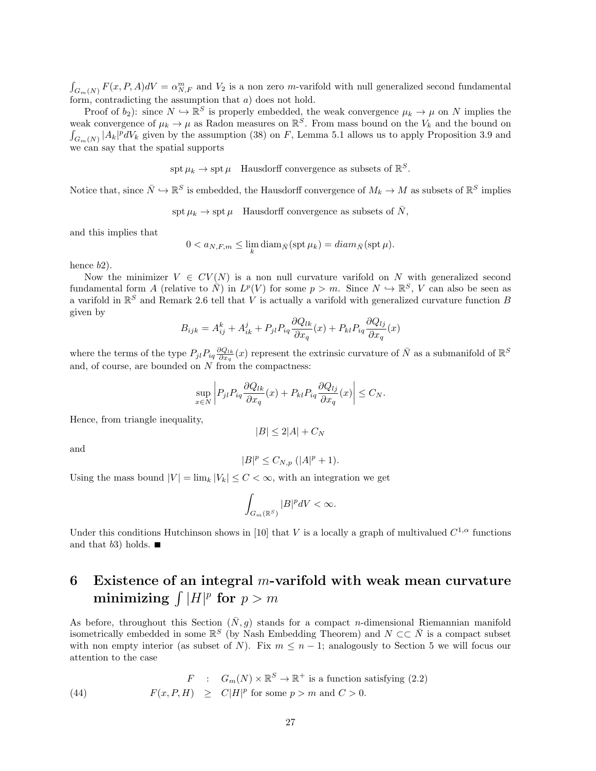$\int_{G_m(N)} F(x,P,A)dV = \alpha^m_{N,F}$ and $V_2$ is a non zero $m$-varifold with null generalized second fundamental form, contradicting the assumption that $a)$ does not hold.

Proof of $b_2$): since $N \hookrightarrow \mathbb{R}^S$ is properly embedded, the weak convergence $\mu_k \to \mu$ on $N$ implies the weak convergence of $\mu_k \to \mu$ as Radon measures on $\mathbb{R}^S$. From mass bound on the $V_k$ and the bound on $\int_{G_m(N)} |A_k|^p dV_k$ given by the assumption (38) on $F$, Lemma 5.1 allows us to apply Proposition 3.9 and we can say that the spatial supports

$$\operatorname{spt}\mu_k \to \operatorname{spt}\mu \quad \text{Hausdorff convergence as subsets of } \mathbb{R}^S.$$

Notice that, since $\bar{N} \hookrightarrow \mathbb{R}^S$ is embedded, the Hausdorff convergence of $M_k \to M$ as subsets of $\mathbb{R}^S$ implies

$$\operatorname{spt}\mu_k \to \operatorname{spt}\mu \quad \text{Hausdorff convergence as subsets of } \bar{N},$$

and this implies that

$$0 < a_{N,F,m} \leq \lim_k \operatorname{diam}_{\bar{N}}(\operatorname{spt}\mu_k) = diam_{\bar{N}}(\operatorname{spt}\mu).$$

hence $b2$).

Now the minimizer $V \in CV(N)$ is a non null curvature varifold on $N$ with generalized second fundamental form $A$ (relative to $\bar{N}$) in $L^p(V)$ for some $p > m$. Since $N \hookrightarrow \mathbb{R}^S$, $V$ can also be seen as a varifold in $\mathbb{R}^S$ and Remark 2.6 tell that $V$ is actually a varifold with generalized curvature function $B$ given by

$$B_{ijk} = A^k_{ij} + A^j_{ik} + P_{jl}P_{iq}\frac{\partial Q_{lk}}{\partial x_q}(x) + P_{kl}P_{iq}\frac{\partial Q_{lj}}{\partial x_q}(x)$$

where the terms of the type $P_{jl}P_{iq}\frac{\partial Q_{lk}}{\partial x_q}(x)$ represent the extrinsic curvature of $\bar{N}$ as a submanifold of $\mathbb{R}^S$ and, of course, are bounded on $N$ from the compactness:

$$\sup_{x\in N}\left| P_{jl}P_{iq}\frac{\partial Q_{lk}}{\partial x_q}(x) + P_{kl}P_{iq}\frac{\partial Q_{lj}}{\partial x_q}(x)\right| \leq C_N.$$

Hence, from triangle inequality,

$$|B| \leq 2|A| + C_N$$

and

$$|B|^p \leq C_{N,p}\,(|A|^p + 1).$$

Using the mass bound $|V| = \lim_k |V_k| \leq C < \infty$, with an integration we get

$$\int_{G_m(\mathbb{R}^S)} |B|^p dV < \infty.$$

Under this conditions Hutchinson shows in [10] that $V$ is a locally a graph of multivalued $C^{1,\alpha}$ functions and that $b3$) holds. ■

## 6 Existence of an integral $m$-varifold with weak mean curvature minimizing $\int |H|^p$ for $p > m$

As before, throughout this Section $(\bar{N}, g)$ stands for a compact $n$-dimensional Riemannian manifold isometrically embedded in some $\mathbb{R}^S$ (by Nash Embedding Theorem) and $N \subset\subset \bar{N}$ is a compact subset with non empty interior (as subset of $N$). Fix $m \leq n-1$; analogously to Section 5 we will focus our attention to the case

$$\begin{aligned} F \quad &: \quad G_m(N) \times \mathbb{R}^S \to \mathbb{R}^+ \text{ is a function satisfying (2.2)} \\ F(x,P,H) \quad &\geq \quad C|H|^p \text{ for some } p > m \text{ and } C > 0. \end{aligned} \tag{44}$$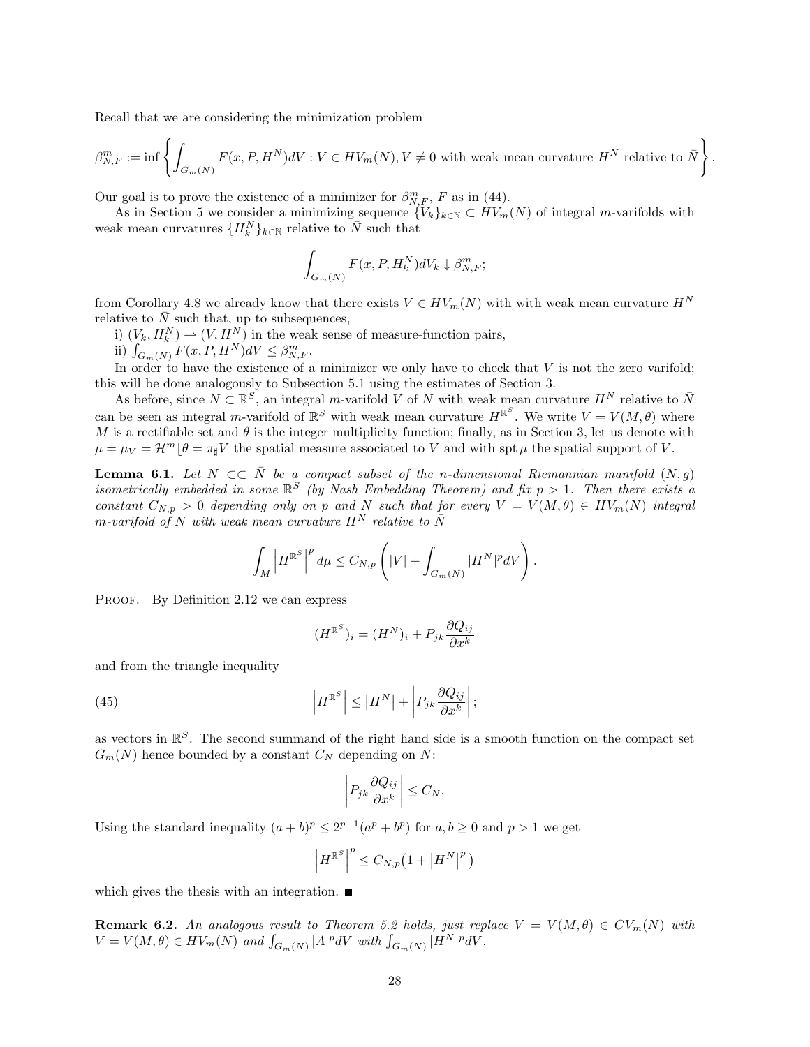Recall that we are considering the minimization problem

$$\beta^m_{N,F} := \inf \left\{ \int_{G_m(N)} F(x, P, H^N) dV : V \in HV_m(N), V \neq 0 \text{ with weak mean curvature } H^N \text{ relative to } \bar{N} \right\}.$$

Our goal is to prove the existence of a minimizer for $\beta^m_{N,F}$, $F$ as in (44).

As in Section 5 we consider a minimizing sequence $\{V_k\}_{k\in\mathbb{N}} \subset HV_m(N)$ of integral $m$-varifolds with weak mean curvatures $\{H^N_k\}_{k\in\mathbb{N}}$ relative to $\bar{N}$ such that

$$\int_{G_m(N)} F(x, P, H^N_k) dV_k \downarrow \beta^m_{N,F};$$

from Corollary 4.8 we already know that there exists $V \in HV_m(N)$ with with weak mean curvature $H^N$ relative to $\bar{N}$ such that, up to subsequences,

i) $(V_k, H^N_k) \rightharpoonup (V, H^N)$ in the weak sense of measure-function pairs,

ii) $\int_{G_m(N)} F(x, P, H^N) dV \leq \beta^m_{N,F}$.

In order to have the existence of a minimizer we only have to check that $V$ is not the zero varifold; this will be done analogously to Subsection 5.1 using the estimates of Section 3.

As before, since $N \subset \mathbb{R}^S$, an integral $m$-varifold $V$ of $N$ with weak mean curvature $H^N$ relative to $\bar{N}$ can be seen as integral $m$-varifold of $\mathbb{R}^S$ with weak mean curvature $H^{\mathbb{R}^S}$. We write $V = V(M, \theta)$ where $M$ is a rectifiable set and $\theta$ is the integer multiplicity function; finally, as in Section 3, let us denote with $\mu = \mu_V = \mathcal{H}^m \lfloor \theta = \pi_\sharp V$ the spatial measure associated to $V$ and with $\operatorname{spt}\mu$ the spatial support of $V$.

**Lemma 6.1.** *Let $N \subset\subset \bar{N}$ be a compact subset of the $n$-dimensional Riemannian manifold $(N, g)$ isometrically embedded in some $\mathbb{R}^S$ (by Nash Embedding Theorem) and fix $p > 1$. Then there exists a constant $C_{N,p} > 0$ depending only on $p$ and $N$ such that for every $V = V(M, \theta) \in HV_m(N)$ integral $m$-varifold of $N$ with weak mean curvature $H^N$ relative to $\bar{N}$*

$$\int_M \left| H^{\mathbb{R}^S} \right|^p d\mu \leq C_{N,p} \left( |V| + \int_{G_m(N)} |H^N|^p dV \right).$$

Proof. By Definition 2.12 we can express

$$(H^{\mathbb{R}^S})_i = (H^N)_i + P_{jk} \frac{\partial Q_{ij}}{\partial x^k}$$

and from the triangle inequality

$$\left| H^{\mathbb{R}^S} \right| \leq \left| H^N \right| + \left| P_{jk} \frac{\partial Q_{ij}}{\partial x^k} \right|; \tag{45}$$

as vectors in $\mathbb{R}^S$. The second summand of the right hand side is a smooth function on the compact set $G_m(N)$ hence bounded by a constant $C_N$ depending on $N$:

$$\left| P_{jk} \frac{\partial Q_{ij}}{\partial x^k} \right| \leq C_N.$$

Using the standard inequality $(a + b)^p \leq 2^{p-1}(a^p + b^p)$ for $a, b \geq 0$ and $p > 1$ we get

$$\left| H^{\mathbb{R}^S} \right|^p \leq C_{N,p} \left( 1 + \left| H^N \right|^p \right)$$

which gives the thesis with an integration. ∎

**Remark 6.2.** *An analogous result to Theorem 5.2 holds, just replace $V = V(M, \theta) \in CV_m(N)$ with $V = V(M, \theta) \in HV_m(N)$ and $\int_{G_m(N)} |A|^p dV$ with $\int_{G_m(N)} |H^N|^p dV$.*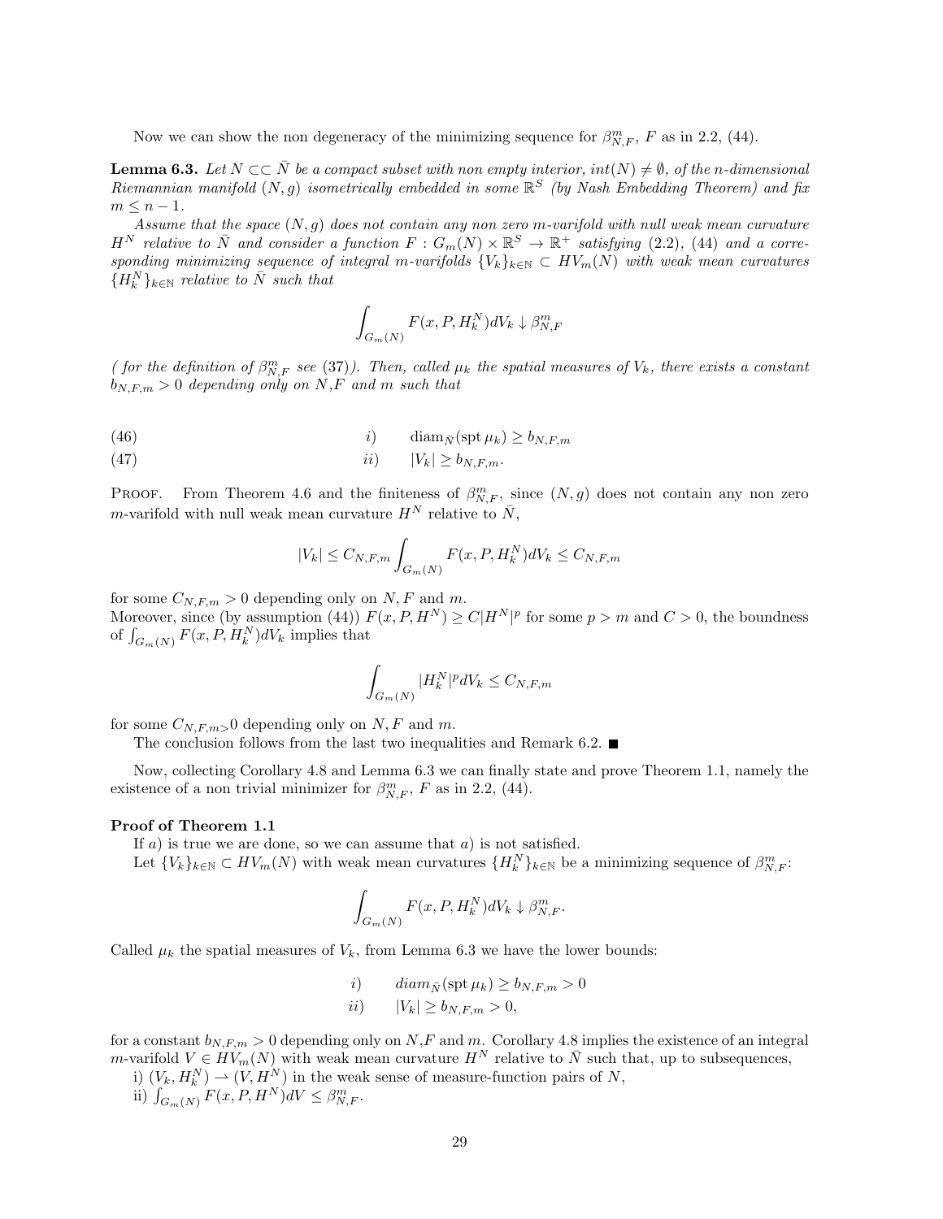Now we can show the non degeneracy of the minimizing sequence for $\beta^m_{N,F}$, $F$ as in 2.2, (44).

**Lemma 6.3.** *Let $N \subset\subset \bar{N}$ be a compact subset with non empty interior, $int(N) \neq \emptyset$, of the $n$-dimensional Riemannian manifold $(N, g)$ isometrically embedded in some $\mathbb{R}^S$ (by Nash Embedding Theorem) and fix $m \leq n-1$.*

*Assume that the space $(N, g)$ does not contain any non zero $m$-varifold with null weak mean curvature $H^N$ relative to $\bar{N}$ and consider a function $F : G_m(N) \times \mathbb{R}^S \to \mathbb{R}^+$ satisfying (2.2), (44) and a corresponding minimizing sequence of integral $m$-varifolds $\{V_k\}_{k\in\mathbb{N}} \subset HV_m(N)$ with weak mean curvatures $\{H^N_k\}_{k\in\mathbb{N}}$ relative to $\bar{N}$ such that*

$$\int_{G_m(N)} F(x, P, H^N_k) dV_k \downarrow \beta^m_{N,F}$$

*( for the definition of $\beta^m_{N,F}$ see (37)). Then, called $\mu_k$ the spatial measures of $V_k$, there exists a constant $b_{N,F,m} > 0$ depending only on $N$,$F$ and $m$ such that*

$$i) \qquad \operatorname{diam}_{\bar{N}}(\operatorname{spt}\mu_k) \geq b_{N,F,m} \tag{46}$$

$$ii) \qquad |V_k| \geq b_{N,F,m}. \tag{47}$$

Proof. From Theorem 4.6 and the finiteness of $\beta^m_{N,F}$, since $(N, g)$ does not contain any non zero $m$-varifold with null weak mean curvature $H^N$ relative to $\bar{N}$,

$$|V_k| \leq C_{N,F,m} \int_{G_m(N)} F(x, P, H^N_k) dV_k \leq C_{N,F,m}$$

for some $C_{N,F,m} > 0$ depending only on $N, F$ and $m$.
Moreover, since (by assumption (44)) $F(x, P, H^N) \geq C|H^N|^p$ for some $p > m$ and $C > 0$, the boundness of $\int_{G_m(N)} F(x, P, H^N_k) dV_k$ implies that

$$\int_{G_m(N)} |H^N_k|^p dV_k \leq C_{N,F,m}$$

for some $C_{N,F,m}{>}0$ depending only on $N, F$ and $m$.

The conclusion follows from the last two inequalities and Remark 6.2. ■

Now, collecting Corollary 4.8 and Lemma 6.3 we can finally state and prove Theorem 1.1, namely the existence of a non trivial minimizer for $\beta^m_{N,F}$, $F$ as in 2.2, (44).

**Proof of Theorem 1.1**

If $a)$ is true we are done, so we can assume that $a)$ is not satisfied.
Let $\{V_k\}_{k\in\mathbb{N}} \subset HV_m(N)$ with weak mean curvatures $\{H^N_k\}_{k\in\mathbb{N}}$ be a minimizing sequence of $\beta^m_{N,F}$:

$$\int_{G_m(N)} F(x, P, H^N_k) dV_k \downarrow \beta^m_{N,F}.$$

Called $\mu_k$ the spatial measures of $V_k$, from Lemma 6.3 we have the lower bounds:

$$i) \qquad diam_{\bar{N}}(\operatorname{spt}\mu_k) \geq b_{N,F,m} > 0$$
$$ii) \qquad |V_k| \geq b_{N,F,m} > 0,$$

for a constant $b_{N,F,m} > 0$ depending only on $N$,$F$ and $m$. Corollary 4.8 implies the existence of an integral $m$-varifold $V \in HV_m(N)$ with weak mean curvature $H^N$ relative to $\bar{N}$ such that, up to subsequences,

i) $(V_k, H^N_k) \rightharpoonup (V, H^N)$ in the weak sense of measure-function pairs of $N$,

ii) $\int_{G_m(N)} F(x, P, H^N) dV \leq \beta^m_{N,F}$.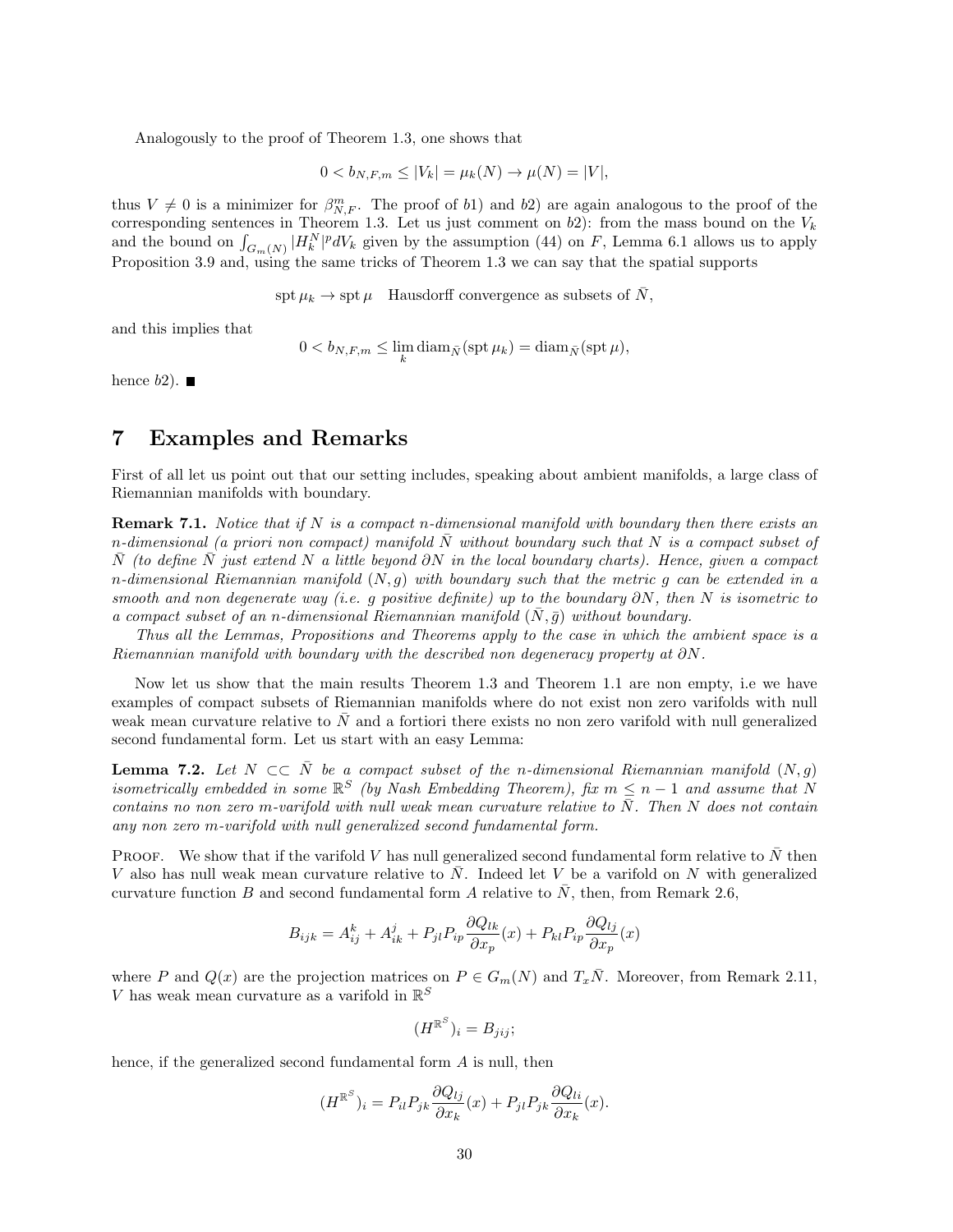Analogously to the proof of Theorem 1.3, one shows that

$$0 < b_{N,F,m} \leq |V_k| = \mu_k(N) \to \mu(N) = |V|,$$

thus $V \neq 0$ is a minimizer for $\beta^m_{N,F}$. The proof of $b1$) and $b2$) are again analogous to the proof of the corresponding sentences in Theorem 1.3. Let us just comment on $b2$): from the mass bound on the $V_k$ and the bound on $\int_{G_m(N)} |H^N_k|^p dV_k$ given by the assumption (44) on $F$, Lemma 6.1 allows us to apply Proposition 3.9 and, using the same tricks of Theorem 1.3 we can say that the spatial supports

$$\operatorname{spt} \mu_k \to \operatorname{spt} \mu \quad \text{Hausdorff convergence as subsets of } \bar{N},$$

and this implies that

$$0 < b_{N,F,m} \leq \lim_k \operatorname{diam}_{\bar{N}}(\operatorname{spt} \mu_k) = \operatorname{diam}_{\bar{N}}(\operatorname{spt} \mu),$$

hence $b2$). ■

# 7 Examples and Remarks

First of all let us point out that our setting includes, speaking about ambient manifolds, a large class of Riemannian manifolds with boundary.

**Remark 7.1.** *Notice that if $N$ is a compact $n$-dimensional manifold with boundary then there exists an $n$-dimensional (a priori non compact) manifold $\bar{N}$ without boundary such that $N$ is a compact subset of $\bar{N}$ (to define $\bar{N}$ just extend $N$ a little beyond $\partial N$ in the local boundary charts). Hence, given a compact $n$-dimensional Riemannian manifold $(N, g)$ with boundary such that the metric $g$ can be extended in a smooth and non degenerate way (i.e. $g$ positive definite) up to the boundary $\partial N$, then $N$ is isometric to a compact subset of an $n$-dimensional Riemannian manifold $(\bar{N}, \bar{g})$ without boundary.*

*Thus all the Lemmas, Propositions and Theorems apply to the case in which the ambient space is a Riemannian manifold with boundary with the described non degeneracy property at $\partial N$.*

Now let us show that the main results Theorem 1.3 and Theorem 1.1 are non empty, i.e we have examples of compact subsets of Riemannian manifolds where do not exist non zero varifolds with null weak mean curvature relative to $\bar{N}$ and a fortiori there exists no non zero varifold with null generalized second fundamental form. Let us start with an easy Lemma:

**Lemma 7.2.** *Let $N \subset\subset \bar{N}$ be a compact subset of the $n$-dimensional Riemannian manifold $(N, g)$ isometrically embedded in some $\mathbb{R}^S$ (by Nash Embedding Theorem), fix $m \leq n-1$ and assume that $N$ contains no non zero $m$-varifold with null weak mean curvature relative to $\bar{N}$. Then $N$ does not contain any non zero $m$-varifold with null generalized second fundamental form.*

Proof. We show that if the varifold $V$ has null generalized second fundamental form relative to $\bar{N}$ then $V$ also has null weak mean curvature relative to $\bar{N}$. Indeed let $V$ be a varifold on $N$ with generalized curvature function $B$ and second fundamental form $A$ relative to $\bar{N}$, then, from Remark 2.6,

$$B_{ijk} = A^k_{ij} + A^j_{ik} + P_{jl} P_{ip} \frac{\partial Q_{lk}}{\partial x_p}(x) + P_{kl} P_{ip} \frac{\partial Q_{lj}}{\partial x_p}(x)$$

where $P$ and $Q(x)$ are the projection matrices on $P \in G_m(N)$ and $T_x \bar{N}$. Moreover, from Remark 2.11, $V$ has weak mean curvature as a varifold in $\mathbb{R}^S$

$$(H^{\mathbb{R}^S})_i = B_{jij};$$

hence, if the generalized second fundamental form $A$ is null, then

$$(H^{\mathbb{R}^S})_i = P_{il} P_{jk} \frac{\partial Q_{lj}}{\partial x_k}(x) + P_{jl} P_{jk} \frac{\partial Q_{li}}{\partial x_k}(x).$$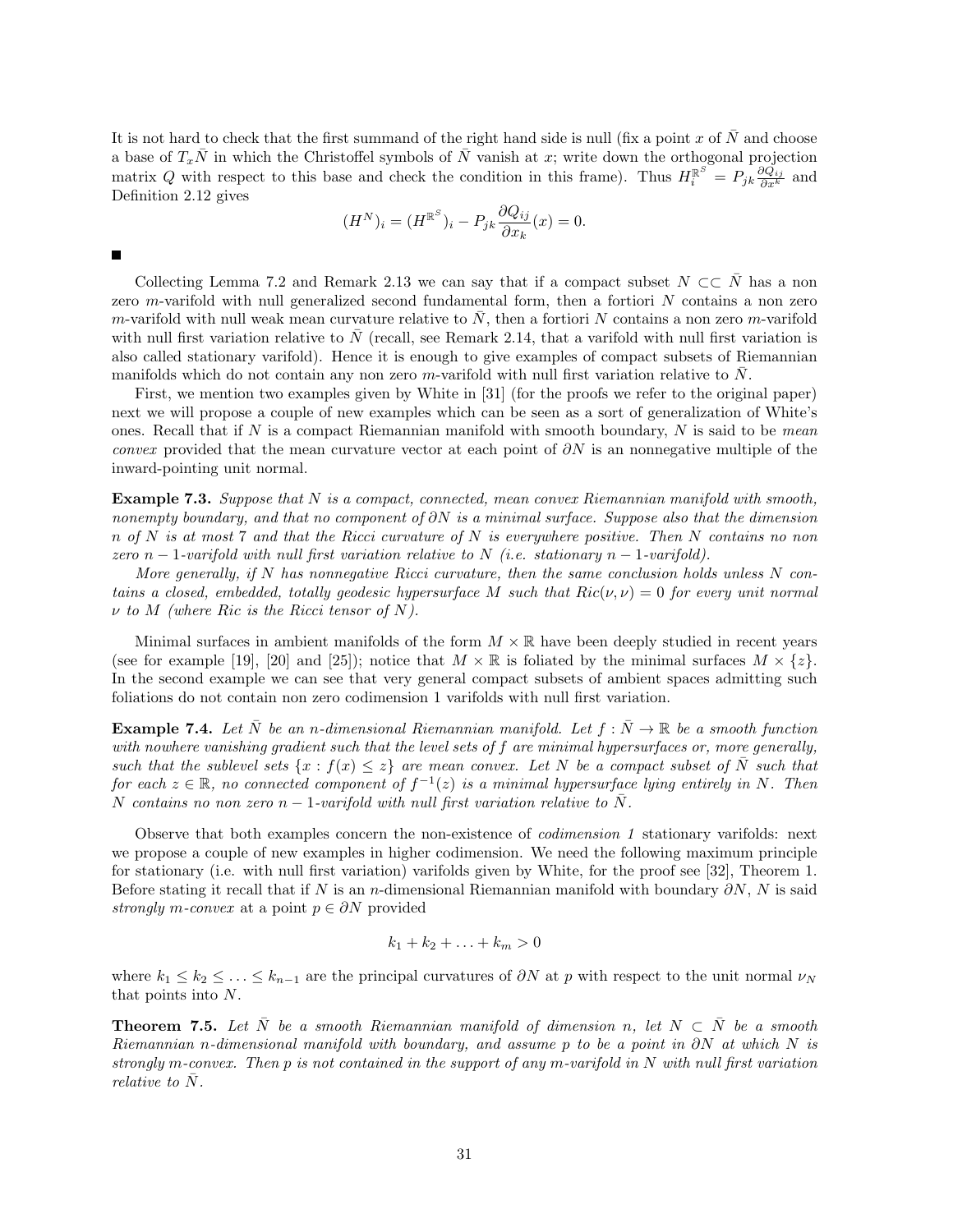It is not hard to check that the first summand of the right hand side is null (fix a point $x$ of $\bar{N}$ and choose a base of $T_x\bar{N}$ in which the Christoffel symbols of $\bar{N}$ vanish at $x$; write down the orthogonal projection matrix $Q$ with respect to this base and check the condition in this frame). Thus $H_i^{\mathbb{R}^S} = P_{jk}\frac{\partial Q_{ij}}{\partial x^k}$ and Definition 2.12 gives

$$(H^N)_i = (H^{\mathbb{R}^S})_i - P_{jk}\frac{\partial Q_{ij}}{\partial x_k}(x) = 0.$$

■

Collecting Lemma 7.2 and Remark 2.13 we can say that if a compact subset $N \subset\subset \bar{N}$ has a non zero $m$-varifold with null generalized second fundamental form, then a fortiori $N$ contains a non zero $m$-varifold with null weak mean curvature relative to $\bar{N}$, then a fortiori $N$ contains a non zero $m$-varifold with null first variation relative to $\bar{N}$ (recall, see Remark 2.14, that a varifold with null first variation is also called stationary varifold). Hence it is enough to give examples of compact subsets of Riemannian manifolds which do not contain any non zero $m$-varifold with null first variation relative to $\bar{N}$.

First, we mention two examples given by White in [31] (for the proofs we refer to the original paper) next we will propose a couple of new examples which can be seen as a sort of generalization of White's ones. Recall that if $N$ is a compact Riemannian manifold with smooth boundary, $N$ is said to be *mean convex* provided that the mean curvature vector at each point of $\partial N$ is an nonnegative multiple of the inward-pointing unit normal.

**Example 7.3.** *Suppose that $N$ is a compact, connected, mean convex Riemannian manifold with smooth, nonempty boundary, and that no component of $\partial N$ is a minimal surface. Suppose also that the dimension $n$ of $N$ is at most 7 and that the Ricci curvature of $N$ is everywhere positive. Then $N$ contains no non zero $n-1$-varifold with null first variation relative to $N$ (i.e. stationary $n-1$-varifold).*

*More generally, if $N$ has nonnegative Ricci curvature, then the same conclusion holds unless $N$ contains a closed, embedded, totally geodesic hypersurface $M$ such that $Ric(\nu,\nu) = 0$ for every unit normal $\nu$ to $M$ (where $Ric$ is the Ricci tensor of $N$).*

Minimal surfaces in ambient manifolds of the form $M \times \mathbb{R}$ have been deeply studied in recent years (see for example [19], [20] and [25]); notice that $M \times \mathbb{R}$ is foliated by the minimal surfaces $M \times \{z\}$. In the second example we can see that very general compact subsets of ambient spaces admitting such foliations do not contain non zero codimension 1 varifolds with null first variation.

**Example 7.4.** *Let $\bar{N}$ be an $n$-dimensional Riemannian manifold. Let $f : \bar{N} \to \mathbb{R}$ be a smooth function with nowhere vanishing gradient such that the level sets of $f$ are minimal hypersurfaces or, more generally, such that the sublevel sets $\{x : f(x) \leq z\}$ are mean convex. Let $N$ be a compact subset of $\bar{N}$ such that for each $z \in \mathbb{R}$, no connected component of $f^{-1}(z)$ is a minimal hypersurface lying entirely in $N$. Then $N$ contains no non zero $n-1$-varifold with null first variation relative to $\bar{N}$.*

Observe that both examples concern the non-existence of *codimension 1* stationary varifolds: next we propose a couple of new examples in higher codimension. We need the following maximum principle for stationary (i.e. with null first variation) varifolds given by White, for the proof see [32], Theorem 1. Before stating it recall that if $N$ is an $n$-dimensional Riemannian manifold with boundary $\partial N$, $N$ is said *strongly $m$-convex* at a point $p \in \partial N$ provided

$$k_1 + k_2 + \ldots + k_m > 0$$

where $k_1 \leq k_2 \leq \ldots \leq k_{n-1}$ are the principal curvatures of $\partial N$ at $p$ with respect to the unit normal $\nu_N$ that points into $N$.

**Theorem 7.5.** *Let $\bar{N}$ be a smooth Riemannian manifold of dimension $n$, let $N \subset \bar{N}$ be a smooth Riemannian $n$-dimensional manifold with boundary, and assume $p$ to be a point in $\partial N$ at which $N$ is strongly $m$-convex. Then $p$ is not contained in the support of any $m$-varifold in $N$ with null first variation relative to $\bar{N}$.*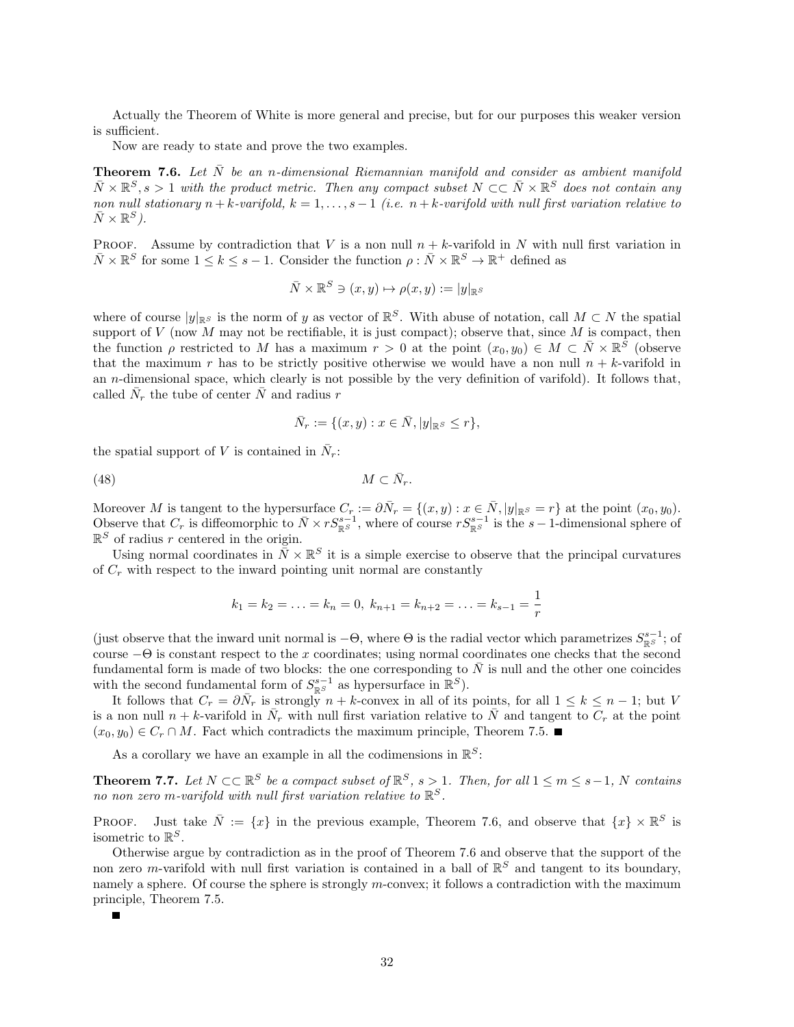Actually the Theorem of White is more general and precise, but for our purposes this weaker version is sufficient.

Now are ready to state and prove the two examples.

**Theorem 7.6.** *Let $\bar{N}$ be an $n$-dimensional Riemannian manifold and consider as ambient manifold $\bar{N} \times \mathbb{R}^S, s > 1$ with the product metric. Then any compact subset $N \subset\subset \bar{N} \times \mathbb{R}^S$ does not contain any non null stationary $n+k$-varifold, $k = 1, \ldots, s-1$ (i.e. $n+k$-varifold with null first variation relative to $\bar{N} \times \mathbb{R}^S$).*

Proof. Assume by contradiction that $V$ is a non null $n+k$-varifold in $N$ with null first variation in $\bar{N} \times \mathbb{R}^S$ for some $1 \le k \le s-1$. Consider the function $\rho : \bar{N} \times \mathbb{R}^S \to \mathbb{R}^+$ defined as

$$\bar{N} \times \mathbb{R}^S \ni (x, y) \mapsto \rho(x, y) := |y|_{\mathbb{R}^S}$$

where of course $|y|_{\mathbb{R}^S}$ is the norm of $y$ as vector of $\mathbb{R}^S$. With abuse of notation, call $M \subset N$ the spatial support of $V$ (now $M$ may not be rectifiable, it is just compact); observe that, since $M$ is compact, then the function $\rho$ restricted to $M$ has a maximum $r > 0$ at the point $(x_0, y_0) \in M \subset \bar{N} \times \mathbb{R}^S$ (observe that the maximum $r$ has to be strictly positive otherwise we would have a non null $n+k$-varifold in an $n$-dimensional space, which clearly is not possible by the very definition of varifold). It follows that, called $\bar{N}_r$ the tube of center $\bar{N}$ and radius $r$

$$\bar{N}_r := \{(x, y) : x \in \bar{N}, |y|_{\mathbb{R}^S} \le r\},$$

the spatial support of $V$ is contained in $\bar{N}_r$:

$$M \subset \bar{N}_r. \tag{48}$$

Moreover $M$ is tangent to the hypersurface $C_r := \partial \bar{N}_r = \{(x, y) : x \in \bar{N}, |y|_{\mathbb{R}^S} = r\}$ at the point $(x_0, y_0)$. Observe that $C_r$ is diffeomorphic to $\bar{N} \times r S^{s-1}_{\mathbb{R}^S}$, where of course $r S^{s-1}_{\mathbb{R}^S}$ is the $s-1$-dimensional sphere of $\mathbb{R}^S$ of radius $r$ centered in the origin.

Using normal coordinates in $\bar{N} \times \mathbb{R}^S$ it is a simple exercise to observe that the principal curvatures of $C_r$ with respect to the inward pointing unit normal are constantly

$$k_1 = k_2 = \ldots = k_n = 0,\ k_{n+1} = k_{n+2} = \ldots = k_{s-1} = \frac{1}{r}$$

(just observe that the inward unit normal is $-\Theta$, where $\Theta$ is the radial vector which parametrizes $S^{s-1}_{\mathbb{R}^S}$; of course $-\Theta$ is constant respect to the $x$ coordinates; using normal coordinates one checks that the second fundamental form is made of two blocks: the one corresponding to $\bar{N}$ is null and the other one coincides with the second fundamental form of $S^{s-1}_{\mathbb{R}^S}$ as hypersurface in $\mathbb{R}^S$).

It follows that $C_r = \partial \bar{N}_r$ is strongly $n+k$-convex in all of its points, for all $1 \le k \le n-1$; but $V$ is a non null $n+k$-varifold in $\bar{N}_r$ with null first variation relative to $\bar{N}$ and tangent to $C_r$ at the point $(x_0, y_0) \in C_r \cap M$. Fact which contradicts the maximum principle, Theorem 7.5. ■

As a corollary we have an example in all the codimensions in $\mathbb{R}^S$:

**Theorem 7.7.** *Let $N \subset\subset \mathbb{R}^S$ be a compact subset of $\mathbb{R}^S$, $s > 1$. Then, for all $1 \le m \le s-1$, $N$ contains no non zero $m$-varifold with null first variation relative to $\mathbb{R}^S$.*

Proof. Just take $\bar{N} := \{x\}$ in the previous example, Theorem 7.6, and observe that $\{x\} \times \mathbb{R}^S$ is isometric to $\mathbb{R}^S$.

Otherwise argue by contradiction as in the proof of Theorem 7.6 and observe that the support of the non zero $m$-varifold with null first variation is contained in a ball of $\mathbb{R}^S$ and tangent to its boundary, namely a sphere. Of course the sphere is strongly $m$-convex; it follows a contradiction with the maximum principle, Theorem 7.5.

■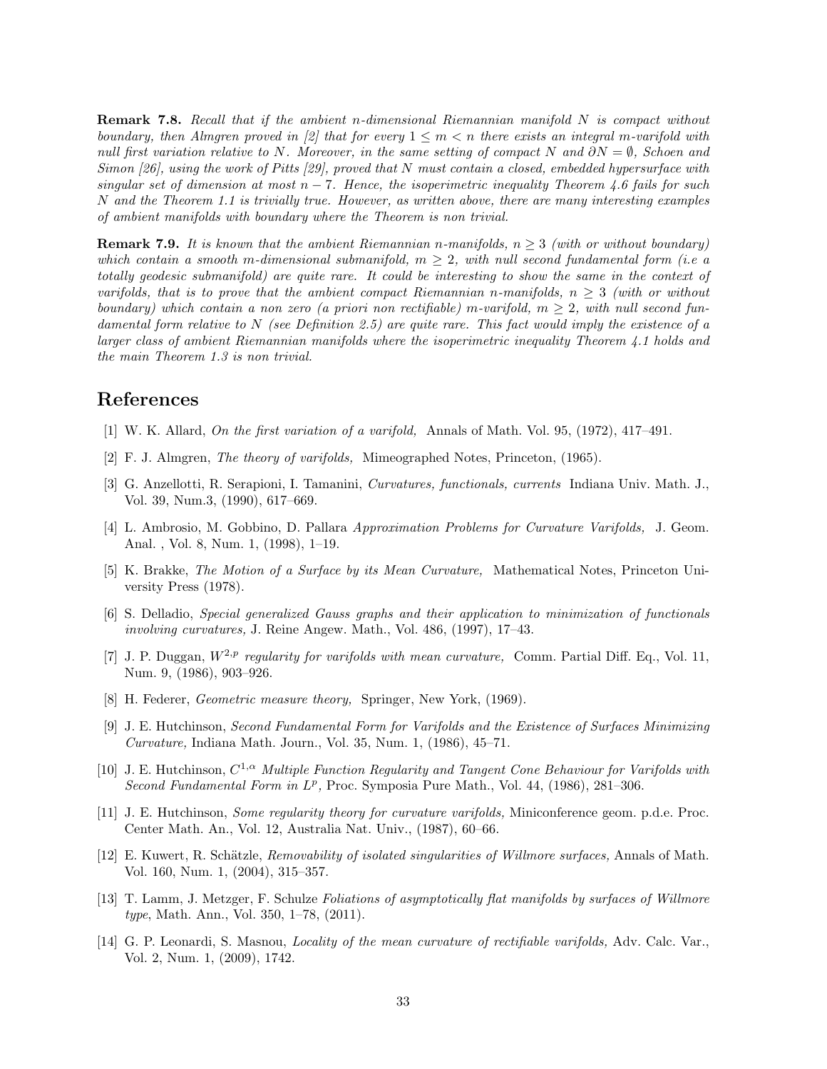**Remark 7.8.** *Recall that if the ambient $n$-dimensional Riemannian manifold $N$ is compact without boundary, then Almgren proved in [2] that for every $1 \leq m < n$ there exists an integral $m$-varifold with null first variation relative to $N$. Moreover, in the same setting of compact $N$ and $\partial N = \emptyset$, Schoen and Simon [26], using the work of Pitts [29], proved that $N$ must contain a closed, embedded hypersurface with singular set of dimension at most $n-7$. Hence, the isoperimetric inequality Theorem 4.6 fails for such $N$ and the Theorem 1.1 is trivially true. However, as written above, there are many interesting examples of ambient manifolds with boundary where the Theorem is non trivial.*

**Remark 7.9.** *It is known that the ambient Riemannian $n$-manifolds, $n \geq 3$ (with or without boundary) which contain a smooth $m$-dimensional submanifold, $m \geq 2$, with null second fundamental form (i.e a totally geodesic submanifold) are quite rare. It could be interesting to show the same in the context of varifolds, that is to prove that the ambient compact Riemannian $n$-manifolds, $n \geq 3$ (with or without boundary) which contain a non zero (a priori non rectifiable) $m$-varifold, $m \geq 2$, with null second fundamental form relative to $N$ (see Definition 2.5) are quite rare. This fact would imply the existence of a larger class of ambient Riemannian manifolds where the isoperimetric inequality Theorem 4.1 holds and the main Theorem 1.3 is non trivial.*

# References

[1] W. K. Allard, *On the first variation of a varifold,* Annals of Math. Vol. 95, (1972), 417–491.

[2] F. J. Almgren, *The theory of varifolds,* Mimeographed Notes, Princeton, (1965).

[3] G. Anzellotti, R. Serapioni, I. Tamanini, *Curvatures, functionals, currents* Indiana Univ. Math. J., Vol. 39, Num.3, (1990), 617–669.

[4] L. Ambrosio, M. Gobbino, D. Pallara *Approximation Problems for Curvature Varifolds,* J. Geom. Anal. , Vol. 8, Num. 1, (1998), 1–19.

[5] K. Brakke, *The Motion of a Surface by its Mean Curvature,* Mathematical Notes, Princeton University Press (1978).

[6] S. Delladio, *Special generalized Gauss graphs and their application to minimization of functionals involving curvatures,* J. Reine Angew. Math., Vol. 486, (1997), 17–43.

[7] J. P. Duggan, *$W^{2,p}$ regularity for varifolds with mean curvature,* Comm. Partial Diff. Eq., Vol. 11, Num. 9, (1986), 903–926.

[8] H. Federer, *Geometric measure theory,* Springer, New York, (1969).

[9] J. E. Hutchinson, *Second Fundamental Form for Varifolds and the Existence of Surfaces Minimizing Curvature,* Indiana Math. Journ., Vol. 35, Num. 1, (1986), 45–71.

[10] J. E. Hutchinson, *$C^{1,\alpha}$ Multiple Function Regularity and Tangent Cone Behaviour for Varifolds with Second Fundamental Form in $L^p$,* Proc. Symposia Pure Math., Vol. 44, (1986), 281–306.

[11] J. E. Hutchinson, *Some regularity theory for curvature varifolds,* Miniconference geom. p.d.e. Proc. Center Math. An., Vol. 12, Australia Nat. Univ., (1987), 60–66.

[12] E. Kuwert, R. Schätzle, *Removability of isolated singularities of Willmore surfaces,* Annals of Math. Vol. 160, Num. 1, (2004), 315–357.

[13] T. Lamm, J. Metzger, F. Schulze *Foliations of asymptotically flat manifolds by surfaces of Willmore type*, Math. Ann., Vol. 350, 1–78, (2011).

[14] G. P. Leonardi, S. Masnou, *Locality of the mean curvature of rectifiable varifolds,* Adv. Calc. Var., Vol. 2, Num. 1, (2009), 1742.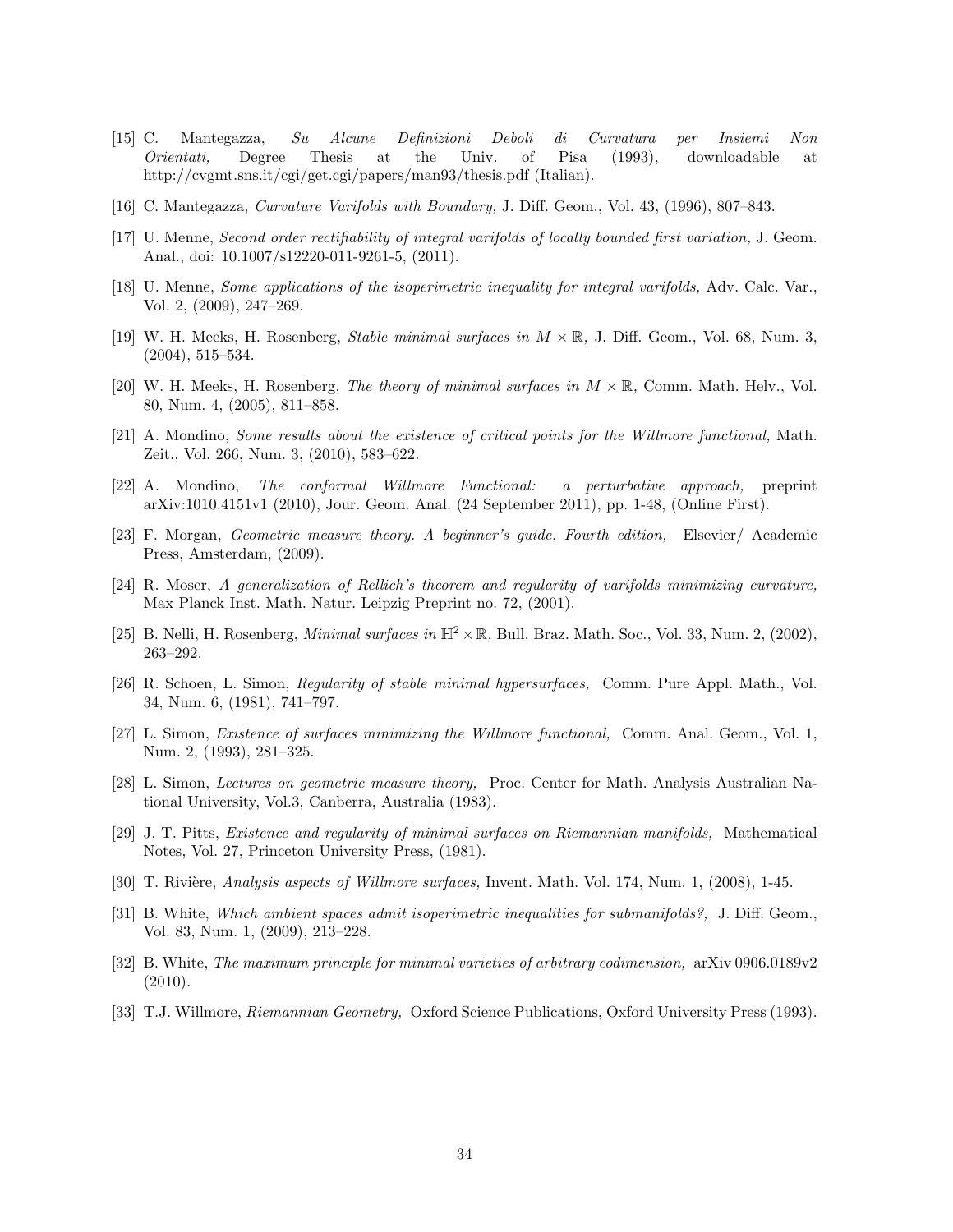[15] C. Mantegazza, *Su Alcune Definizioni Deboli di Curvatura per Insiemi Non Orientati,* Degree Thesis at the Univ. of Pisa (1993), downloadable at http://cvgmt.sns.it/cgi/get.cgi/papers/man93/thesis.pdf (Italian).

[16] C. Mantegazza, *Curvature Varifolds with Boundary,* J. Diff. Geom., Vol. 43, (1996), 807–843.

[17] U. Menne, *Second order rectifiability of integral varifolds of locally bounded first variation,* J. Geom. Anal., doi: 10.1007/s12220-011-9261-5, (2011).

[18] U. Menne, *Some applications of the isoperimetric inequality for integral varifolds,* Adv. Calc. Var., Vol. 2, (2009), 247–269.

[19] W. H. Meeks, H. Rosenberg, *Stable minimal surfaces in $M \times \mathbb{R}$,* J. Diff. Geom., Vol. 68, Num. 3, (2004), 515–534.

[20] W. H. Meeks, H. Rosenberg, *The theory of minimal surfaces in $M \times \mathbb{R}$,* Comm. Math. Helv., Vol. 80, Num. 4, (2005), 811–858.

[21] A. Mondino, *Some results about the existence of critical points for the Willmore functional,* Math. Zeit., Vol. 266, Num. 3, (2010), 583–622.

[22] A. Mondino, *The conformal Willmore Functional: a perturbative approach,* preprint arXiv:1010.4151v1 (2010), Jour. Geom. Anal. (24 September 2011), pp. 1-48, (Online First).

[23] F. Morgan, *Geometric measure theory. A beginner's guide. Fourth edition,* Elsevier/ Academic Press, Amsterdam, (2009).

[24] R. Moser, *A generalization of Rellich's theorem and regularity of varifolds minimizing curvature,* Max Planck Inst. Math. Natur. Leipzig Preprint no. 72, (2001).

[25] B. Nelli, H. Rosenberg, *Minimal surfaces in $\mathbb{H}^2 \times \mathbb{R}$,* Bull. Braz. Math. Soc., Vol. 33, Num. 2, (2002), 263–292.

[26] R. Schoen, L. Simon, *Regularity of stable minimal hypersurfaces,* Comm. Pure Appl. Math., Vol. 34, Num. 6, (1981), 741–797.

[27] L. Simon, *Existence of surfaces minimizing the Willmore functional,* Comm. Anal. Geom., Vol. 1, Num. 2, (1993), 281–325.

[28] L. Simon, *Lectures on geometric measure theory,* Proc. Center for Math. Analysis Australian National University, Vol.3, Canberra, Australia (1983).

[29] J. T. Pitts, *Existence and regularity of minimal surfaces on Riemannian manifolds,* Mathematical Notes, Vol. 27, Princeton University Press, (1981).

[30] T. Rivière, *Analysis aspects of Willmore surfaces,* Invent. Math. Vol. 174, Num. 1, (2008), 1-45.

[31] B. White, *Which ambient spaces admit isoperimetric inequalities for submanifolds?,* J. Diff. Geom., Vol. 83, Num. 1, (2009), 213–228.

[32] B. White, *The maximum principle for minimal varieties of arbitrary codimension,* arXiv 0906.0189v2 (2010).

[33] T.J. Willmore, *Riemannian Geometry,* Oxford Science Publications, Oxford University Press (1993).